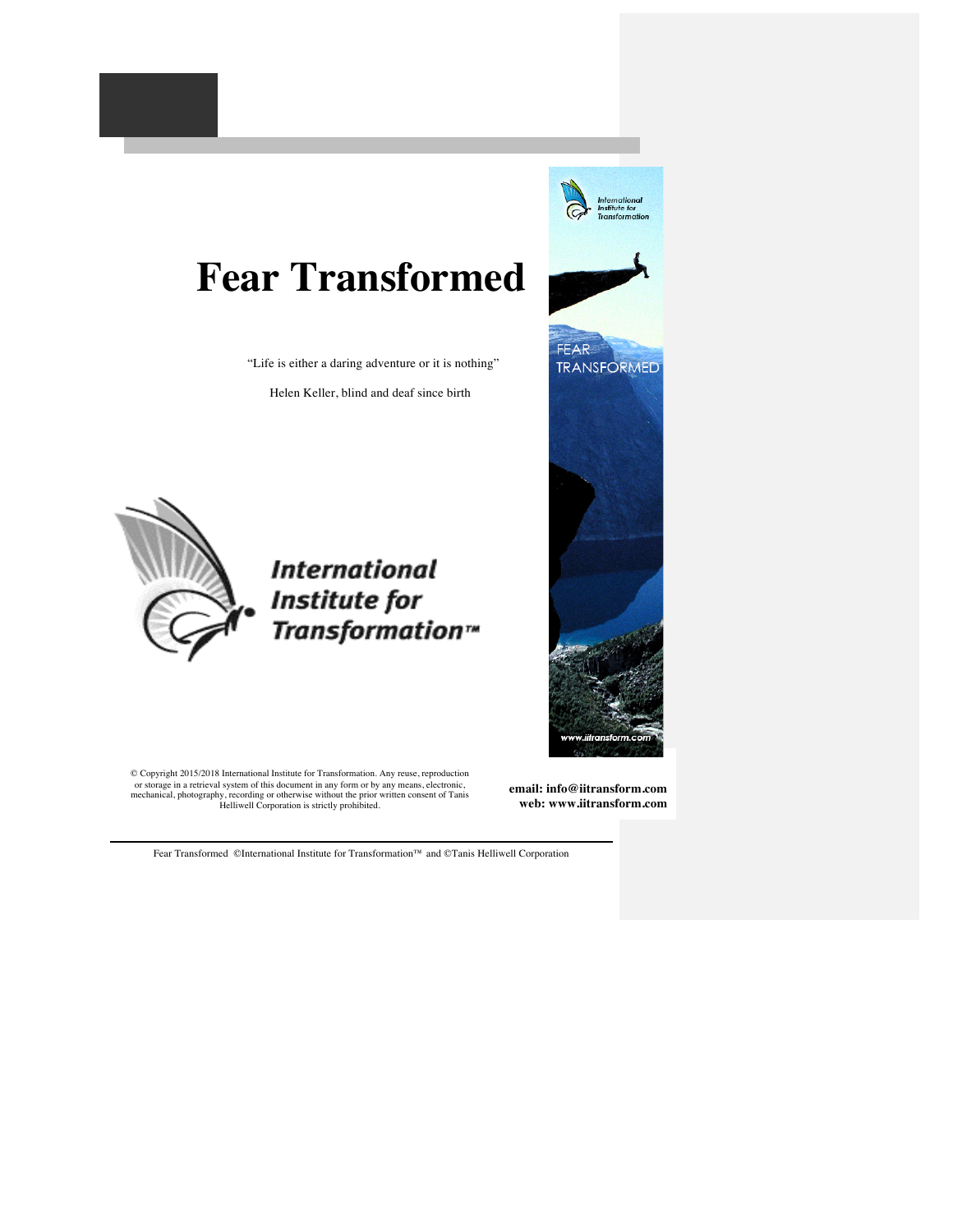# Fear Transformed

"Life is either a daring adventure or it is nothing"

Helen Keller, blind and deaf since birth

**International Institute for Transformation™**

© Copyright 2015/2018 International Institute for Transformation. Any reuse, reproduction or storage in a retrieval system of this document in any form or by any means, electronic, mechanical, photography, recording or otherwise without the prior written consent of Tanis Helliwell Corporation is strictly prohibited.

**email: info@iitransform.com**
**web: www.iitransform.com**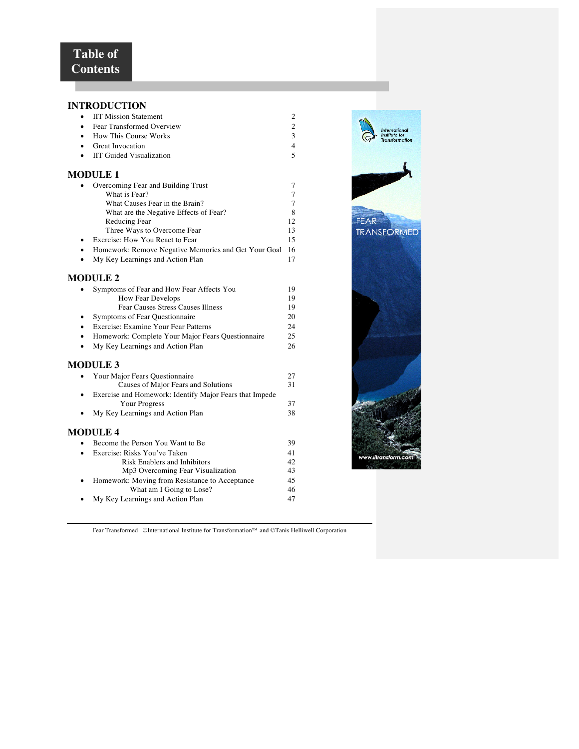# Table of Contents

## INTRODUCTION

- IIT Mission Statement 2
- Fear Transformed Overview 2
- How This Course Works 3
- Great Invocation 4
- IIT Guided Visualization 5

## MODULE 1

- Overcoming Fear and Building Trust 7
  - What is Fear? 7
  - What Causes Fear in the Brain? 7
  - What are the Negative Effects of Fear? 8
  - Reducing Fear 12
  - Three Ways to Overcome Fear 13
- Exercise: How You React to Fear 15
- Homework: Remove Negative Memories and Get Your Goal 16
- My Key Learnings and Action Plan 17

## MODULE 2

- Symptoms of Fear and How Fear Affects You 19
  - How Fear Develops 19
  - Fear Causes Stress Causes Illness 19
- Symptoms of Fear Questionnaire 20
- Exercise: Examine Your Fear Patterns 24
- Homework: Complete Your Major Fears Questionnaire 25
- My Key Learnings and Action Plan 26

## MODULE 3

- Your Major Fears Questionnaire 27
  - Causes of Major Fears and Solutions 31
- Exercise and Homework: Identify Major Fears that Impede Your Progress 37
- My Key Learnings and Action Plan 38

## MODULE 4

- Become the Person You Want to Be 39
- Exercise: Risks You've Taken 41
  - Risk Enablers and Inhibitors 42
  - Mp3 Overcoming Fear Visualization 43
- Homework: Moving from Resistance to Acceptance 45
  - What am I Going to Lose? 46
- My Key Learnings and Action Plan 47

Fear Transformed ©International Institute for Transformation™ and ©Tanis Helliwell Corporation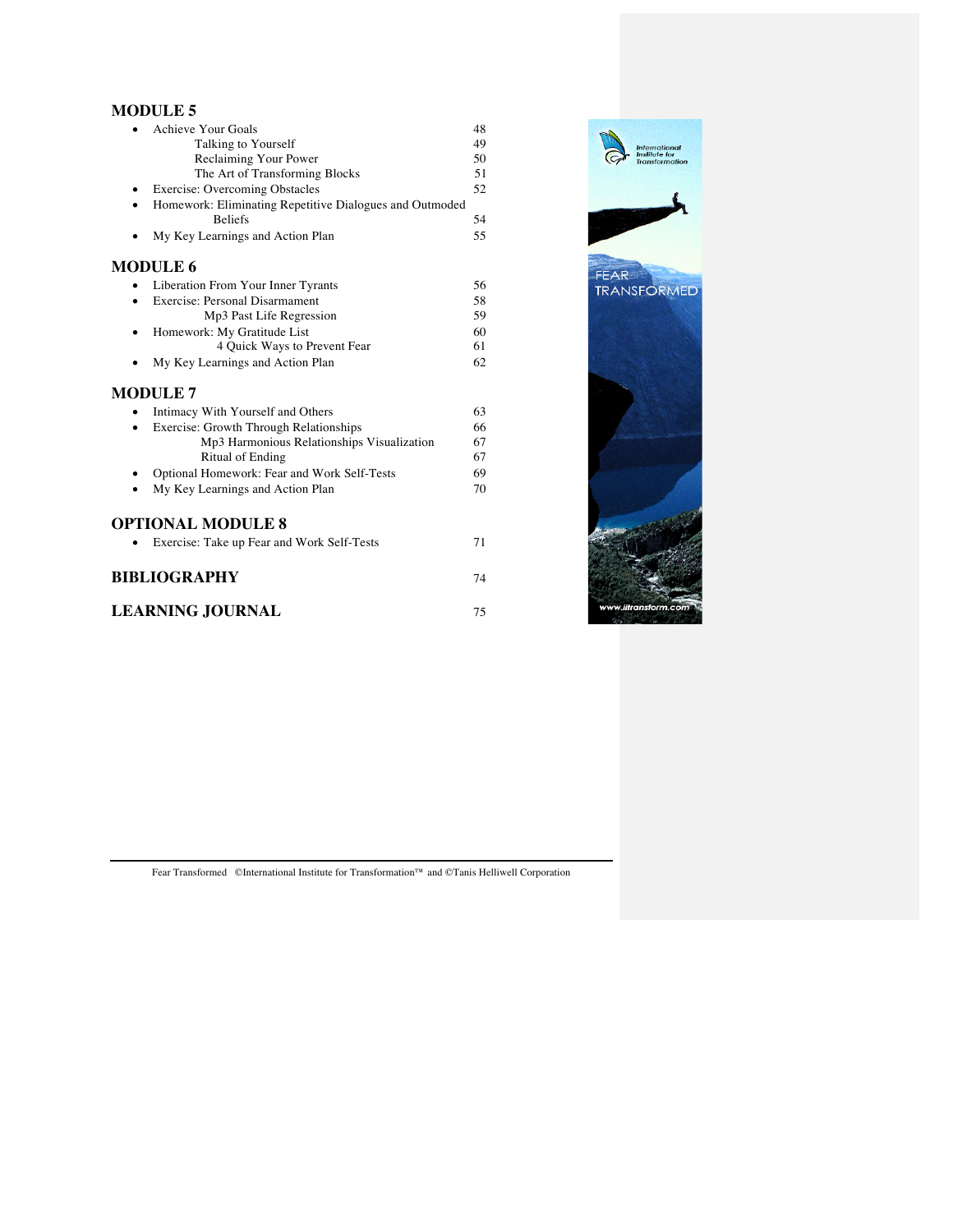## MODULE 5

- Achieve Your Goals 48
  - Talking to Yourself 49
  - Reclaiming Your Power 50
  - The Art of Transforming Blocks 51
- Exercise: Overcoming Obstacles 52
- Homework: Eliminating Repetitive Dialogues and Outmoded Beliefs 54
- My Key Learnings and Action Plan 55

## MODULE 6

- Liberation From Your Inner Tyrants 56
- Exercise: Personal Disarmament 58
  - Mp3 Past Life Regression 59
- Homework: My Gratitude List 60
  - 4 Quick Ways to Prevent Fear 61
- My Key Learnings and Action Plan 62

## MODULE 7

- Intimacy With Yourself and Others 63
- Exercise: Growth Through Relationships 66
  - Mp3 Harmonious Relationships Visualization 67
  - Ritual of Ending 67
- Optional Homework: Fear and Work Self-Tests 69
- My Key Learnings and Action Plan 70

## OPTIONAL MODULE 8

- Exercise: Take up Fear and Work Self-Tests 71

## BIBLIOGRAPHY 74

## LEARNING JOURNAL 75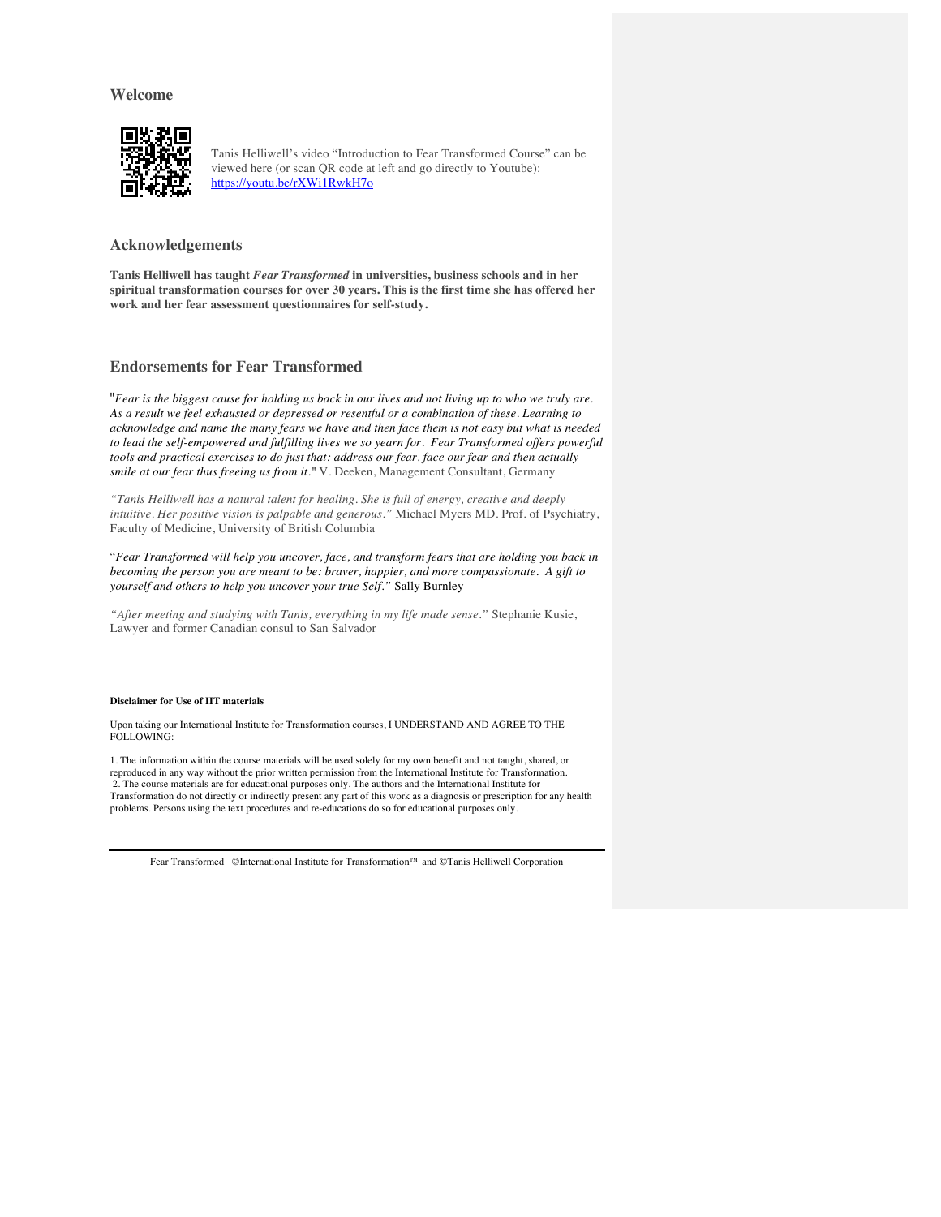## Welcome

Tanis Helliwell's video "Introduction to Fear Transformed Course" can be viewed here (or scan QR code at left and go directly to Youtube): [https://youtu.be/rXWi1RwkH7o](https://youtu.be/rXWi1RwkH7o)

## Acknowledgements

**Tanis Helliwell has taught *Fear Transformed* in universities, business schools and in her spiritual transformation courses for over 30 years. This is the first time she has offered her work and her fear assessment questionnaires for self-study.**

## Endorsements for Fear Transformed

"*Fear is the biggest cause for holding us back in our lives and not living up to who we truly are. As a result we feel exhausted or depressed or resentful or a combination of these. Learning to acknowledge and name the many fears we have and then face them is not easy but what is needed to lead the self-empowered and fulfilling lives we so yearn for. Fear Transformed offers powerful tools and practical exercises to do just that: address our fear, face our fear and then actually smile at our fear thus freeing us from it.*" V. Deeken, Management Consultant, Germany

*"Tanis Helliwell has a natural talent for healing. She is full of energy, creative and deeply intuitive. Her positive vision is palpable and generous."* Michael Myers MD. Prof. of Psychiatry, Faculty of Medicine, University of British Columbia

"*Fear Transformed will help you uncover, face, and transform fears that are holding you back in becoming the person you are meant to be: braver, happier, and more compassionate. A gift to yourself and others to help you uncover your true Self.*" Sally Burnley

*"After meeting and studying with Tanis, everything in my life made sense."* Stephanie Kusie, Lawyer and former Canadian consul to San Salvador

**Disclaimer for Use of IIT materials**

Upon taking our International Institute for Transformation courses, I UNDERSTAND AND AGREE TO THE FOLLOWING:

1. The information within the course materials will be used solely for my own benefit and not taught, shared, or reproduced in any way without the prior written permission from the International Institute for Transformation.
2. The course materials are for educational purposes only. The authors and the International Institute for Transformation do not directly or indirectly present any part of this work as a diagnosis or prescription for any health problems. Persons using the text procedures and re-educations do so for educational purposes only.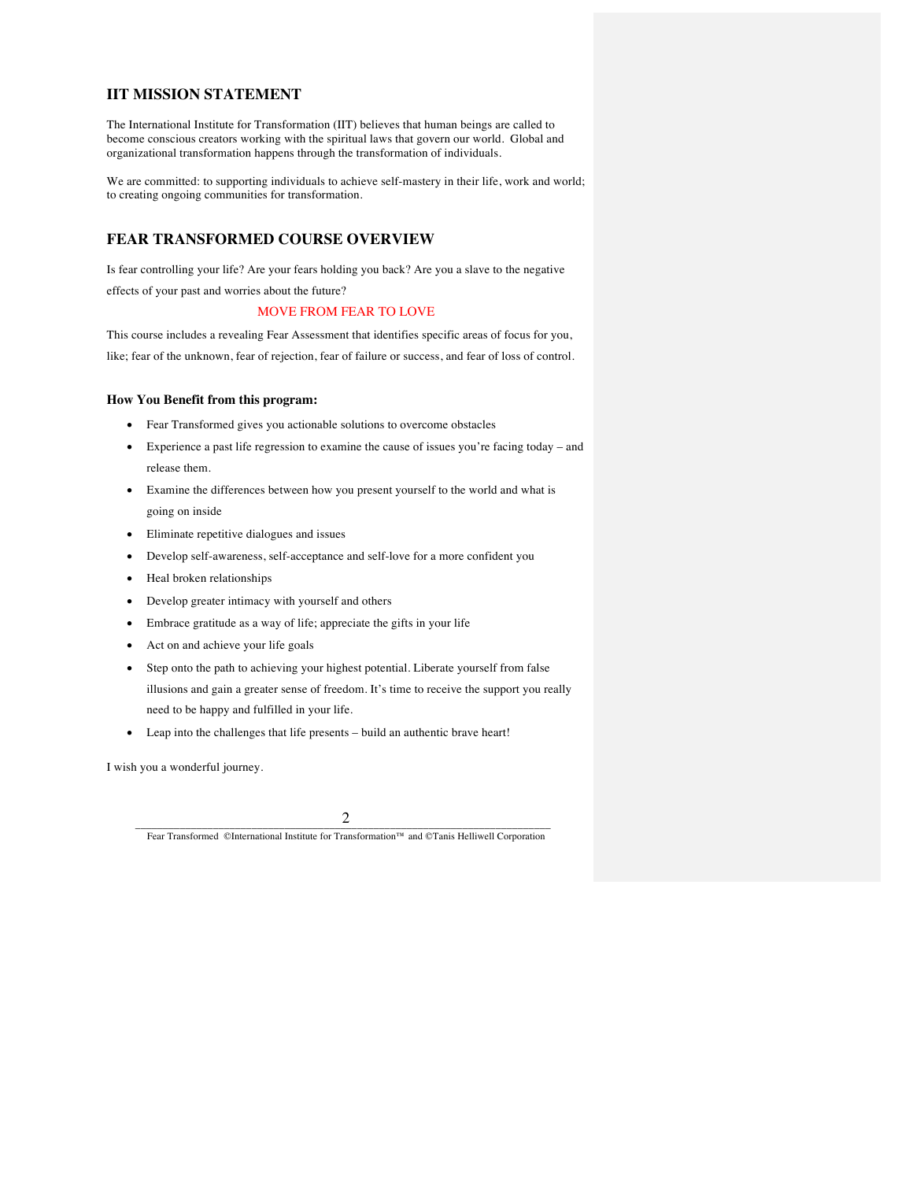## IIT MISSION STATEMENT

The International Institute for Transformation (IIT) believes that human beings are called to become conscious creators working with the spiritual laws that govern our world. Global and organizational transformation happens through the transformation of individuals.

We are committed: to supporting individuals to achieve self-mastery in their life, work and world; to creating ongoing communities for transformation.

## FEAR TRANSFORMED COURSE OVERVIEW

Is fear controlling your life? Are your fears holding you back? Are you a slave to the negative effects of your past and worries about the future?

MOVE FROM FEAR TO LOVE

This course includes a revealing Fear Assessment that identifies specific areas of focus for you, like; fear of the unknown, fear of rejection, fear of failure or success, and fear of loss of control.

### How You Benefit from this program:

- Fear Transformed gives you actionable solutions to overcome obstacles
- Experience a past life regression to examine the cause of issues you're facing today – and release them.
- Examine the differences between how you present yourself to the world and what is going on inside
- Eliminate repetitive dialogues and issues
- Develop self-awareness, self-acceptance and self-love for a more confident you
- Heal broken relationships
- Develop greater intimacy with yourself and others
- Embrace gratitude as a way of life; appreciate the gifts in your life
- Act on and achieve your life goals
- Step onto the path to achieving your highest potential. Liberate yourself from false illusions and gain a greater sense of freedom. It's time to receive the support you really need to be happy and fulfilled in your life.
- Leap into the challenges that life presents – build an authentic brave heart!

I wish you a wonderful journey.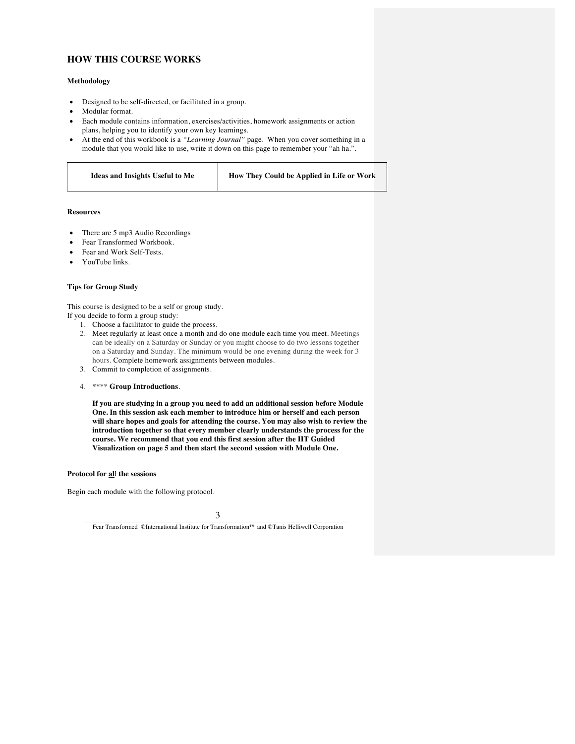## HOW THIS COURSE WORKS

### Methodology

- Designed to be self-directed, or facilitated in a group.
- Modular format.
- Each module contains information, exercises/activities, homework assignments or action plans, helping you to identify your own key learnings.
- At the end of this workbook is a *"Learning Journal"* page. When you cover something in a module that you would like to use, write it down on this page to remember your "ah ha.".

| Ideas and Insights Useful to Me | How They Could be Applied in Life or Work |
|---|---|

### Resources

- There are 5 mp3 Audio Recordings
- Fear Transformed Workbook.
- Fear and Work Self-Tests.
- YouTube links.

### Tips for Group Study

This course is designed to be a self or group study.
If you decide to form a group study:

1. Choose a facilitator to guide the process.
2. Meet regularly at least once a month and do one module each time you meet. Meetings can be ideally on a Saturday or Sunday or you might choose to do two lessons together on a Saturday **and** Sunday. The minimum would be one evening during the week for 3 hours. Complete homework assignments between modules.
3. Commit to completion of assignments.
4. **** **Group Introductions**.

   **If you are studying in a group you need to add <u>an additional session</u> before Module One. In this session ask each member to introduce him or herself and each person will share hopes and goals for attending the course. You may also wish to review the introduction together so that every member clearly understands the process for the course. We recommend that you end this first session after the IIT Guided Visualization on page 5 and then start the second session with Module One.**

### Protocol for <u>al</u>l the sessions

Begin each module with the following protocol.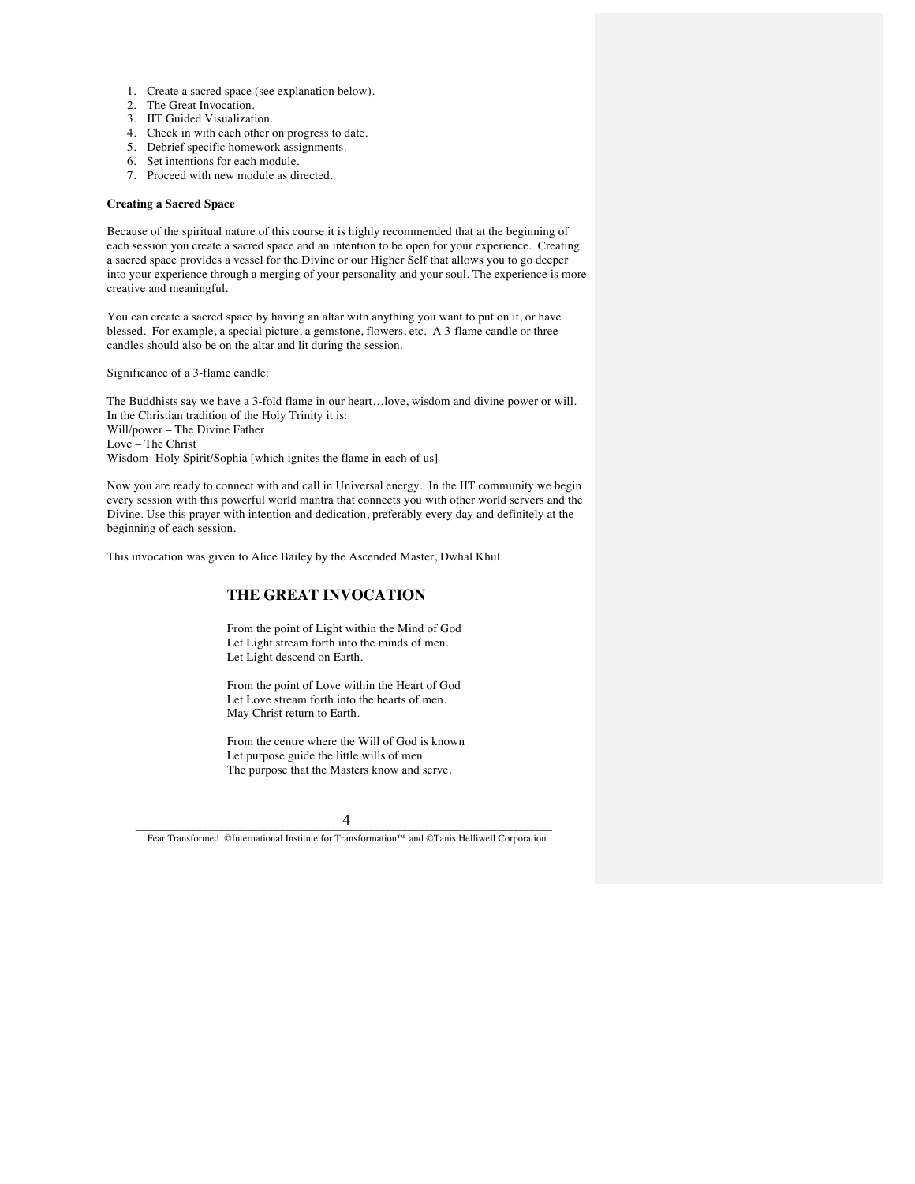1. Create a sacred space (see explanation below).
2. The Great Invocation.
3. IIT Guided Visualization.
4. Check in with each other on progress to date.
5. Debrief specific homework assignments.
6. Set intentions for each module.
7. Proceed with new module as directed.

**Creating a Sacred Space**

Because of the spiritual nature of this course it is highly recommended that at the beginning of each session you create a sacred space and an intention to be open for your experience. Creating a sacred space provides a vessel for the Divine or our Higher Self that allows you to go deeper into your experience through a merging of your personality and your soul. The experience is more creative and meaningful.

You can create a sacred space by having an altar with anything you want to put on it, or have blessed. For example, a special picture, a gemstone, flowers, etc. A 3-flame candle or three candles should also be on the altar and lit during the session.

Significance of a 3-flame candle:

The Buddhists say we have a 3-fold flame in our heart…love, wisdom and divine power or will.
In the Christian tradition of the Holy Trinity it is:
Will/power – The Divine Father
Love – The Christ
Wisdom- Holy Spirit/Sophia [which ignites the flame in each of us]

Now you are ready to connect with and call in Universal energy. In the IIT community we begin every session with this powerful world mantra that connects you with other world servers and the Divine. Use this prayer with intention and dedication, preferably every day and definitely at the beginning of each session.

This invocation was given to Alice Bailey by the Ascended Master, Dwhal Khul.

## THE GREAT INVOCATION

From the point of Light within the Mind of God
Let Light stream forth into the minds of men.
Let Light descend on Earth.

From the point of Love within the Heart of God
Let Love stream forth into the hearts of men.
May Christ return to Earth.

From the centre where the Will of God is known
Let purpose guide the little wills of men
The purpose that the Masters know and serve.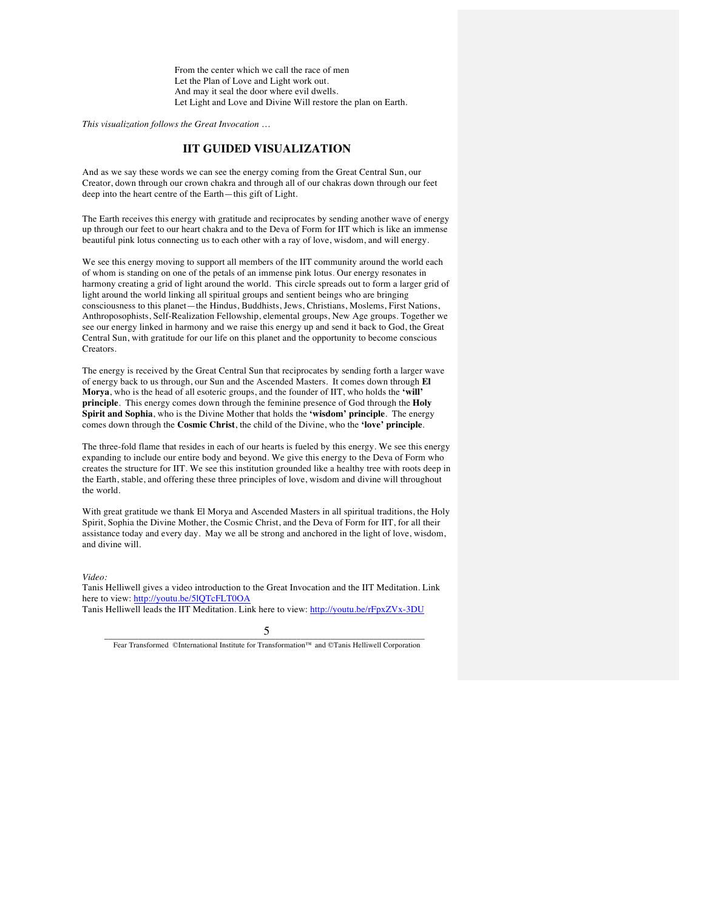From the center which we call the race of men  
Let the Plan of Love and Light work out.  
And may it seal the door where evil dwells.  
Let Light and Love and Divine Will restore the plan on Earth.

*This visualization follows the Great Invocation …*

## IIT GUIDED VISUALIZATION

And as we say these words we can see the energy coming from the Great Central Sun, our Creator, down through our crown chakra and through all of our chakras down through our feet deep into the heart centre of the Earth—this gift of Light.

The Earth receives this energy with gratitude and reciprocates by sending another wave of energy up through our feet to our heart chakra and to the Deva of Form for IIT which is like an immense beautiful pink lotus connecting us to each other with a ray of love, wisdom, and will energy.

We see this energy moving to support all members of the IIT community around the world each of whom is standing on one of the petals of an immense pink lotus. Our energy resonates in harmony creating a grid of light around the world. This circle spreads out to form a larger grid of light around the world linking all spiritual groups and sentient beings who are bringing consciousness to this planet—the Hindus, Buddhists, Jews, Christians, Moslems, First Nations, Anthroposophists, Self-Realization Fellowship, elemental groups, New Age groups. Together we see our energy linked in harmony and we raise this energy up and send it back to God, the Great Central Sun, with gratitude for our life on this planet and the opportunity to become conscious Creators.

The energy is received by the Great Central Sun that reciprocates by sending forth a larger wave of energy back to us through, our Sun and the Ascended Masters. It comes down through **El Morya**, who is the head of all esoteric groups, and the founder of IIT, who holds the **'will' principle**. This energy comes down through the feminine presence of God through the **Holy Spirit and Sophia**, who is the Divine Mother that holds the **'wisdom' principle**. The energy comes down through the **Cosmic Christ**, the child of the Divine, who the **'love' principle**.

The three-fold flame that resides in each of our hearts is fueled by this energy. We see this energy expanding to include our entire body and beyond. We give this energy to the Deva of Form who creates the structure for IIT. We see this institution grounded like a healthy tree with roots deep in the Earth, stable, and offering these three principles of love, wisdom and divine will throughout the world.

With great gratitude we thank El Morya and Ascended Masters in all spiritual traditions, the Holy Spirit, Sophia the Divine Mother, the Cosmic Christ, and the Deva of Form for IIT, for all their assistance today and every day. May we all be strong and anchored in the light of love, wisdom, and divine will.

*Video:*  
Tanis Helliwell gives a video introduction to the Great Invocation and the IIT Meditation. Link here to view: [http://youtu.be/5lQTcFLT0OA](http://youtu.be/5lQTcFLT0OA)  
Tanis Helliwell leads the IIT Meditation. Link here to view: [http://youtu.be/rFpxZVx-3DU](http://youtu.be/rFpxZVx-3DU)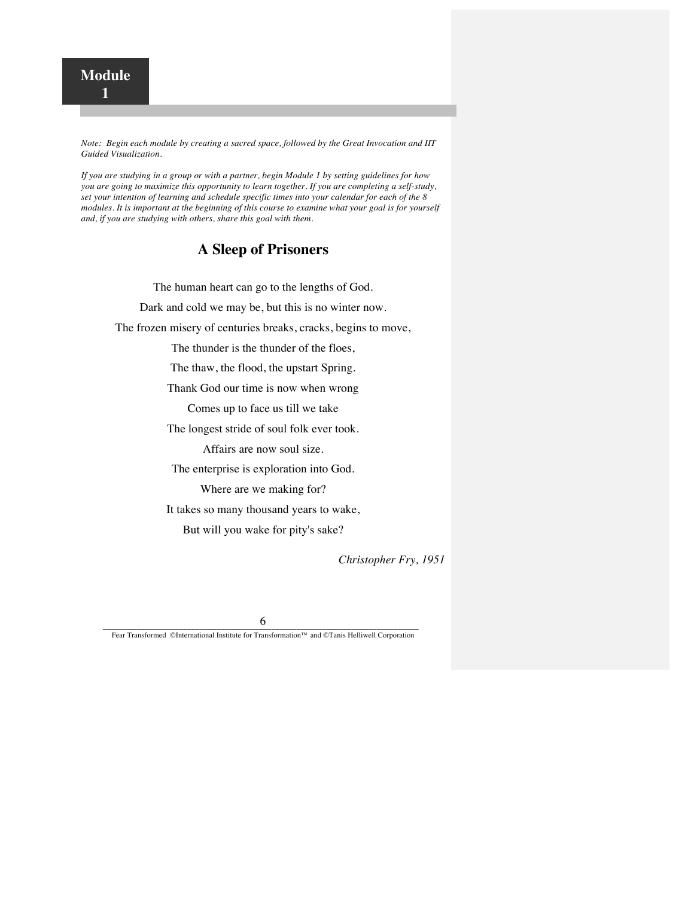# Module 1

*Note: Begin each module by creating a sacred space, followed by the Great Invocation and IIT Guided Visualization.*

*If you are studying in a group or with a partner, begin Module 1 by setting guidelines for how you are going to maximize this opportunity to learn together. If you are completing a self-study, set your intention of learning and schedule specific times into your calendar for each of the 8 modules. It is important at the beginning of this course to examine what your goal is for yourself and, if you are studying with others, share this goal with them.*

## A Sleep of Prisoners

The human heart can go to the lengths of God.
Dark and cold we may be, but this is no winter now.
The frozen misery of centuries breaks, cracks, begins to move,
The thunder is the thunder of the floes,
The thaw, the flood, the upstart Spring.
Thank God our time is now when wrong
Comes up to face us till we take
The longest stride of soul folk ever took.
Affairs are now soul size.
The enterprise is exploration into God.
Where are we making for?
It takes so many thousand years to wake,
But will you wake for pity's sake?

*Christopher Fry, 1951*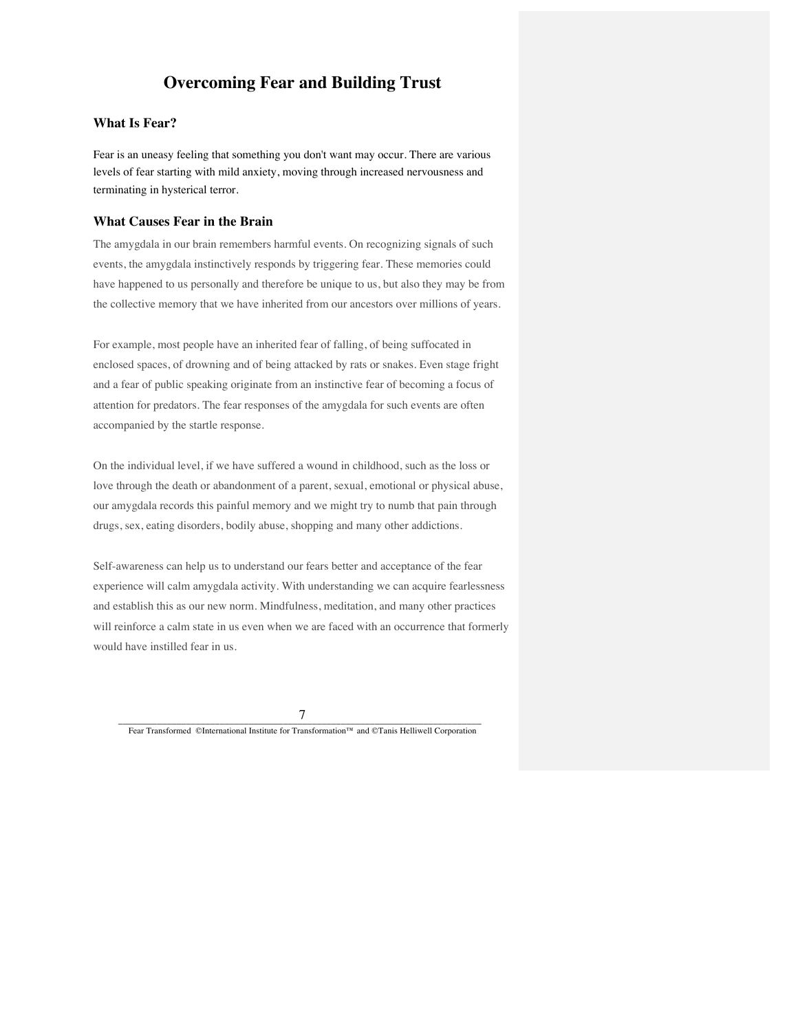# Overcoming Fear and Building Trust

## What Is Fear?

Fear is an uneasy feeling that something you don't want may occur. There are various levels of fear starting with mild anxiety, moving through increased nervousness and terminating in hysterical terror.

## What Causes Fear in the Brain

The amygdala in our brain remembers harmful events. On recognizing signals of such events, the amygdala instinctively responds by triggering fear. These memories could have happened to us personally and therefore be unique to us, but also they may be from the collective memory that we have inherited from our ancestors over millions of years.

For example, most people have an inherited fear of falling, of being suffocated in enclosed spaces, of drowning and of being attacked by rats or snakes. Even stage fright and a fear of public speaking originate from an instinctive fear of becoming a focus of attention for predators. The fear responses of the amygdala for such events are often accompanied by the startle response.

On the individual level, if we have suffered a wound in childhood, such as the loss or love through the death or abandonment of a parent, sexual, emotional or physical abuse, our amygdala records this painful memory and we might try to numb that pain through drugs, sex, eating disorders, bodily abuse, shopping and many other addictions.

Self-awareness can help us to understand our fears better and acceptance of the fear experience will calm amygdala activity. With understanding we can acquire fearlessness and establish this as our new norm. Mindfulness, meditation, and many other practices will reinforce a calm state in us even when we are faced with an occurrence that formerly would have instilled fear in us.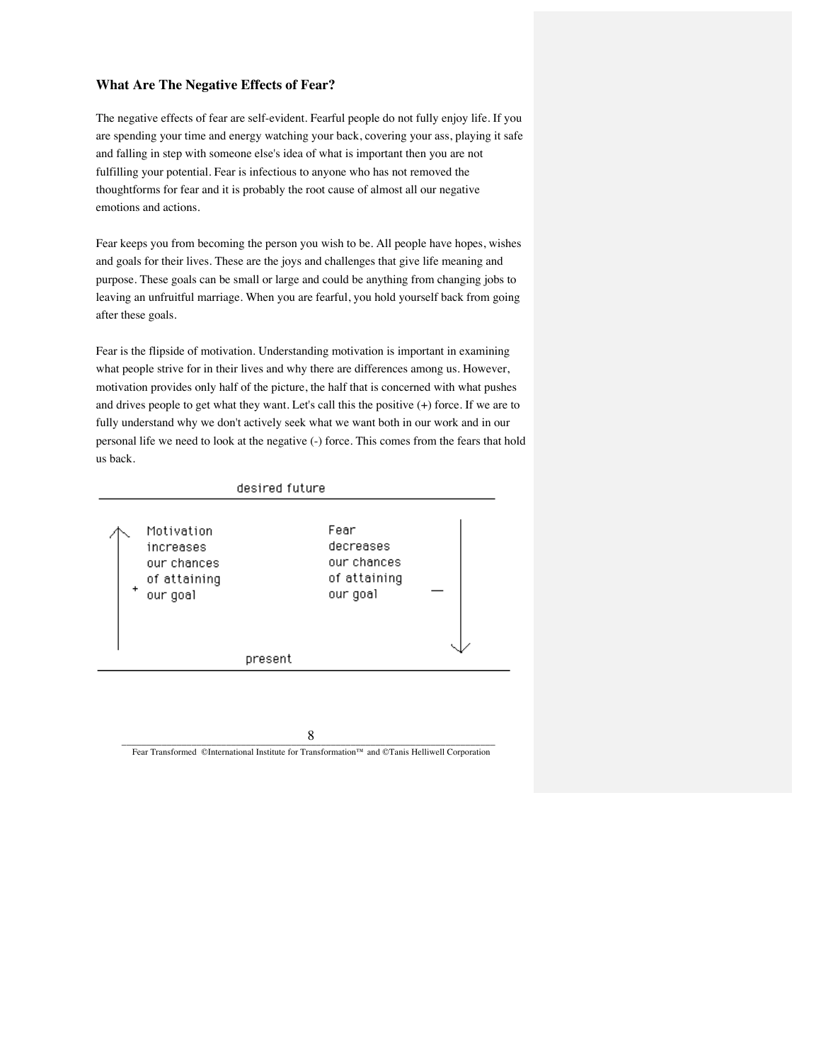### What Are The Negative Effects of Fear?

The negative effects of fear are self-evident. Fearful people do not fully enjoy life. If you are spending your time and energy watching your back, covering your ass, playing it safe and falling in step with someone else's idea of what is important then you are not fulfilling your potential. Fear is infectious to anyone who has not removed the thoughtforms for fear and it is probably the root cause of almost all our negative emotions and actions.

Fear keeps you from becoming the person you wish to be. All people have hopes, wishes and goals for their lives. These are the joys and challenges that give life meaning and purpose. These goals can be small or large and could be anything from changing jobs to leaving an unfruitful marriage. When you are fearful, you hold yourself back from going after these goals.

Fear is the flipside of motivation. Understanding motivation is important in examining what people strive for in their lives and why there are differences among us. However, motivation provides only half of the picture, the half that is concerned with what pushes and drives people to get what they want. Let's call this the positive (+) force. If we are to fully understand why we don't actively seek what we want both in our work and in our personal life we need to look at the negative (-) force. This comes from the fears that hold us back.

desired future

| + ↑ Motivation increases our chances of attaining our goal | Fear decreases our chances of attaining our goal — ↓ |
| --- | --- |

present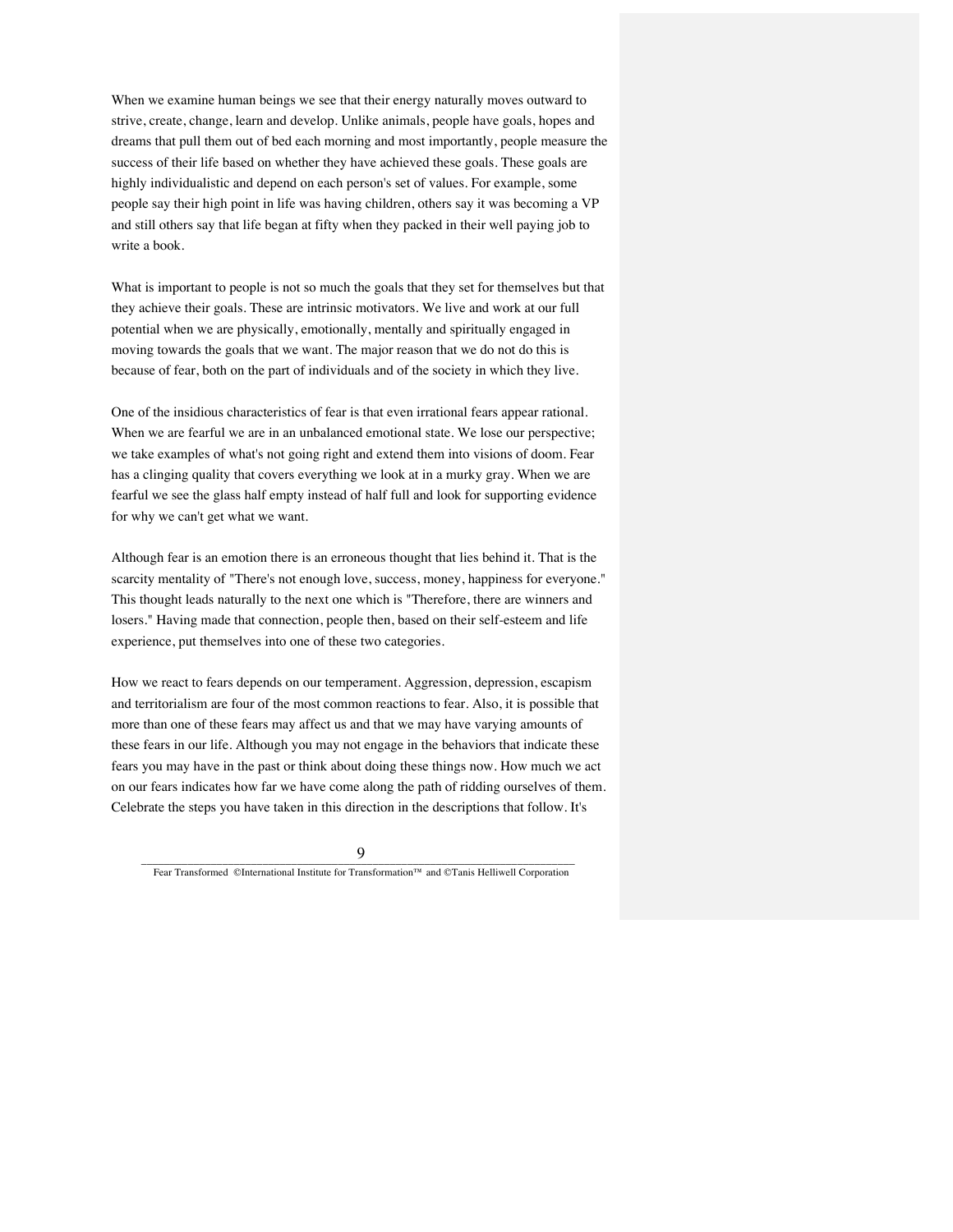When we examine human beings we see that their energy naturally moves outward to strive, create, change, learn and develop. Unlike animals, people have goals, hopes and dreams that pull them out of bed each morning and most importantly, people measure the success of their life based on whether they have achieved these goals. These goals are highly individualistic and depend on each person's set of values. For example, some people say their high point in life was having children, others say it was becoming a VP and still others say that life began at fifty when they packed in their well paying job to write a book.

What is important to people is not so much the goals that they set for themselves but that they achieve their goals. These are intrinsic motivators. We live and work at our full potential when we are physically, emotionally, mentally and spiritually engaged in moving towards the goals that we want. The major reason that we do not do this is because of fear, both on the part of individuals and of the society in which they live.

One of the insidious characteristics of fear is that even irrational fears appear rational. When we are fearful we are in an unbalanced emotional state. We lose our perspective; we take examples of what's not going right and extend them into visions of doom. Fear has a clinging quality that covers everything we look at in a murky gray. When we are fearful we see the glass half empty instead of half full and look for supporting evidence for why we can't get what we want.

Although fear is an emotion there is an erroneous thought that lies behind it. That is the scarcity mentality of "There's not enough love, success, money, happiness for everyone." This thought leads naturally to the next one which is "Therefore, there are winners and losers." Having made that connection, people then, based on their self-esteem and life experience, put themselves into one of these two categories.

How we react to fears depends on our temperament. Aggression, depression, escapism and territorialism are four of the most common reactions to fear. Also, it is possible that more than one of these fears may affect us and that we may have varying amounts of these fears in our life. Although you may not engage in the behaviors that indicate these fears you may have in the past or think about doing these things now. How much we act on our fears indicates how far we have come along the path of ridding ourselves of them. Celebrate the steps you have taken in this direction in the descriptions that follow. It's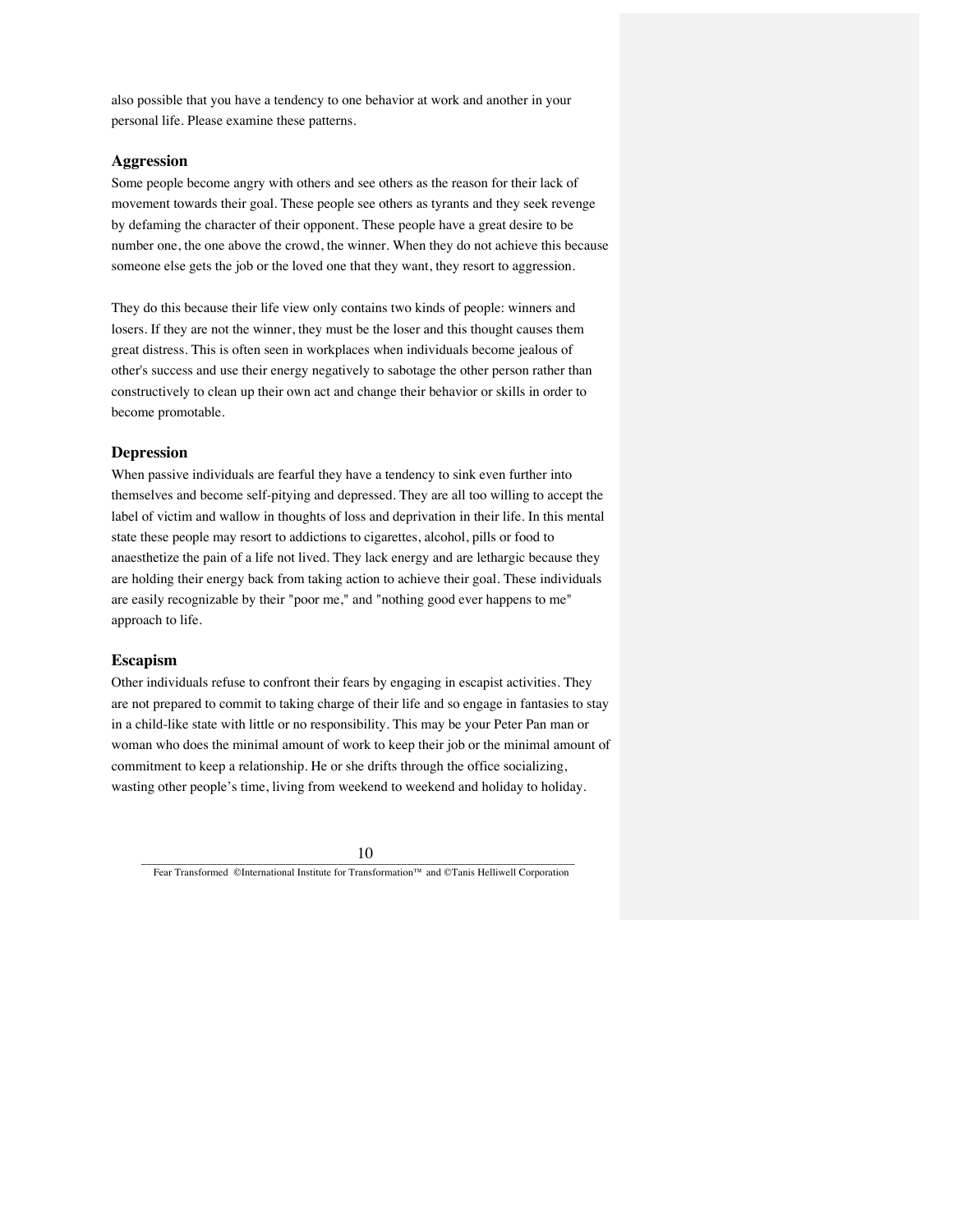also possible that you have a tendency to one behavior at work and another in your personal life. Please examine these patterns.

### Aggression

Some people become angry with others and see others as the reason for their lack of movement towards their goal. These people see others as tyrants and they seek revenge by defaming the character of their opponent. These people have a great desire to be number one, the one above the crowd, the winner. When they do not achieve this because someone else gets the job or the loved one that they want, they resort to aggression.

They do this because their life view only contains two kinds of people: winners and losers. If they are not the winner, they must be the loser and this thought causes them great distress. This is often seen in workplaces when individuals become jealous of other's success and use their energy negatively to sabotage the other person rather than constructively to clean up their own act and change their behavior or skills in order to become promotable.

### Depression

When passive individuals are fearful they have a tendency to sink even further into themselves and become self-pitying and depressed. They are all too willing to accept the label of victim and wallow in thoughts of loss and deprivation in their life. In this mental state these people may resort to addictions to cigarettes, alcohol, pills or food to anaesthetize the pain of a life not lived. They lack energy and are lethargic because they are holding their energy back from taking action to achieve their goal. These individuals are easily recognizable by their "poor me," and "nothing good ever happens to me" approach to life.

### Escapism

Other individuals refuse to confront their fears by engaging in escapist activities. They are not prepared to commit to taking charge of their life and so engage in fantasies to stay in a child-like state with little or no responsibility. This may be your Peter Pan man or woman who does the minimal amount of work to keep their job or the minimal amount of commitment to keep a relationship. He or she drifts through the office socializing, wasting other people's time, living from weekend to weekend and holiday to holiday.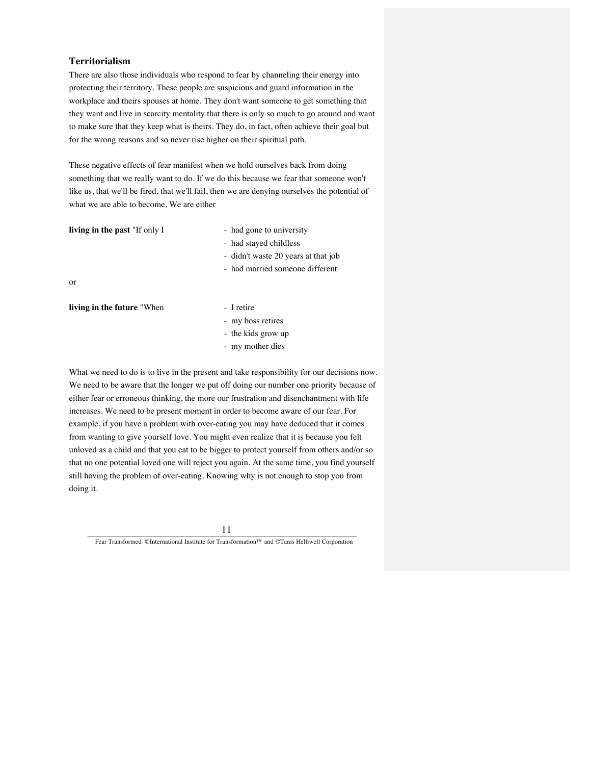### Territorialism

There are also those individuals who respond to fear by channeling their energy into protecting their territory. These people are suspicious and guard information in the workplace and theirs spouses at home. They don't want someone to get something that they want and live in scarcity mentality that there is only so much to go around and want to make sure that they keep what is theirs. They do, in fact, often achieve their goal but for the wrong reasons and so never rise higher on their spiritual path.

These negative effects of fear manifest when we hold ourselves back from doing something that we really want to do. If we do this because we fear that someone won't like us, that we'll be fired, that we'll fail, then we are denying ourselves the potential of what we are able to become. We are either

**living in the past** "If only I

- had gone to university
- had stayed childless
- didn't waste 20 years at that job
- had married someone different

or

**living in the future** "When

- I retire
- my boss retires
- the kids grow up
- my mother dies

What we need to do is to live in the present and take responsibility for our decisions now. We need to be aware that the longer we put off doing our number one priority because of either fear or erroneous thinking, the more our frustration and disenchantment with life increases. We need to be present moment in order to become aware of our fear. For example, if you have a problem with over-eating you may have deduced that it comes from wanting to give yourself love. You might even realize that it is because you felt unloved as a child and that you eat to be bigger to protect yourself from others and/or so that no one potential loved one will reject you again. At the same time, you find yourself still having the problem of over-eating. Knowing why is not enough to stop you from doing it.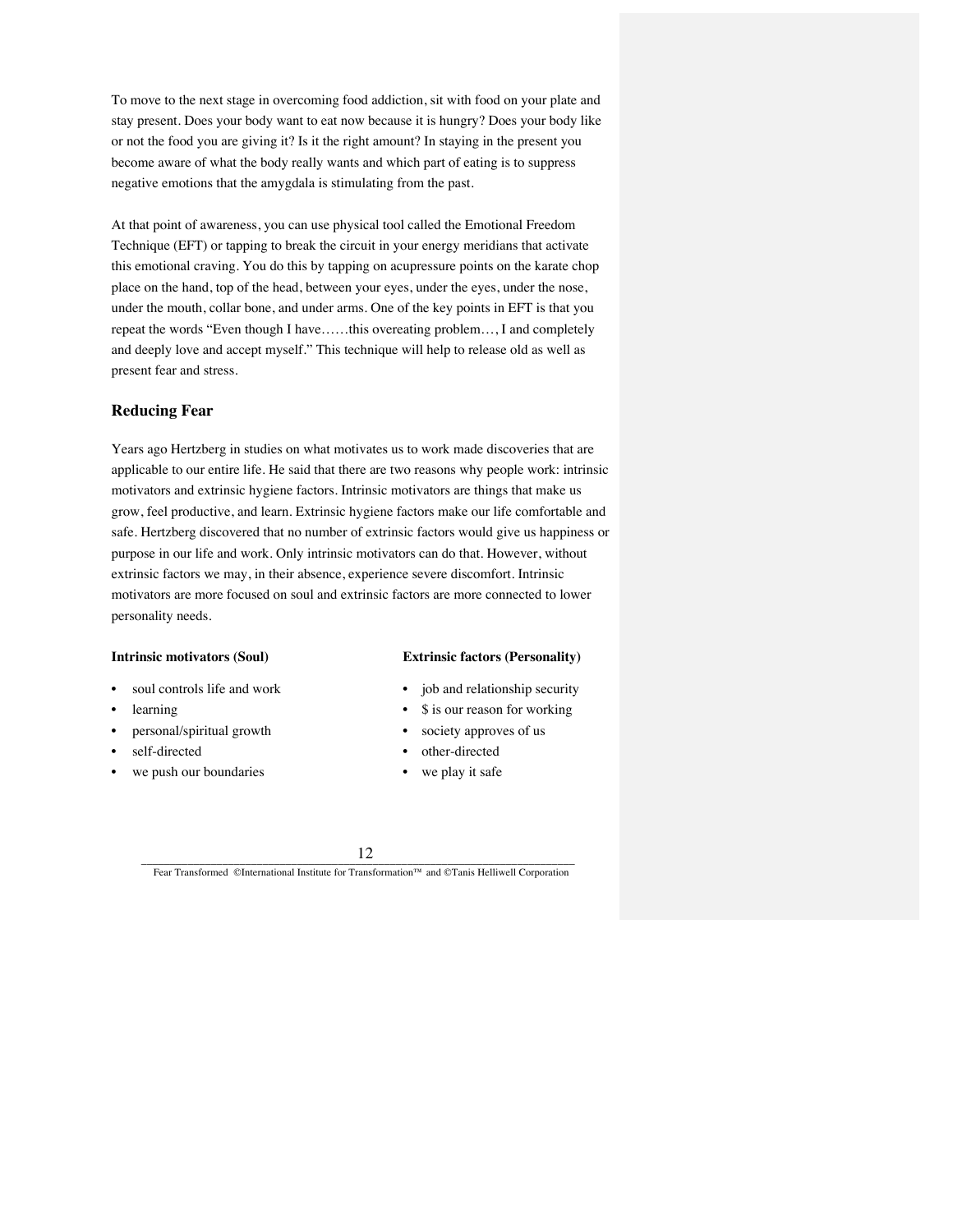To move to the next stage in overcoming food addiction, sit with food on your plate and stay present. Does your body want to eat now because it is hungry? Does your body like or not the food you are giving it? Is it the right amount? In staying in the present you become aware of what the body really wants and which part of eating is to suppress negative emotions that the amygdala is stimulating from the past.

At that point of awareness, you can use physical tool called the Emotional Freedom Technique (EFT) or tapping to break the circuit in your energy meridians that activate this emotional craving. You do this by tapping on acupressure points on the karate chop place on the hand, top of the head, between your eyes, under the eyes, under the nose, under the mouth, collar bone, and under arms. One of the key points in EFT is that you repeat the words "Even though I have……this overeating problem…, I and completely and deeply love and accept myself." This technique will help to release old as well as present fear and stress.

### Reducing Fear

Years ago Hertzberg in studies on what motivates us to work made discoveries that are applicable to our entire life. He said that there are two reasons why people work: intrinsic motivators and extrinsic hygiene factors. Intrinsic motivators are things that make us grow, feel productive, and learn. Extrinsic hygiene factors make our life comfortable and safe. Hertzberg discovered that no number of extrinsic factors would give us happiness or purpose in our life and work. Only intrinsic motivators can do that. However, without extrinsic factors we may, in their absence, experience severe discomfort. Intrinsic motivators are more focused on soul and extrinsic factors are more connected to lower personality needs.

**Intrinsic motivators (Soul)**

- soul controls life and work
- learning
- personal/spiritual growth
- self-directed
- we push our boundaries

**Extrinsic factors (Personality)**

- job and relationship security
- $ is our reason for working
- society approves of us
- other-directed
- we play it safe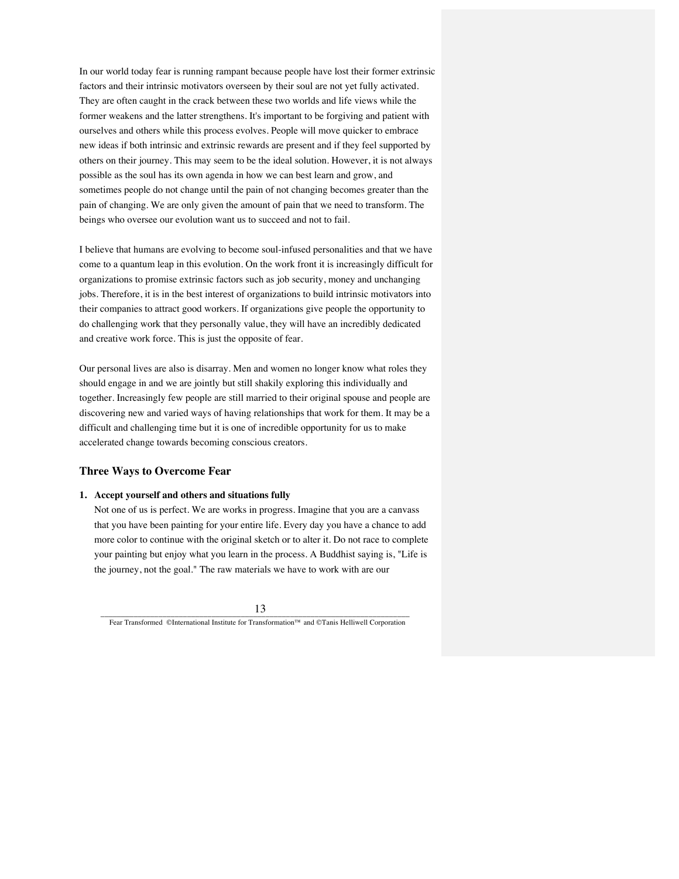In our world today fear is running rampant because people have lost their former extrinsic factors and their intrinsic motivators overseen by their soul are not yet fully activated. They are often caught in the crack between these two worlds and life views while the former weakens and the latter strengthens. It's important to be forgiving and patient with ourselves and others while this process evolves. People will move quicker to embrace new ideas if both intrinsic and extrinsic rewards are present and if they feel supported by others on their journey. This may seem to be the ideal solution. However, it is not always possible as the soul has its own agenda in how we can best learn and grow, and sometimes people do not change until the pain of not changing becomes greater than the pain of changing. We are only given the amount of pain that we need to transform. The beings who oversee our evolution want us to succeed and not to fail.

I believe that humans are evolving to become soul-infused personalities and that we have come to a quantum leap in this evolution. On the work front it is increasingly difficult for organizations to promise extrinsic factors such as job security, money and unchanging jobs. Therefore, it is in the best interest of organizations to build intrinsic motivators into their companies to attract good workers. If organizations give people the opportunity to do challenging work that they personally value, they will have an incredibly dedicated and creative work force. This is just the opposite of fear.

Our personal lives are also is disarray. Men and women no longer know what roles they should engage in and we are jointly but still shakily exploring this individually and together. Increasingly few people are still married to their original spouse and people are discovering new and varied ways of having relationships that work for them. It may be a difficult and challenging time but it is one of incredible opportunity for us to make accelerated change towards becoming conscious creators.

### Three Ways to Overcome Fear

1. **Accept yourself and others and situations fully**
   Not one of us is perfect. We are works in progress. Imagine that you are a canvass that you have been painting for your entire life. Every day you have a chance to add more color to continue with the original sketch or to alter it. Do not race to complete your painting but enjoy what you learn in the process. A Buddhist saying is, "Life is the journey, not the goal." The raw materials we have to work with are our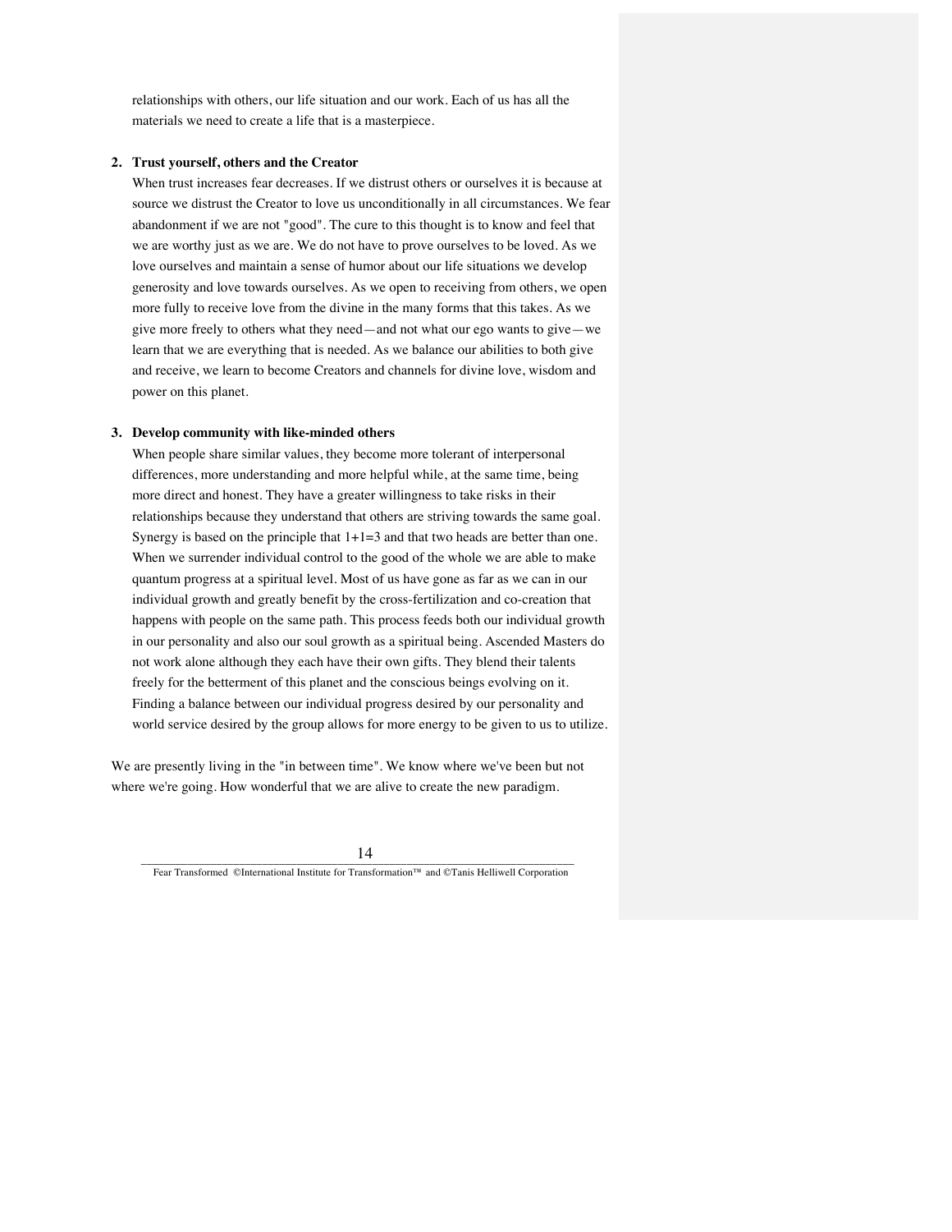relationships with others, our life situation and our work. Each of us has all the materials we need to create a life that is a masterpiece.

2. **Trust yourself, others and the Creator**

   When trust increases fear decreases. If we distrust others or ourselves it is because at source we distrust the Creator to love us unconditionally in all circumstances. We fear abandonment if we are not "good". The cure to this thought is to know and feel that we are worthy just as we are. We do not have to prove ourselves to be loved. As we love ourselves and maintain a sense of humor about our life situations we develop generosity and love towards ourselves. As we open to receiving from others, we open more fully to receive love from the divine in the many forms that this takes. As we give more freely to others what they need—and not what our ego wants to give—we learn that we are everything that is needed. As we balance our abilities to both give and receive, we learn to become Creators and channels for divine love, wisdom and power on this planet.

3. **Develop community with like-minded others**

   When people share similar values, they become more tolerant of interpersonal differences, more understanding and more helpful while, at the same time, being more direct and honest. They have a greater willingness to take risks in their relationships because they understand that others are striving towards the same goal. Synergy is based on the principle that 1+1=3 and that two heads are better than one. When we surrender individual control to the good of the whole we are able to make quantum progress at a spiritual level. Most of us have gone as far as we can in our individual growth and greatly benefit by the cross-fertilization and co-creation that happens with people on the same path. This process feeds both our individual growth in our personality and also our soul growth as a spiritual being. Ascended Masters do not work alone although they each have their own gifts. They blend their talents freely for the betterment of this planet and the conscious beings evolving on it. Finding a balance between our individual progress desired by our personality and world service desired by the group allows for more energy to be given to us to utilize.

We are presently living in the "in between time". We know where we've been but not where we're going. How wonderful that we are alive to create the new paradigm.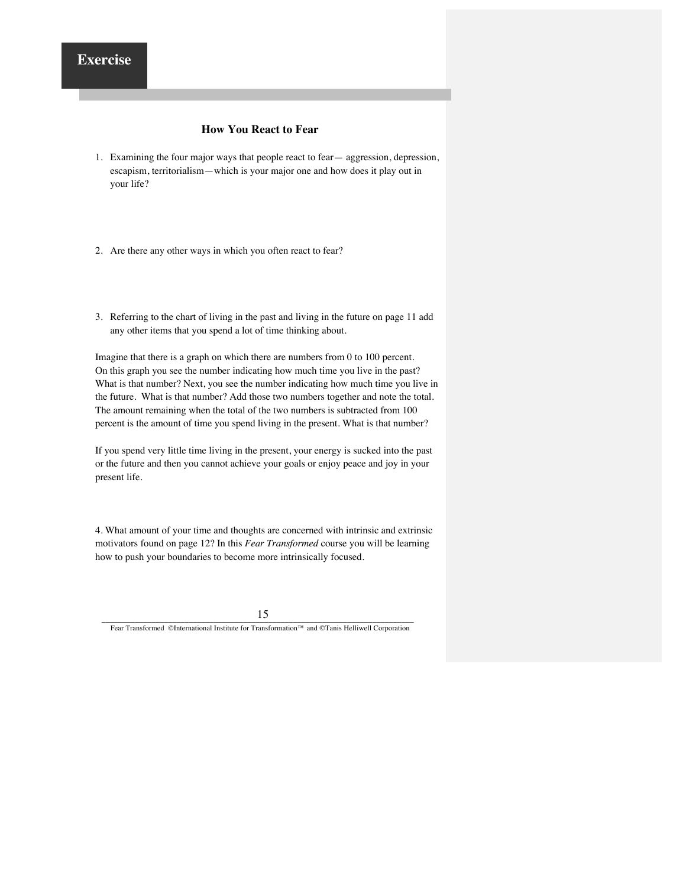**Exercise**

## How You React to Fear

1. Examining the four major ways that people react to fear— aggression, depression, escapism, territorialism—which is your major one and how does it play out in your life?

2. Are there any other ways in which you often react to fear?

3. Referring to the chart of living in the past and living in the future on page 11 add any other items that you spend a lot of time thinking about.

Imagine that there is a graph on which there are numbers from 0 to 100 percent. On this graph you see the number indicating how much time you live in the past? What is that number? Next, you see the number indicating how much time you live in the future. What is that number? Add those two numbers together and note the total. The amount remaining when the total of the two numbers is subtracted from 100 percent is the amount of time you spend living in the present. What is that number?

If you spend very little time living in the present, your energy is sucked into the past or the future and then you cannot achieve your goals or enjoy peace and joy in your present life.

4. What amount of your time and thoughts are concerned with intrinsic and extrinsic motivators found on page 12? In this *Fear Transformed* course you will be learning how to push your boundaries to become more intrinsically focused.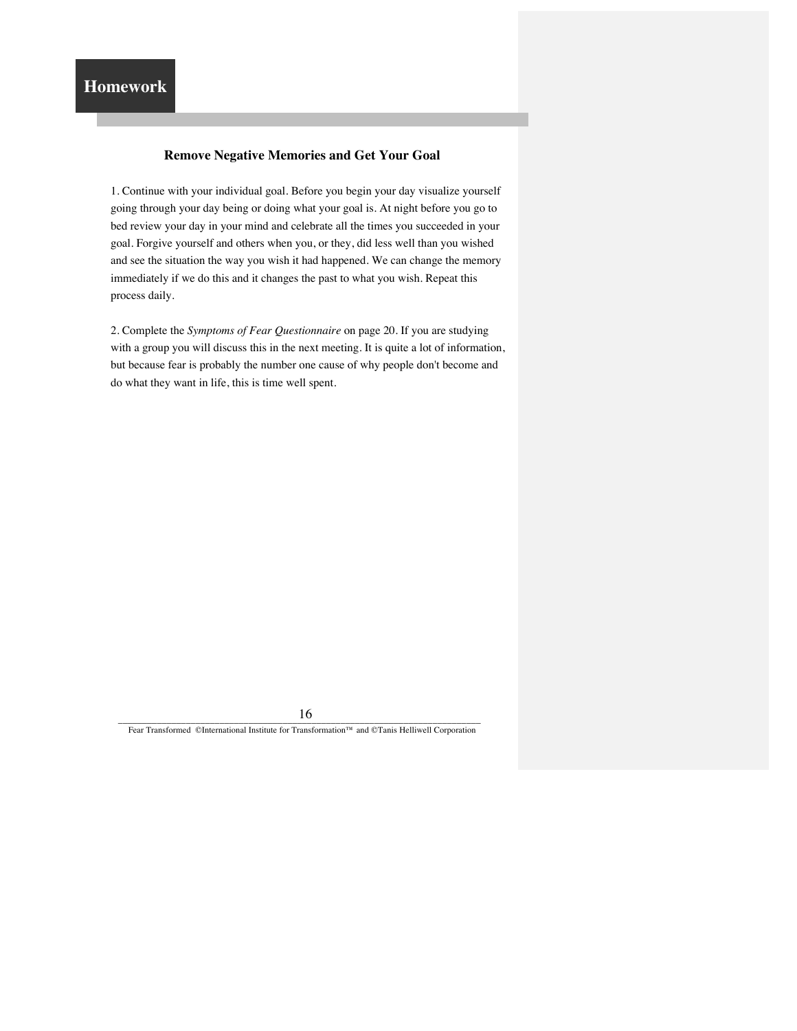## Homework

### Remove Negative Memories and Get Your Goal

1. Continue with your individual goal. Before you begin your day visualize yourself going through your day being or doing what your goal is. At night before you go to bed review your day in your mind and celebrate all the times you succeeded in your goal. Forgive yourself and others when you, or they, did less well than you wished and see the situation the way you wish it had happened. We can change the memory immediately if we do this and it changes the past to what you wish. Repeat this process daily.

2. Complete the *Symptoms of Fear Questionnaire* on page 20. If you are studying with a group you will discuss this in the next meeting. It is quite a lot of information, but because fear is probably the number one cause of why people don't become and do what they want in life, this is time well spent.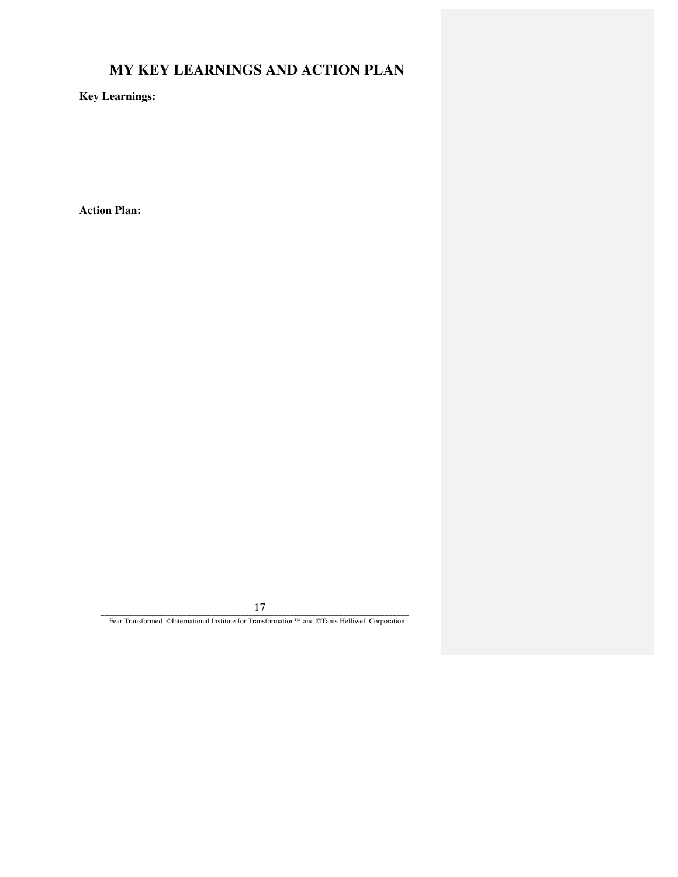# MY KEY LEARNINGS AND ACTION PLAN

**Key Learnings:**

**Action Plan:**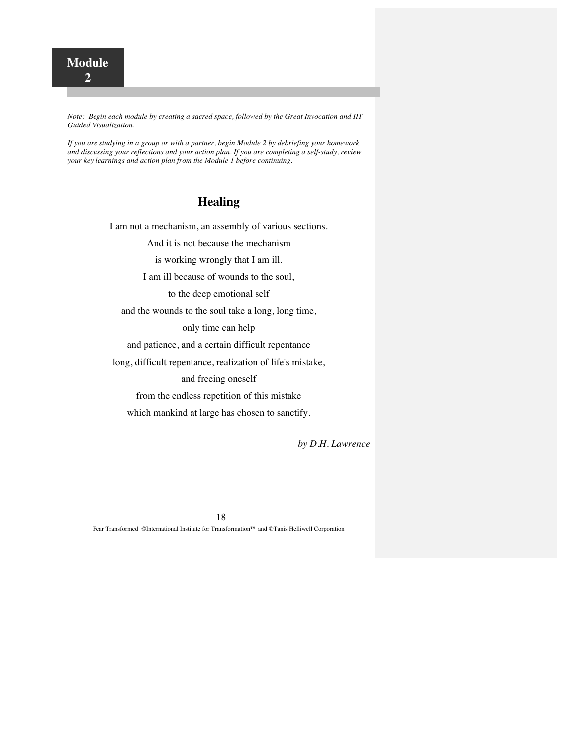# Module 2

*Note: Begin each module by creating a sacred space, followed by the Great Invocation and IIT Guided Visualization.*

*If you are studying in a group or with a partner, begin Module 2 by debriefing your homework and discussing your reflections and your action plan. If you are completing a self-study, review your key learnings and action plan from the Module 1 before continuing.*

## Healing

I am not a mechanism, an assembly of various sections.
And it is not because the mechanism
is working wrongly that I am ill.
I am ill because of wounds to the soul,
to the deep emotional self
and the wounds to the soul take a long, long time,
only time can help
and patience, and a certain difficult repentance
long, difficult repentance, realization of life's mistake,
and freeing oneself
from the endless repetition of this mistake
which mankind at large has chosen to sanctify.

*by D.H. Lawrence*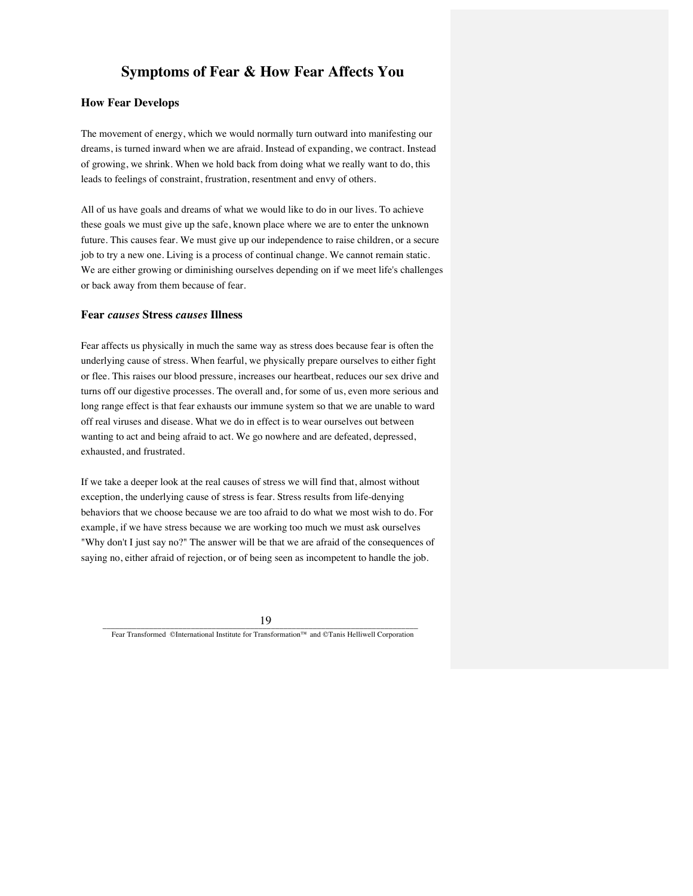# Symptoms of Fear & How Fear Affects You

## How Fear Develops

The movement of energy, which we would normally turn outward into manifesting our dreams, is turned inward when we are afraid. Instead of expanding, we contract. Instead of growing, we shrink. When we hold back from doing what we really want to do, this leads to feelings of constraint, frustration, resentment and envy of others.

All of us have goals and dreams of what we would like to do in our lives. To achieve these goals we must give up the safe, known place where we are to enter the unknown future. This causes fear. We must give up our independence to raise children, or a secure job to try a new one. Living is a process of continual change. We cannot remain static. We are either growing or diminishing ourselves depending on if we meet life's challenges or back away from them because of fear.

## Fear *causes* Stress *causes* Illness

Fear affects us physically in much the same way as stress does because fear is often the underlying cause of stress. When fearful, we physically prepare ourselves to either fight or flee. This raises our blood pressure, increases our heartbeat, reduces our sex drive and turns off our digestive processes. The overall and, for some of us, even more serious and long range effect is that fear exhausts our immune system so that we are unable to ward off real viruses and disease. What we do in effect is to wear ourselves out between wanting to act and being afraid to act. We go nowhere and are defeated, depressed, exhausted, and frustrated.

If we take a deeper look at the real causes of stress we will find that, almost without exception, the underlying cause of stress is fear. Stress results from life-denying behaviors that we choose because we are too afraid to do what we most wish to do. For example, if we have stress because we are working too much we must ask ourselves "Why don't I just say no?" The answer will be that we are afraid of the consequences of saying no, either afraid of rejection, or of being seen as incompetent to handle the job.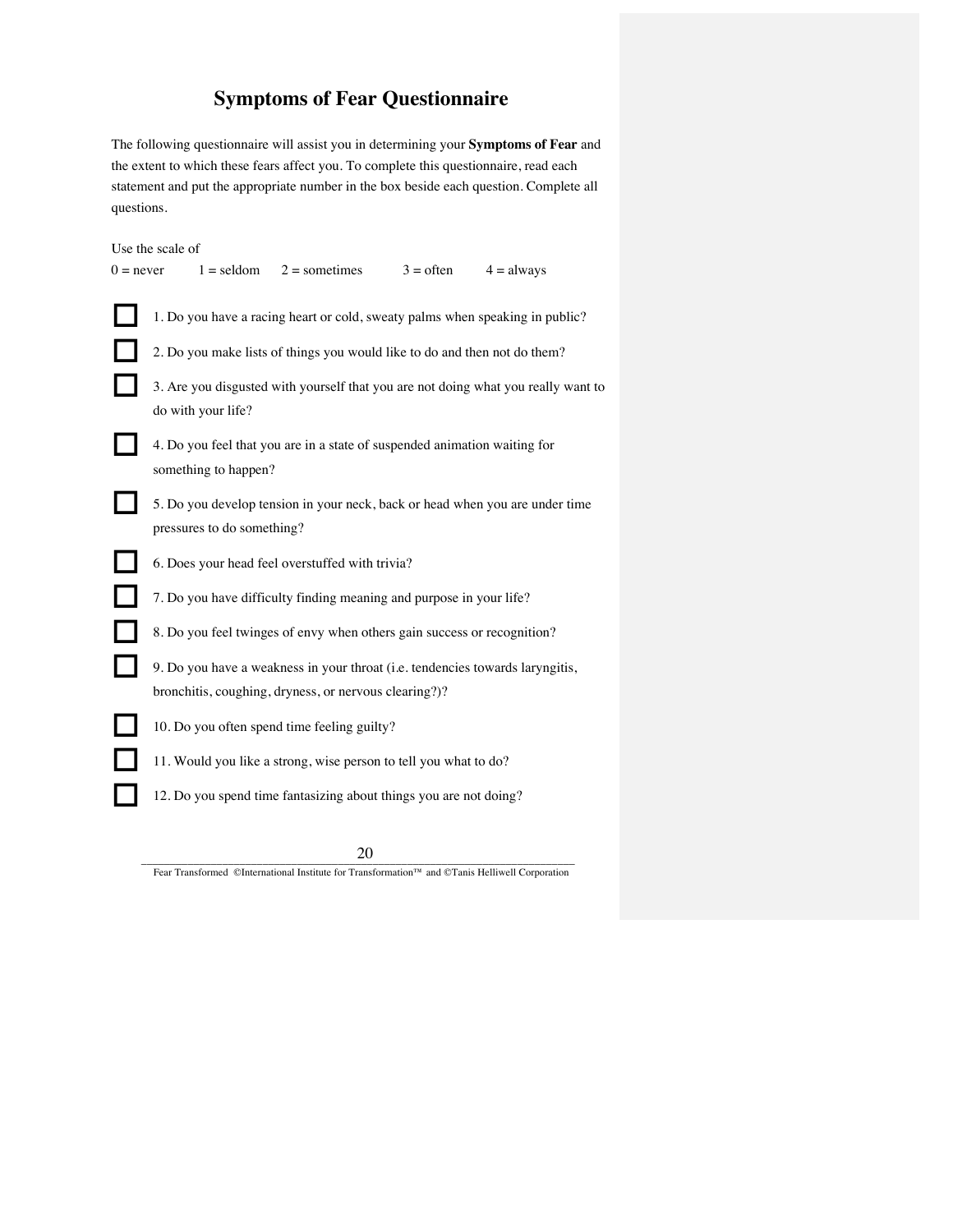# Symptoms of Fear Questionnaire

The following questionnaire will assist you in determining your **Symptoms of Fear** and the extent to which these fears affect you. To complete this questionnaire, read each statement and put the appropriate number in the box beside each question. Complete all questions.

Use the scale of

0 = never 1 = seldom 2 = sometimes 3 = often 4 = always

☐ 1. Do you have a racing heart or cold, sweaty palms when speaking in public?

☐ 2. Do you make lists of things you would like to do and then not do them?

☐ 3. Are you disgusted with yourself that you are not doing what you really want to do with your life?

☐ 4. Do you feel that you are in a state of suspended animation waiting for something to happen?

☐ 5. Do you develop tension in your neck, back or head when you are under time pressures to do something?

☐ 6. Does your head feel overstuffed with trivia?

☐ 7. Do you have difficulty finding meaning and purpose in your life?

☐ 8. Do you feel twinges of envy when others gain success or recognition?

☐ 9. Do you have a weakness in your throat (i.e. tendencies towards laryngitis, bronchitis, coughing, dryness, or nervous clearing?)?

☐ 10. Do you often spend time feeling guilty?

☐ 11. Would you like a strong, wise person to tell you what to do?

☐ 12. Do you spend time fantasizing about things you are not doing?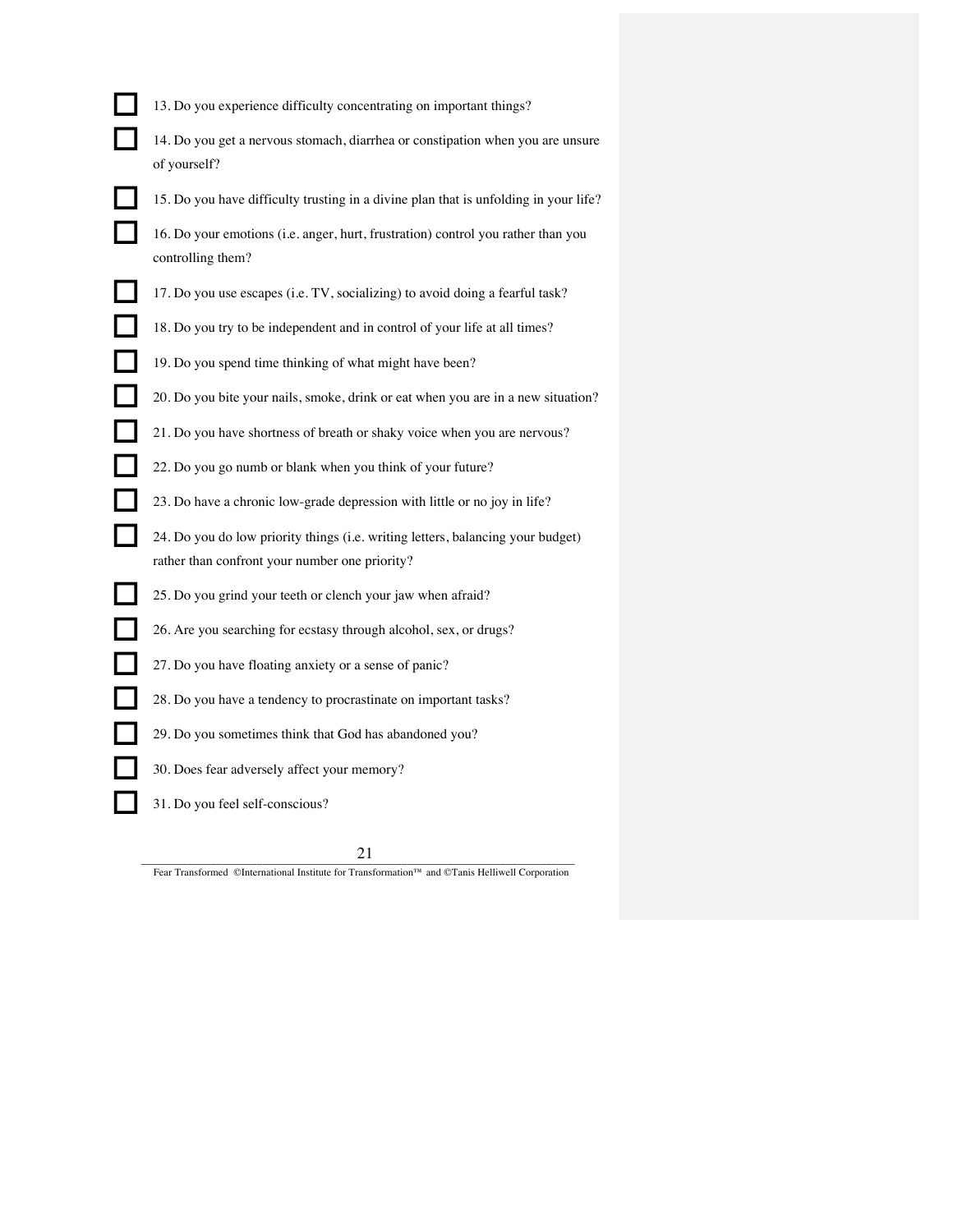- [ ] 13. Do you experience difficulty concentrating on important things?
- [ ] 14. Do you get a nervous stomach, diarrhea or constipation when you are unsure of yourself?
- [ ] 15. Do you have difficulty trusting in a divine plan that is unfolding in your life?
- [ ] 16. Do your emotions (i.e. anger, hurt, frustration) control you rather than you controlling them?
- [ ] 17. Do you use escapes (i.e. TV, socializing) to avoid doing a fearful task?
- [ ] 18. Do you try to be independent and in control of your life at all times?
- [ ] 19. Do you spend time thinking of what might have been?
- [ ] 20. Do you bite your nails, smoke, drink or eat when you are in a new situation?
- [ ] 21. Do you have shortness of breath or shaky voice when you are nervous?
- [ ] 22. Do you go numb or blank when you think of your future?
- [ ] 23. Do have a chronic low-grade depression with little or no joy in life?
- [ ] 24. Do you do low priority things (i.e. writing letters, balancing your budget) rather than confront your number one priority?
- [ ] 25. Do you grind your teeth or clench your jaw when afraid?
- [ ] 26. Are you searching for ecstasy through alcohol, sex, or drugs?
- [ ] 27. Do you have floating anxiety or a sense of panic?
- [ ] 28. Do you have a tendency to procrastinate on important tasks?
- [ ] 29. Do you sometimes think that God has abandoned you?
- [ ] 30. Does fear adversely affect your memory?
- [ ] 31. Do you feel self-conscious?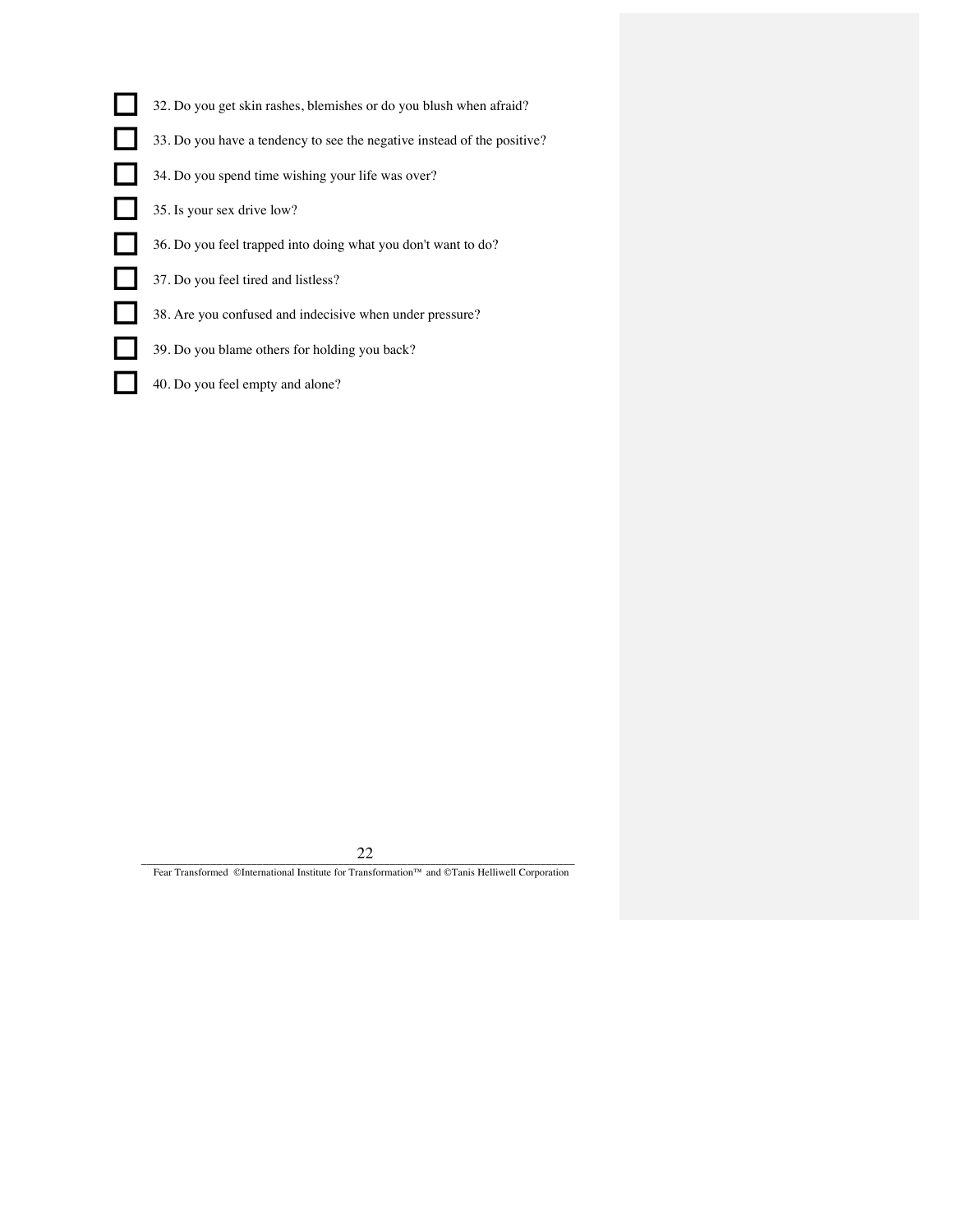- [ ] 32. Do you get skin rashes, blemishes or do you blush when afraid?
- [ ] 33. Do you have a tendency to see the negative instead of the positive?
- [ ] 34. Do you spend time wishing your life was over?
- [ ] 35. Is your sex drive low?
- [ ] 36. Do you feel trapped into doing what you don't want to do?
- [ ] 37. Do you feel tired and listless?
- [ ] 38. Are you confused and indecisive when under pressure?
- [ ] 39. Do you blame others for holding you back?
- [ ] 40. Do you feel empty and alone?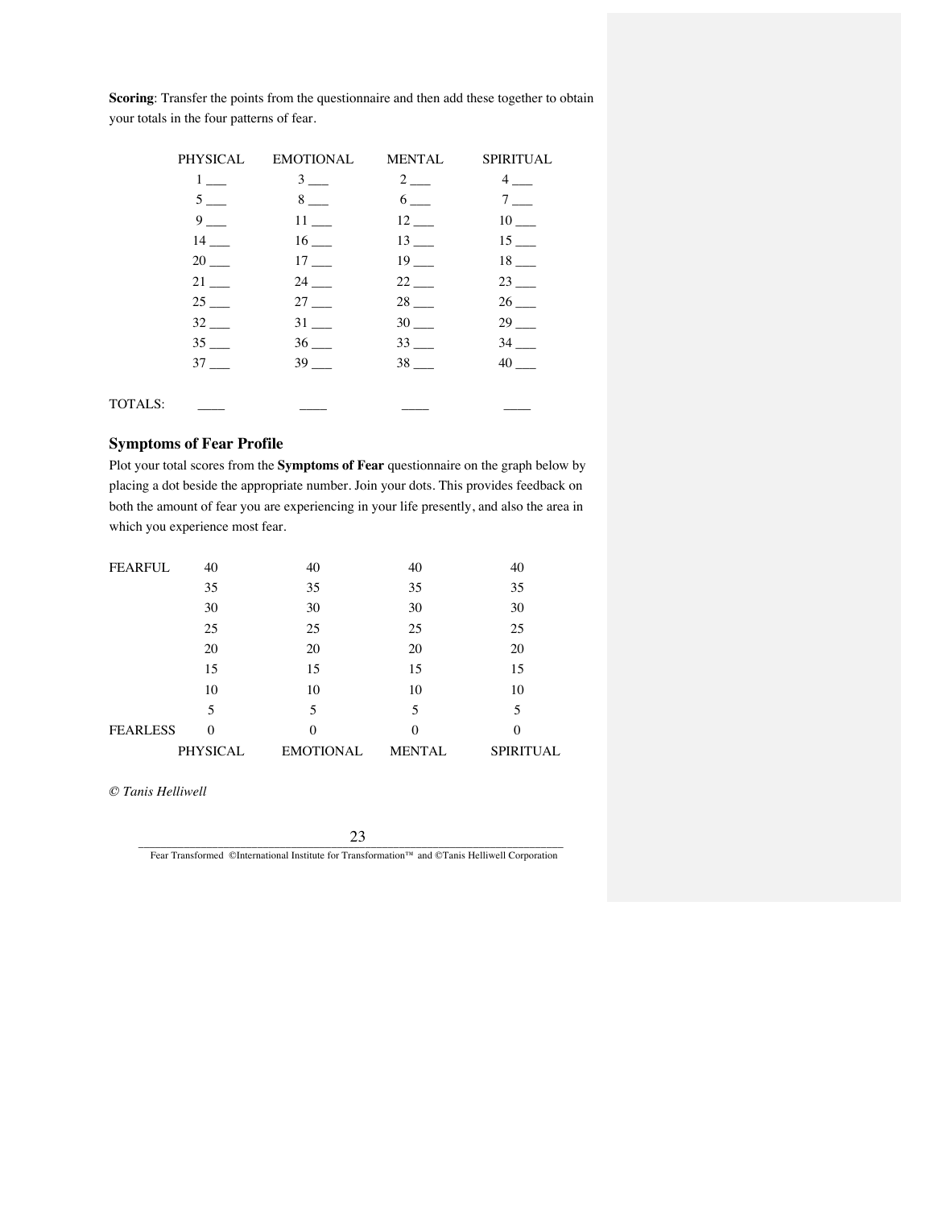**Scoring**: Transfer the points from the questionnaire and then add these together to obtain your totals in the four patterns of fear.

| PHYSICAL | EMOTIONAL | MENTAL | SPIRITUAL |
|---|---|---|---|
| 1 ___ | 3 ___ | 2 ___ | 4 ___ |
| 5 ___ | 8 ___ | 6 ___ | 7 ___ |
| 9 ___ | 11 ___ | 12 ___ | 10 ___ |
| 14 ___ | 16 ___ | 13 ___ | 15 ___ |
| 20 ___ | 17 ___ | 19 ___ | 18 ___ |
| 21 ___ | 24 ___ | 22 ___ | 23 ___ |
| 25 ___ | 27 ___ | 28 ___ | 26 ___ |
| 32 ___ | 31 ___ | 30 ___ | 29 ___ |
| 35 ___ | 36 ___ | 33 ___ | 34 ___ |
| 37 ___ | 39 ___ | 38 ___ | 40 ___ |

TOTALS: ____ ____ ____ ____

### Symptoms of Fear Profile

Plot your total scores from the **Symptoms of Fear** questionnaire on the graph below by placing a dot beside the appropriate number. Join your dots. This provides feedback on both the amount of fear you are experiencing in your life presently, and also the area in which you experience most fear.

| | | | | |
|---|---|---|---|---|
| FEARFUL | 40 | 40 | 40 | 40 |
| | 35 | 35 | 35 | 35 |
| | 30 | 30 | 30 | 30 |
| | 25 | 25 | 25 | 25 |
| | 20 | 20 | 20 | 20 |
| | 15 | 15 | 15 | 15 |
| | 10 | 10 | 10 | 10 |
| | 5 | 5 | 5 | 5 |
| FEARLESS | 0 | 0 | 0 | 0 |
| | PHYSICAL | EMOTIONAL | MENTAL | SPIRITUAL |

*© Tanis Helliwell*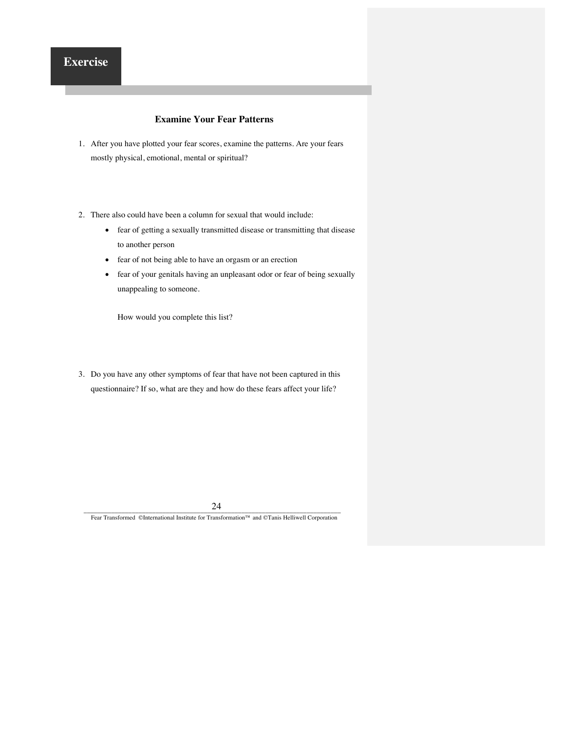## Exercise

### Examine Your Fear Patterns

1. After you have plotted your fear scores, examine the patterns. Are your fears mostly physical, emotional, mental or spiritual?

2. There also could have been a column for sexual that would include:
   - fear of getting a sexually transmitted disease or transmitting that disease to another person
   - fear of not being able to have an orgasm or an erection
   - fear of your genitals having an unpleasant odor or fear of being sexually unappealing to someone.

   How would you complete this list?

3. Do you have any other symptoms of fear that have not been captured in this questionnaire? If so, what are they and how do these fears affect your life?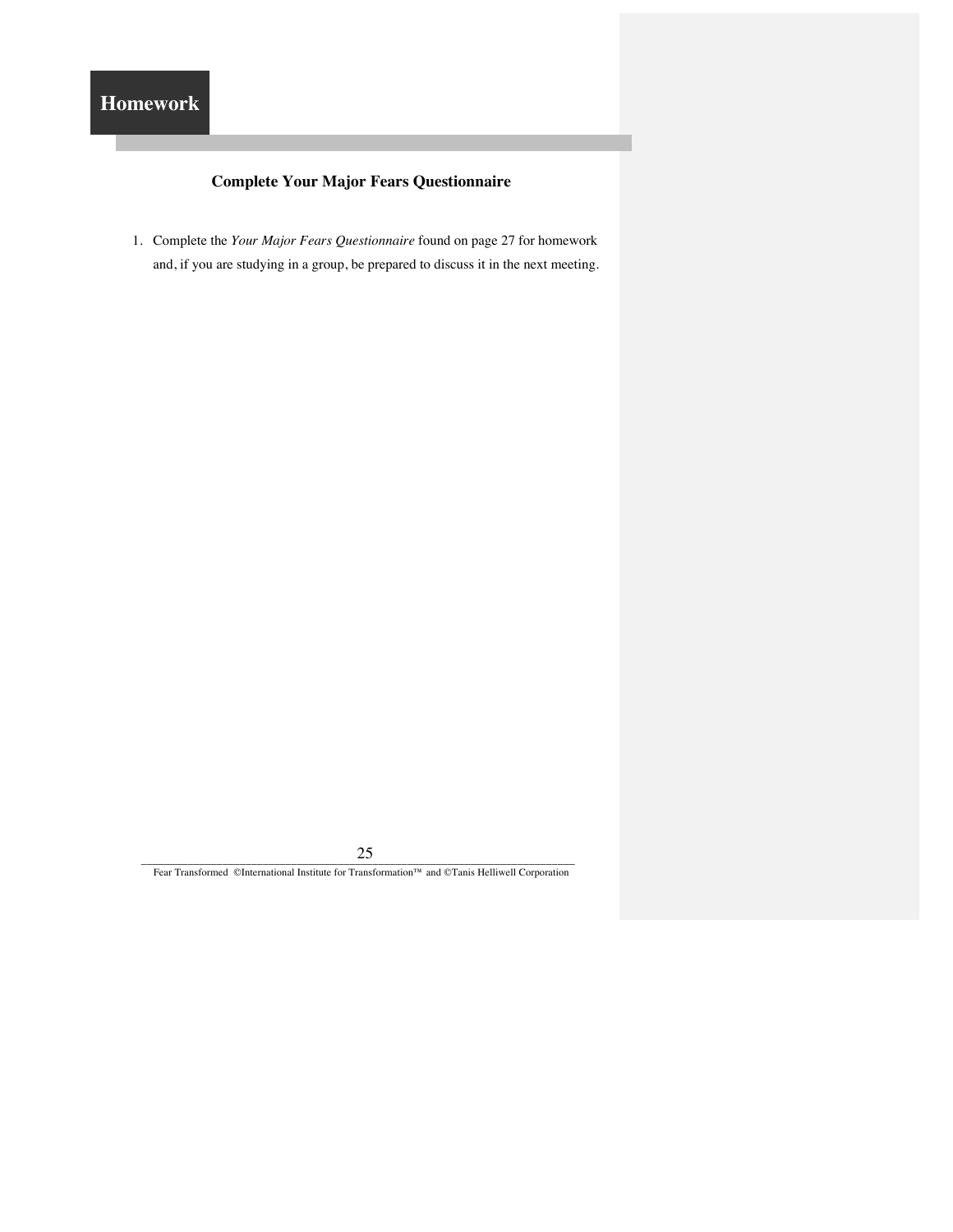## Homework

### Complete Your Major Fears Questionnaire

1. Complete the *Your Major Fears Questionnaire* found on page 27 for homework and, if you are studying in a group, be prepared to discuss it in the next meeting.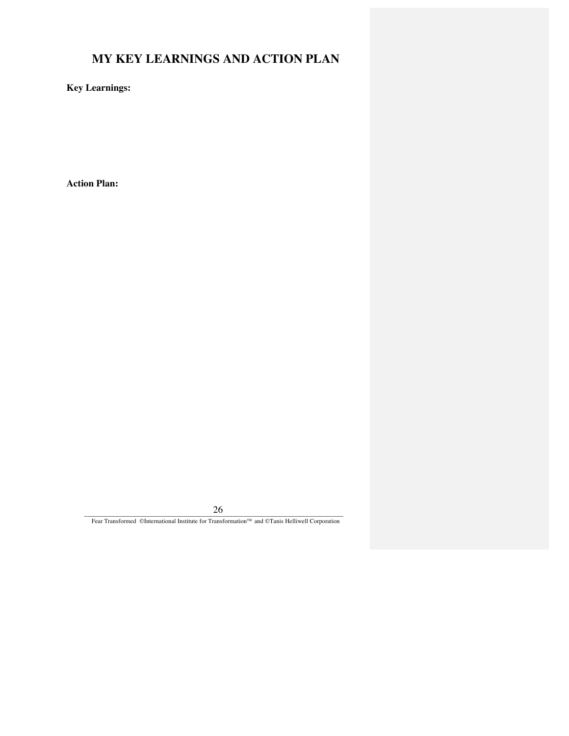# MY KEY LEARNINGS AND ACTION PLAN

**Key Learnings:**

**Action Plan:**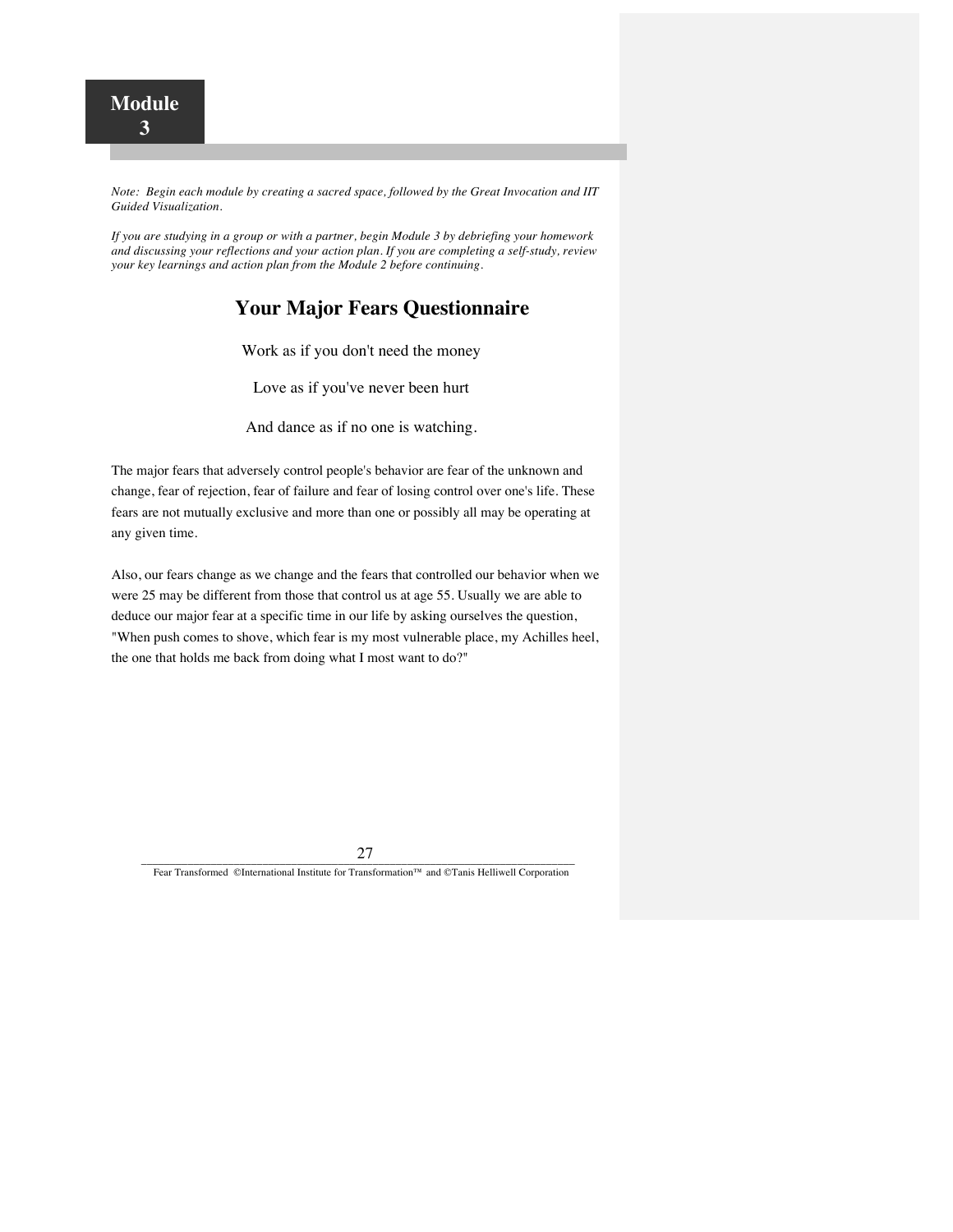# Module 3

*Note: Begin each module by creating a sacred space, followed by the Great Invocation and IIT Guided Visualization.*

*If you are studying in a group or with a partner, begin Module 3 by debriefing your homework and discussing your reflections and your action plan. If you are completing a self-study, review your key learnings and action plan from the Module 2 before continuing.*

## Your Major Fears Questionnaire

Work as if you don't need the money

Love as if you've never been hurt

And dance as if no one is watching.

The major fears that adversely control people's behavior are fear of the unknown and change, fear of rejection, fear of failure and fear of losing control over one's life. These fears are not mutually exclusive and more than one or possibly all may be operating at any given time.

Also, our fears change as we change and the fears that controlled our behavior when we were 25 may be different from those that control us at age 55. Usually we are able to deduce our major fear at a specific time in our life by asking ourselves the question, "When push comes to shove, which fear is my most vulnerable place, my Achilles heel, the one that holds me back from doing what I most want to do?"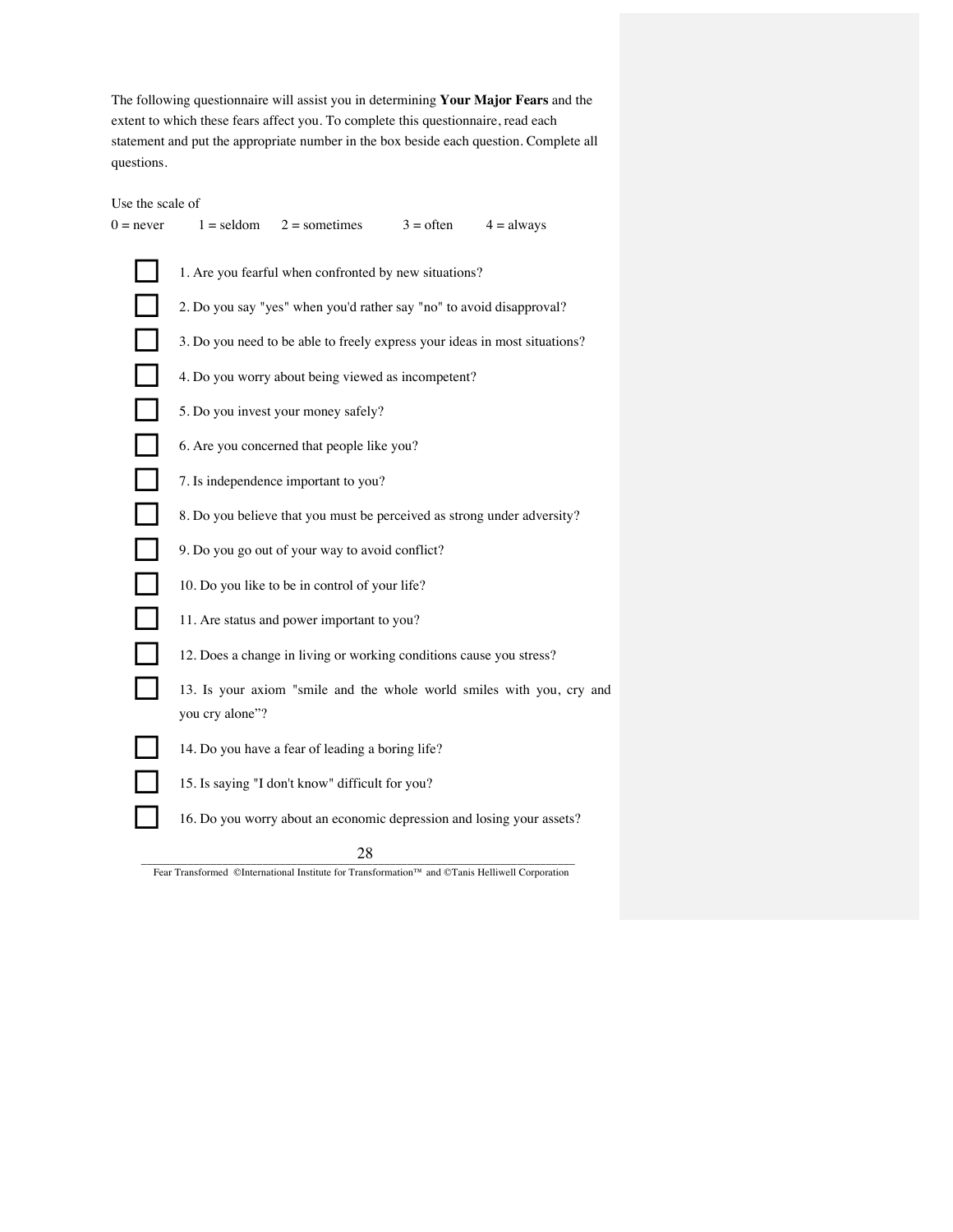The following questionnaire will assist you in determining **Your Major Fears** and the extent to which these fears affect you. To complete this questionnaire, read each statement and put the appropriate number in the box beside each question. Complete all questions.

Use the scale of

0 = never 1 = seldom 2 = sometimes 3 = often 4 = always

☐ 1. Are you fearful when confronted by new situations?

☐ 2. Do you say "yes" when you'd rather say "no" to avoid disapproval?

☐ 3. Do you need to be able to freely express your ideas in most situations?

☐ 4. Do you worry about being viewed as incompetent?

☐ 5. Do you invest your money safely?

☐ 6. Are you concerned that people like you?

☐ 7. Is independence important to you?

☐ 8. Do you believe that you must be perceived as strong under adversity?

☐ 9. Do you go out of your way to avoid conflict?

☐ 10. Do you like to be in control of your life?

☐ 11. Are status and power important to you?

☐ 12. Does a change in living or working conditions cause you stress?

☐ 13. Is your axiom "smile and the whole world smiles with you, cry and you cry alone"?

☐ 14. Do you have a fear of leading a boring life?

☐ 15. Is saying "I don't know" difficult for you?

☐ 16. Do you worry about an economic depression and losing your assets?

Fear Transformed ©International Institute for Transformation™ and ©Tanis Helliwell Corporation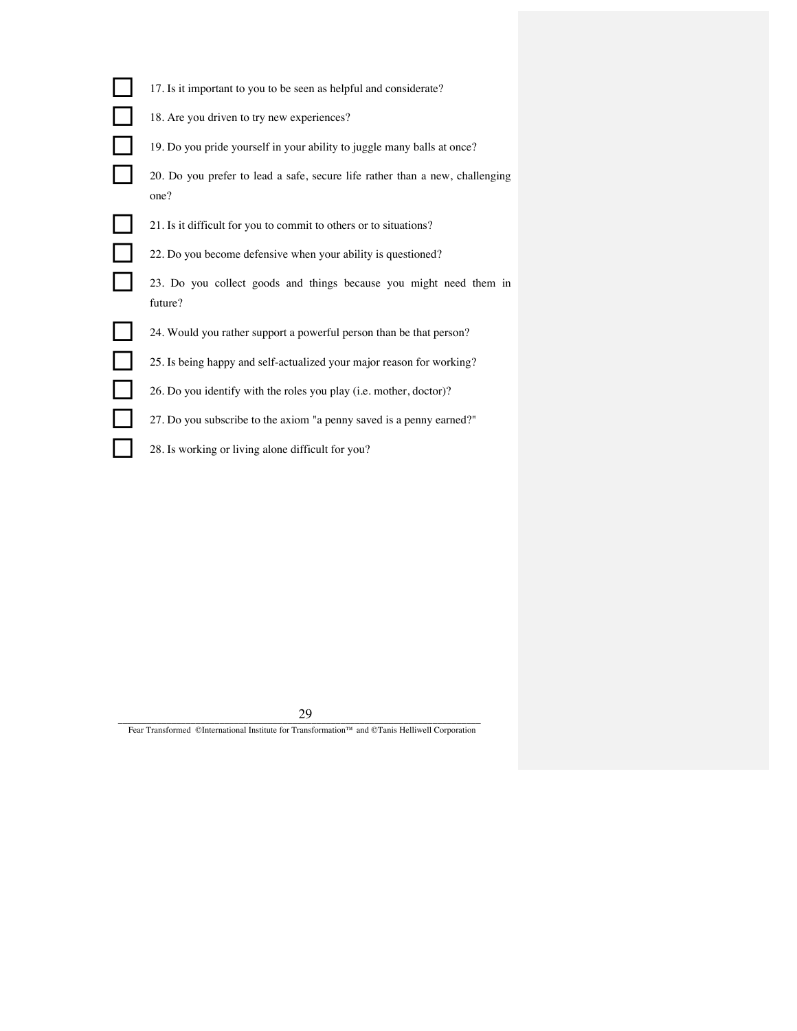- [ ] 17. Is it important to you to be seen as helpful and considerate?
- [ ] 18. Are you driven to try new experiences?
- [ ] 19. Do you pride yourself in your ability to juggle many balls at once?
- [ ] 20. Do you prefer to lead a safe, secure life rather than a new, challenging one?
- [ ] 21. Is it difficult for you to commit to others or to situations?
- [ ] 22. Do you become defensive when your ability is questioned?
- [ ] 23. Do you collect goods and things because you might need them in future?
- [ ] 24. Would you rather support a powerful person than be that person?
- [ ] 25. Is being happy and self-actualized your major reason for working?
- [ ] 26. Do you identify with the roles you play (i.e. mother, doctor)?
- [ ] 27. Do you subscribe to the axiom "a penny saved is a penny earned?"
- [ ] 28. Is working or living alone difficult for you?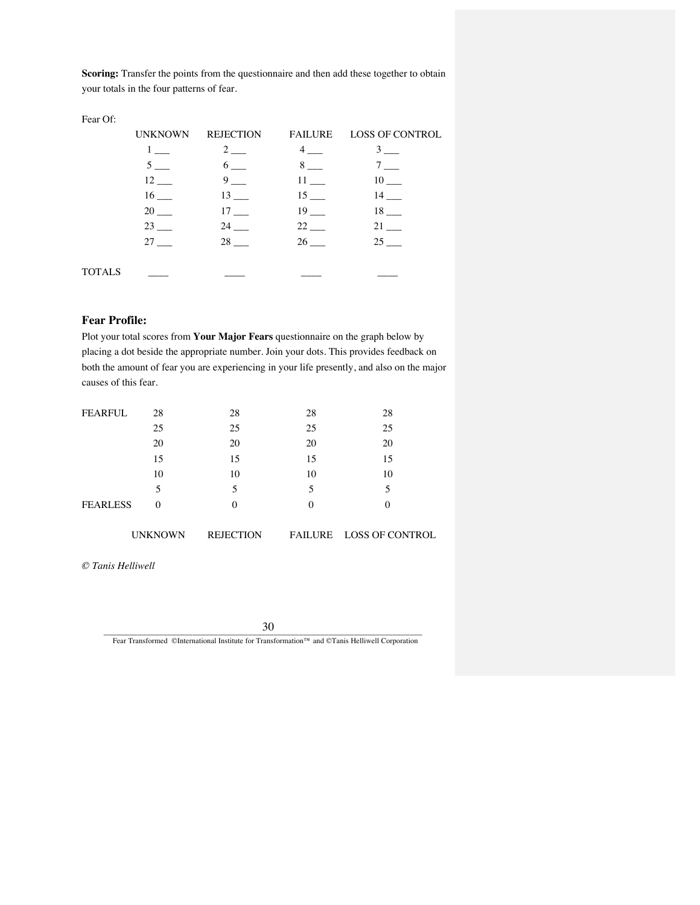**Scoring:** Transfer the points from the questionnaire and then add these together to obtain your totals in the four patterns of fear.

Fear Of:

| | UNKNOWN | REJECTION | FAILURE | LOSS OF CONTROL |
|---|---|---|---|---|
| | 1 ___ | 2 ___ | 4 ___ | 3 ___ |
| | 5 ___ | 6 ___ | 8 ___ | 7 ___ |
| | 12 ___ | 9 ___ | 11 ___ | 10 ___ |
| | 16 ___ | 13 ___ | 15 ___ | 14 ___ |
| | 20 ___ | 17 ___ | 19 ___ | 18 ___ |
| | 23 ___ | 24 ___ | 22 ___ | 21 ___ |
| | 27 ___ | 28 ___ | 26 ___ | 25 ___ |
| TOTALS | ____ | ____ | ____ | ____ |

### Fear Profile:

Plot your total scores from **Your Major Fears** questionnaire on the graph below by placing a dot beside the appropriate number. Join your dots. This provides feedback on both the amount of fear you are experiencing in your life presently, and also on the major causes of this fear.

| | | | | |
|---|---|---|---|---|
| FEARFUL | 28 | 28 | 28 | 28 |
| | 25 | 25 | 25 | 25 |
| | 20 | 20 | 20 | 20 |
| | 15 | 15 | 15 | 15 |
| | 10 | 10 | 10 | 10 |
| | 5 | 5 | 5 | 5 |
| FEARLESS | 0 | 0 | 0 | 0 |
| | UNKNOWN | REJECTION | FAILURE | LOSS OF CONTROL |

*© Tanis Helliwell*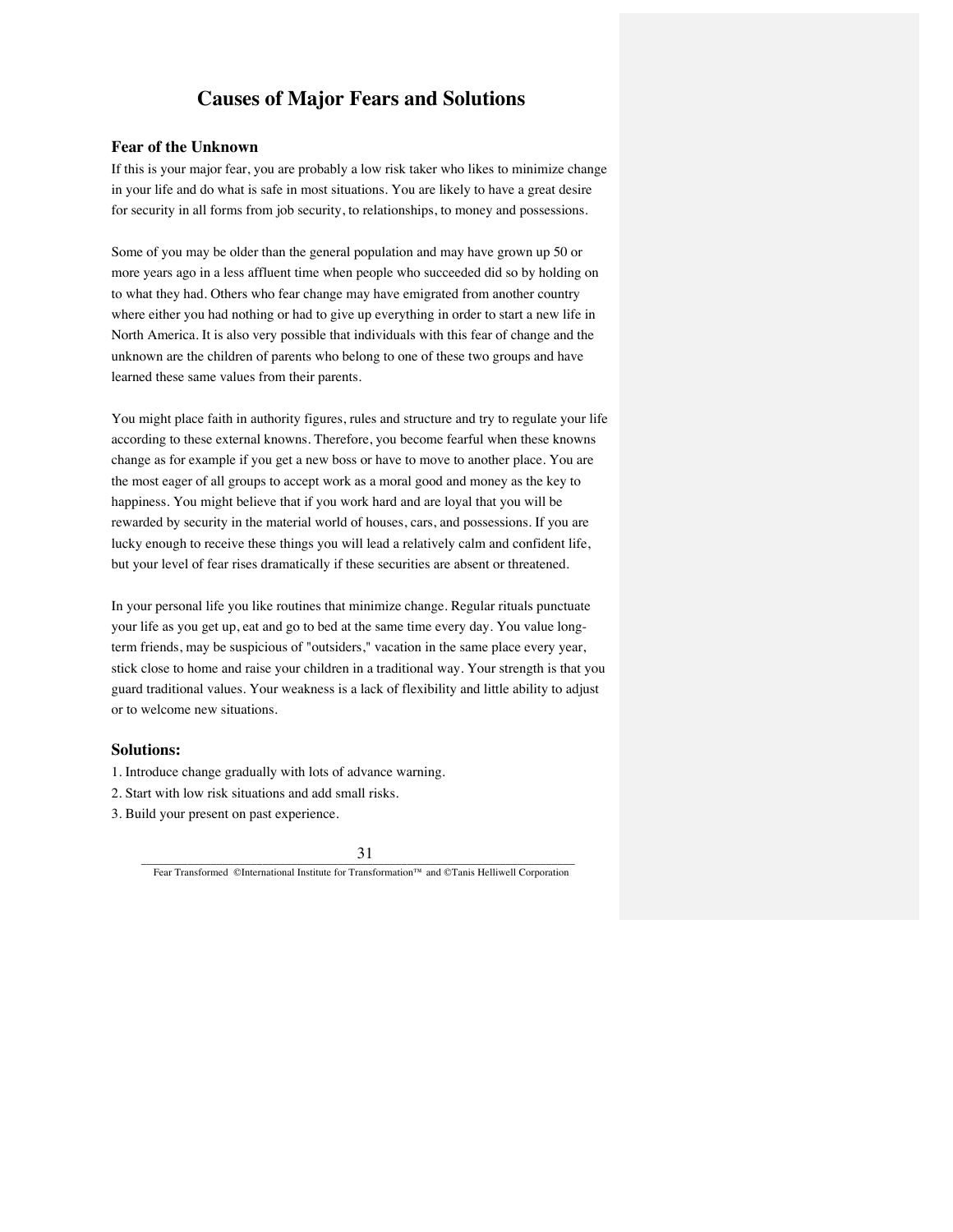# Causes of Major Fears and Solutions

### Fear of the Unknown

If this is your major fear, you are probably a low risk taker who likes to minimize change in your life and do what is safe in most situations. You are likely to have a great desire for security in all forms from job security, to relationships, to money and possessions.

Some of you may be older than the general population and may have grown up 50 or more years ago in a less affluent time when people who succeeded did so by holding on to what they had. Others who fear change may have emigrated from another country where either you had nothing or had to give up everything in order to start a new life in North America. It is also very possible that individuals with this fear of change and the unknown are the children of parents who belong to one of these two groups and have learned these same values from their parents.

You might place faith in authority figures, rules and structure and try to regulate your life according to these external knowns. Therefore, you become fearful when these knowns change as for example if you get a new boss or have to move to another place. You are the most eager of all groups to accept work as a moral good and money as the key to happiness. You might believe that if you work hard and are loyal that you will be rewarded by security in the material world of houses, cars, and possessions. If you are lucky enough to receive these things you will lead a relatively calm and confident life, but your level of fear rises dramatically if these securities are absent or threatened.

In your personal life you like routines that minimize change. Regular rituals punctuate your life as you get up, eat and go to bed at the same time every day. You value long-term friends, may be suspicious of "outsiders," vacation in the same place every year, stick close to home and raise your children in a traditional way. Your strength is that you guard traditional values. Your weakness is a lack of flexibility and little ability to adjust or to welcome new situations.

### Solutions:

1. Introduce change gradually with lots of advance warning.
2. Start with low risk situations and add small risks.
3. Build your present on past experience.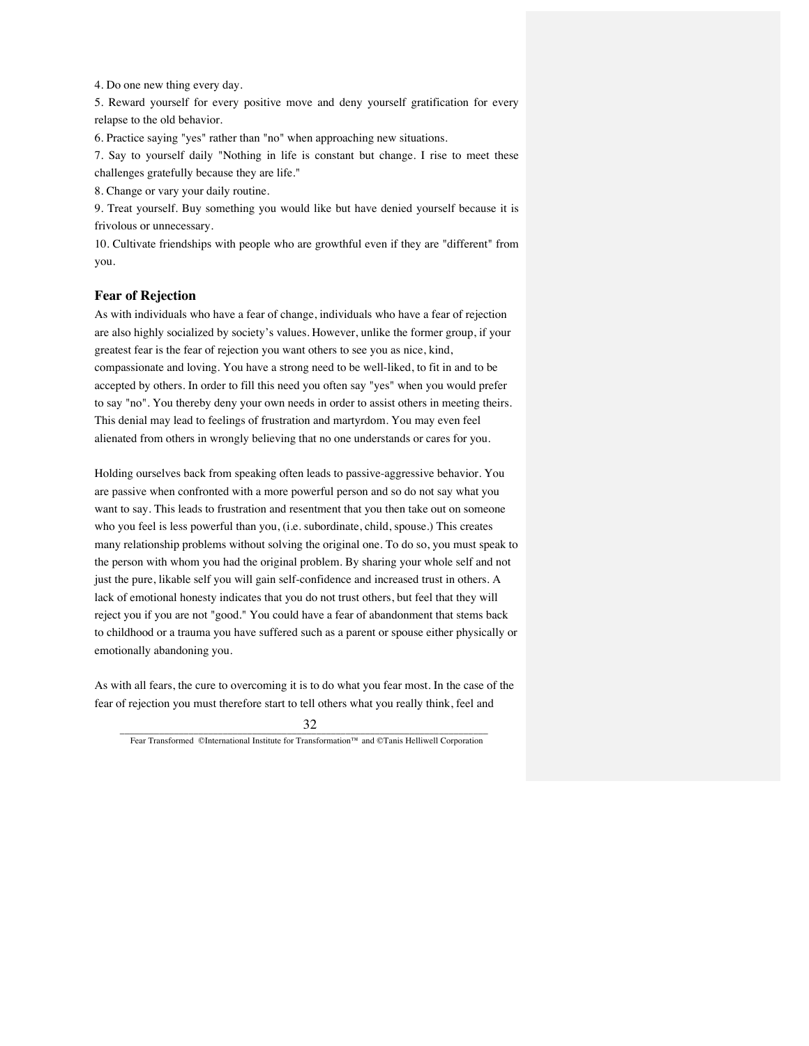4. Do one new thing every day.
5. Reward yourself for every positive move and deny yourself gratification for every relapse to the old behavior.
6. Practice saying "yes" rather than "no" when approaching new situations.
7. Say to yourself daily "Nothing in life is constant but change. I rise to meet these challenges gratefully because they are life."
8. Change or vary your daily routine.
9. Treat yourself. Buy something you would like but have denied yourself because it is frivolous or unnecessary.
10. Cultivate friendships with people who are growthful even if they are "different" from you.

### Fear of Rejection

As with individuals who have a fear of change, individuals who have a fear of rejection are also highly socialized by society's values. However, unlike the former group, if your greatest fear is the fear of rejection you want others to see you as nice, kind, compassionate and loving. You have a strong need to be well-liked, to fit in and to be accepted by others. In order to fill this need you often say "yes" when you would prefer to say "no". You thereby deny your own needs in order to assist others in meeting theirs. This denial may lead to feelings of frustration and martyrdom. You may even feel alienated from others in wrongly believing that no one understands or cares for you.

Holding ourselves back from speaking often leads to passive-aggressive behavior. You are passive when confronted with a more powerful person and so do not say what you want to say. This leads to frustration and resentment that you then take out on someone who you feel is less powerful than you, (i.e. subordinate, child, spouse.) This creates many relationship problems without solving the original one. To do so, you must speak to the person with whom you had the original problem. By sharing your whole self and not just the pure, likable self you will gain self-confidence and increased trust in others. A lack of emotional honesty indicates that you do not trust others, but feel that they will reject you if you are not "good." You could have a fear of abandonment that stems back to childhood or a trauma you have suffered such as a parent or spouse either physically or emotionally abandoning you.

As with all fears, the cure to overcoming it is to do what you fear most. In the case of the fear of rejection you must therefore start to tell others what you really think, feel and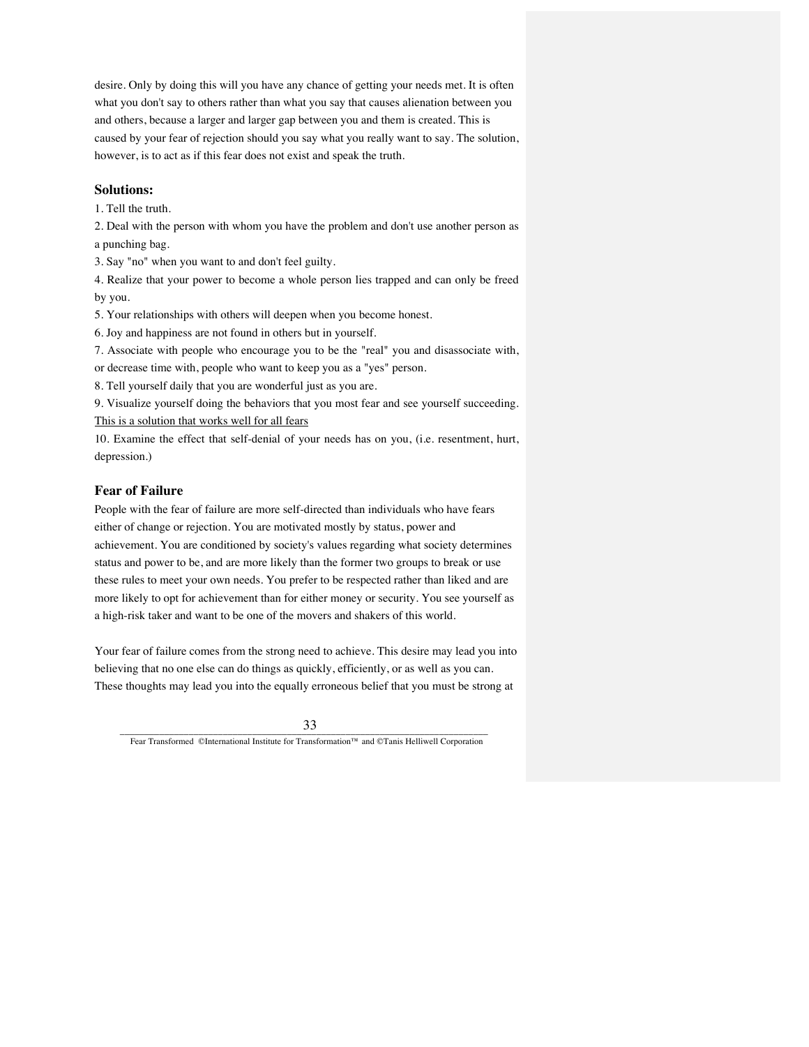desire. Only by doing this will you have any chance of getting your needs met. It is often what you don't say to others rather than what you say that causes alienation between you and others, because a larger and larger gap between you and them is created. This is caused by your fear of rejection should you say what you really want to say. The solution, however, is to act as if this fear does not exist and speak the truth.

### Solutions:

1. Tell the truth.
2. Deal with the person with whom you have the problem and don't use another person as a punching bag.
3. Say "no" when you want to and don't feel guilty.
4. Realize that your power to become a whole person lies trapped and can only be freed by you.
5. Your relationships with others will deepen when you become honest.
6. Joy and happiness are not found in others but in yourself.
7. Associate with people who encourage you to be the "real" you and disassociate with, or decrease time with, people who want to keep you as a "yes" person.
8. Tell yourself daily that you are wonderful just as you are.
9. Visualize yourself doing the behaviors that you most fear and see yourself succeeding. <u>This is a solution that works well for all fears</u>
10. Examine the effect that self-denial of your needs has on you, (i.e. resentment, hurt, depression.)

### Fear of Failure

People with the fear of failure are more self-directed than individuals who have fears either of change or rejection. You are motivated mostly by status, power and achievement. You are conditioned by society's values regarding what society determines status and power to be, and are more likely than the former two groups to break or use these rules to meet your own needs. You prefer to be respected rather than liked and are more likely to opt for achievement than for either money or security. You see yourself as a high-risk taker and want to be one of the movers and shakers of this world.

Your fear of failure comes from the strong need to achieve. This desire may lead you into believing that no one else can do things as quickly, efficiently, or as well as you can. These thoughts may lead you into the equally erroneous belief that you must be strong at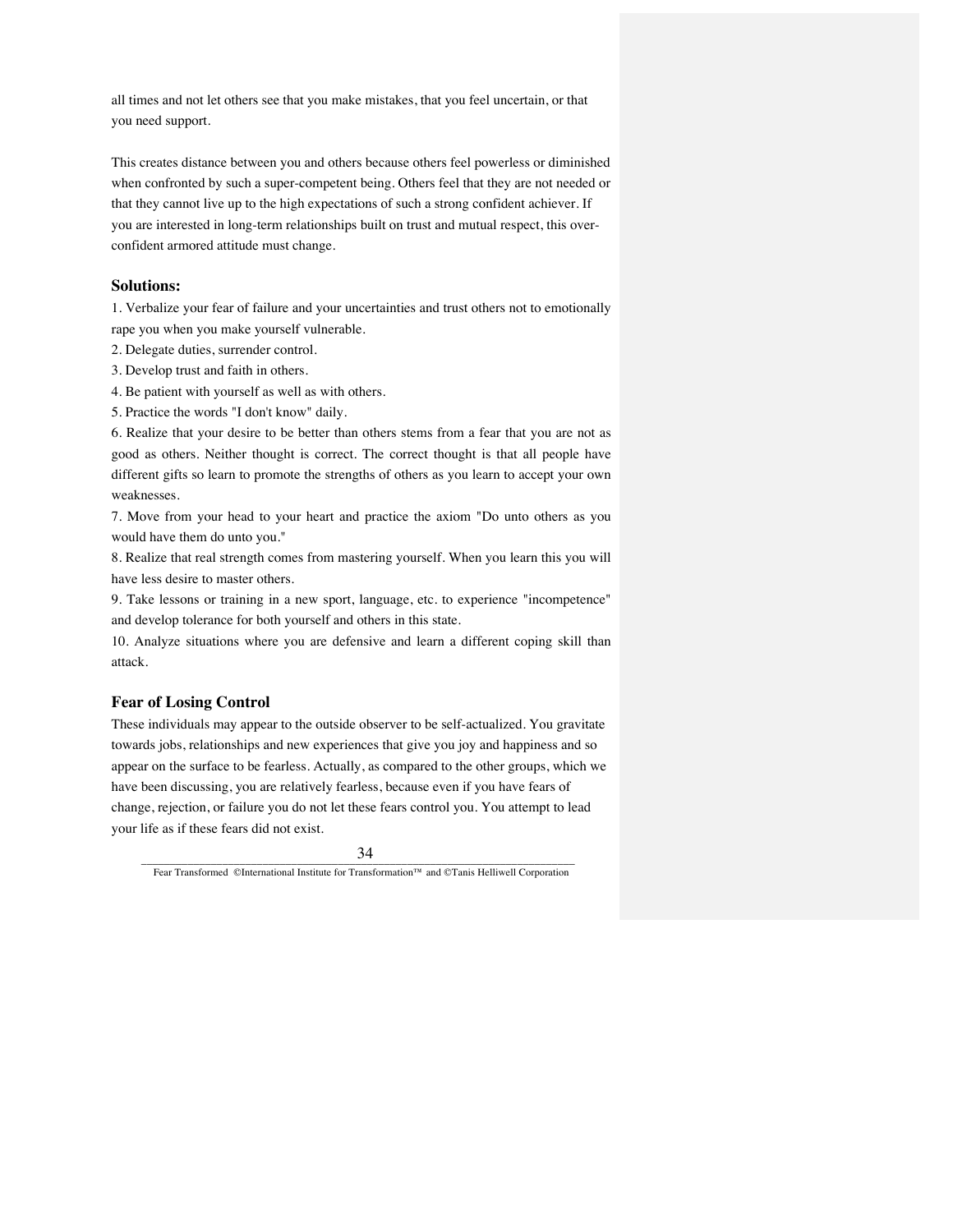all times and not let others see that you make mistakes, that you feel uncertain, or that you need support.

This creates distance between you and others because others feel powerless or diminished when confronted by such a super-competent being. Others feel that they are not needed or that they cannot live up to the high expectations of such a strong confident achiever. If you are interested in long-term relationships built on trust and mutual respect, this over-confident armored attitude must change.

### Solutions:

1. Verbalize your fear of failure and your uncertainties and trust others not to emotionally rape you when you make yourself vulnerable.
2. Delegate duties, surrender control.
3. Develop trust and faith in others.
4. Be patient with yourself as well as with others.
5. Practice the words "I don't know" daily.
6. Realize that your desire to be better than others stems from a fear that you are not as good as others. Neither thought is correct. The correct thought is that all people have different gifts so learn to promote the strengths of others as you learn to accept your own weaknesses.
7. Move from your head to your heart and practice the axiom "Do unto others as you would have them do unto you."
8. Realize that real strength comes from mastering yourself. When you learn this you will have less desire to master others.
9. Take lessons or training in a new sport, language, etc. to experience "incompetence" and develop tolerance for both yourself and others in this state.
10. Analyze situations where you are defensive and learn a different coping skill than attack.

### Fear of Losing Control

These individuals may appear to the outside observer to be self-actualized. You gravitate towards jobs, relationships and new experiences that give you joy and happiness and so appear on the surface to be fearless. Actually, as compared to the other groups, which we have been discussing, you are relatively fearless, because even if you have fears of change, rejection, or failure you do not let these fears control you. You attempt to lead your life as if these fears did not exist.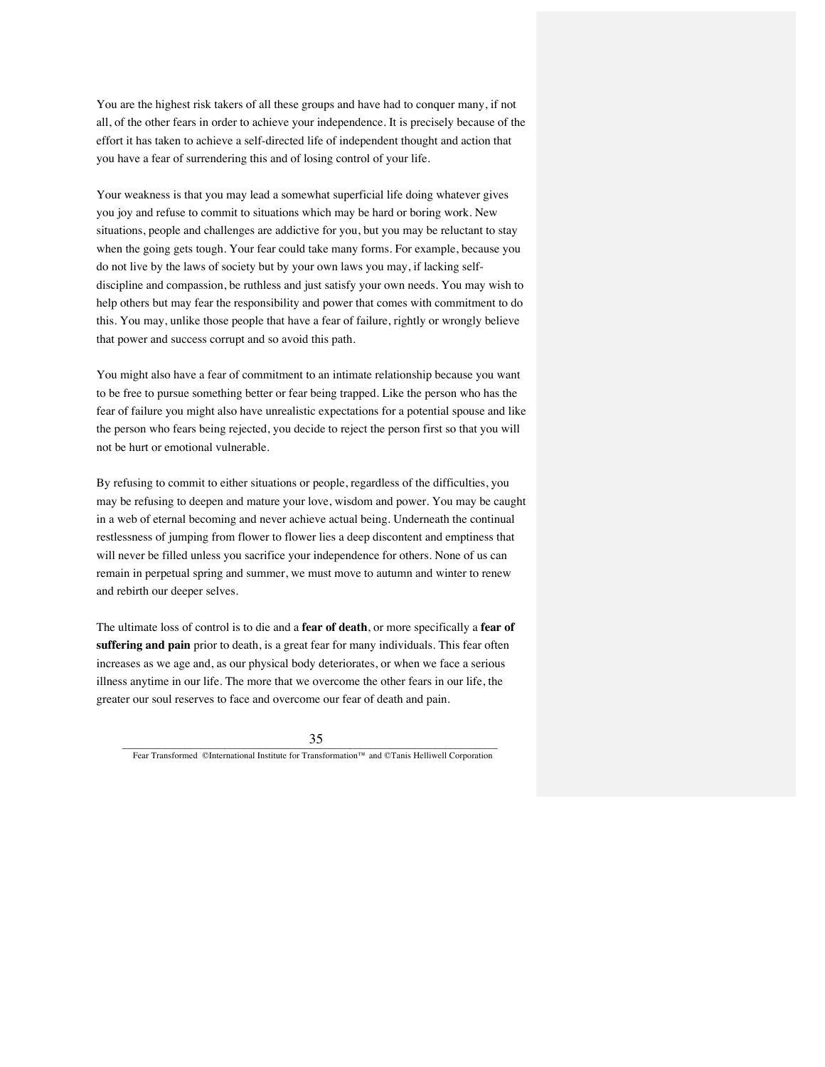You are the highest risk takers of all these groups and have had to conquer many, if not all, of the other fears in order to achieve your independence. It is precisely because of the effort it has taken to achieve a self-directed life of independent thought and action that you have a fear of surrendering this and of losing control of your life.

Your weakness is that you may lead a somewhat superficial life doing whatever gives you joy and refuse to commit to situations which may be hard or boring work. New situations, people and challenges are addictive for you, but you may be reluctant to stay when the going gets tough. Your fear could take many forms. For example, because you do not live by the laws of society but by your own laws you may, if lacking self-discipline and compassion, be ruthless and just satisfy your own needs. You may wish to help others but may fear the responsibility and power that comes with commitment to do this. You may, unlike those people that have a fear of failure, rightly or wrongly believe that power and success corrupt and so avoid this path.

You might also have a fear of commitment to an intimate relationship because you want to be free to pursue something better or fear being trapped. Like the person who has the fear of failure you might also have unrealistic expectations for a potential spouse and like the person who fears being rejected, you decide to reject the person first so that you will not be hurt or emotional vulnerable.

By refusing to commit to either situations or people, regardless of the difficulties, you may be refusing to deepen and mature your love, wisdom and power. You may be caught in a web of eternal becoming and never achieve actual being. Underneath the continual restlessness of jumping from flower to flower lies a deep discontent and emptiness that will never be filled unless you sacrifice your independence for others. None of us can remain in perpetual spring and summer, we must move to autumn and winter to renew and rebirth our deeper selves.

The ultimate loss of control is to die and a **fear of death**, or more specifically a **fear of suffering and pain** prior to death, is a great fear for many individuals. This fear often increases as we age and, as our physical body deteriorates, or when we face a serious illness anytime in our life. The more that we overcome the other fears in our life, the greater our soul reserves to face and overcome our fear of death and pain.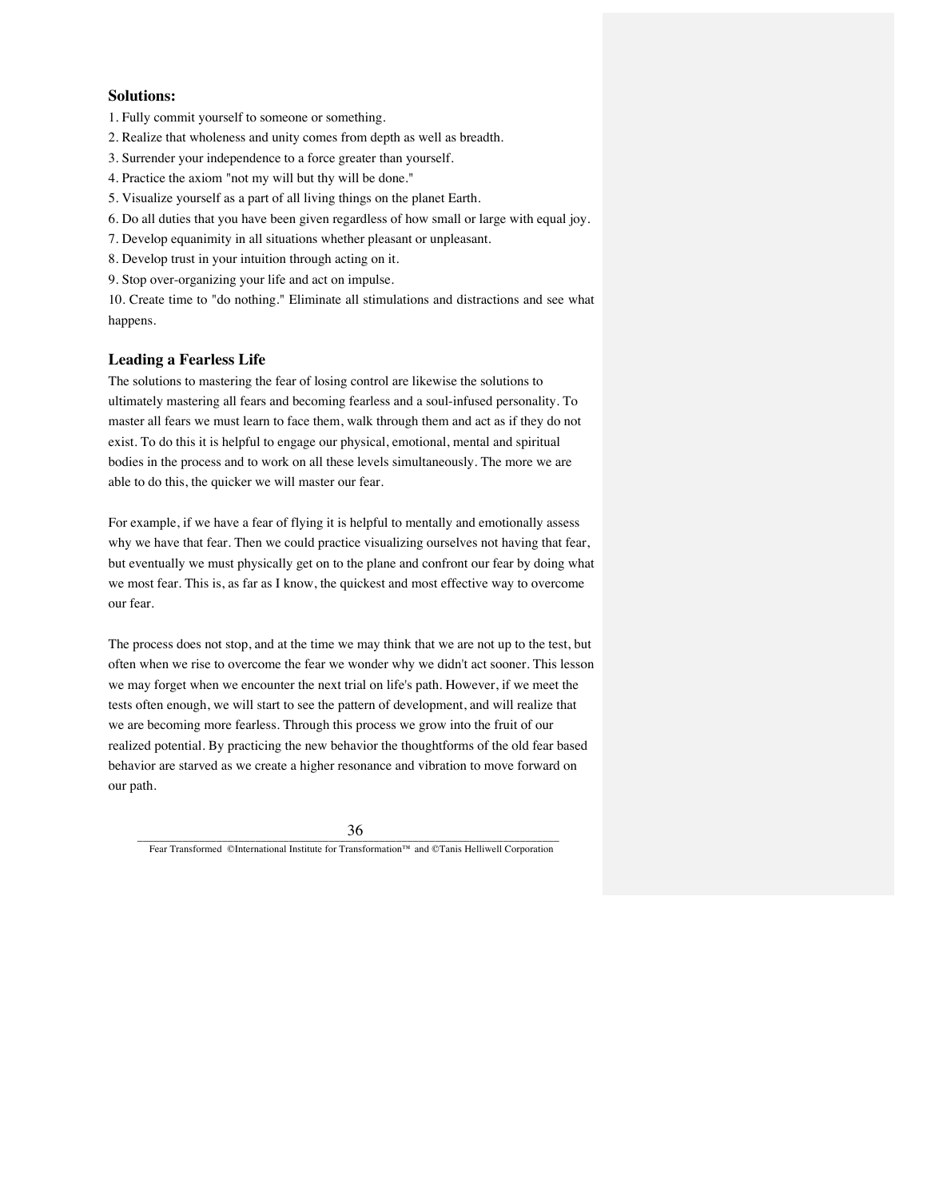### Solutions:

1. Fully commit yourself to someone or something.
2. Realize that wholeness and unity comes from depth as well as breadth.
3. Surrender your independence to a force greater than yourself.
4. Practice the axiom "not my will but thy will be done."
5. Visualize yourself as a part of all living things on the planet Earth.
6. Do all duties that you have been given regardless of how small or large with equal joy.
7. Develop equanimity in all situations whether pleasant or unpleasant.
8. Develop trust in your intuition through acting on it.
9. Stop over-organizing your life and act on impulse.
10. Create time to "do nothing." Eliminate all stimulations and distractions and see what happens.

### Leading a Fearless Life

The solutions to mastering the fear of losing control are likewise the solutions to ultimately mastering all fears and becoming fearless and a soul-infused personality. To master all fears we must learn to face them, walk through them and act as if they do not exist. To do this it is helpful to engage our physical, emotional, mental and spiritual bodies in the process and to work on all these levels simultaneously. The more we are able to do this, the quicker we will master our fear.

For example, if we have a fear of flying it is helpful to mentally and emotionally assess why we have that fear. Then we could practice visualizing ourselves not having that fear, but eventually we must physically get on to the plane and confront our fear by doing what we most fear. This is, as far as I know, the quickest and most effective way to overcome our fear.

The process does not stop, and at the time we may think that we are not up to the test, but often when we rise to overcome the fear we wonder why we didn't act sooner. This lesson we may forget when we encounter the next trial on life's path. However, if we meet the tests often enough, we will start to see the pattern of development, and will realize that we are becoming more fearless. Through this process we grow into the fruit of our realized potential. By practicing the new behavior the thoughtforms of the old fear based behavior are starved as we create a higher resonance and vibration to move forward on our path.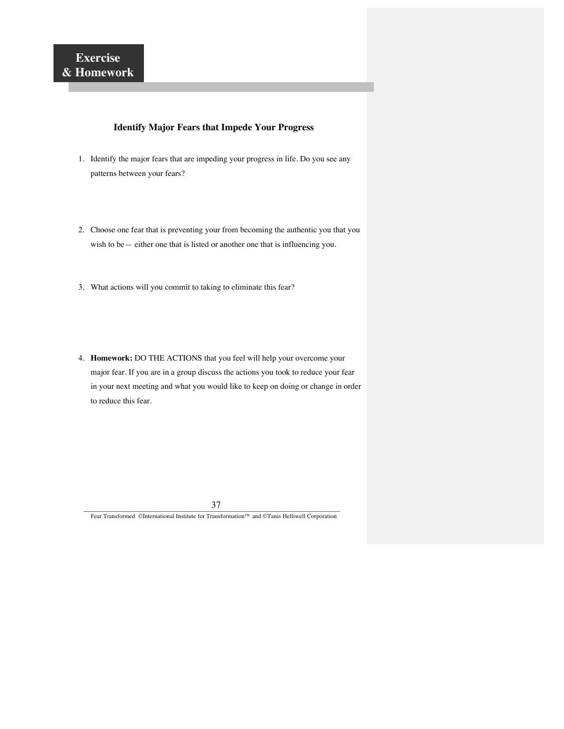**Exercise & Homework**

### Identify Major Fears that Impede Your Progress

1. Identify the major fears that are impeding your progress in life. Do you see any patterns between your fears?

2. Choose one fear that is preventing your from becoming the authentic you that you wish to be— either one that is listed or another one that is influencing you.

3. What actions will you commit to taking to eliminate this fear?

4. **Homework:** DO THE ACTIONS that you feel will help your overcome your major fear. If you are in a group discuss the actions you took to reduce your fear in your next meeting and what you would like to keep on doing or change in order to reduce this fear.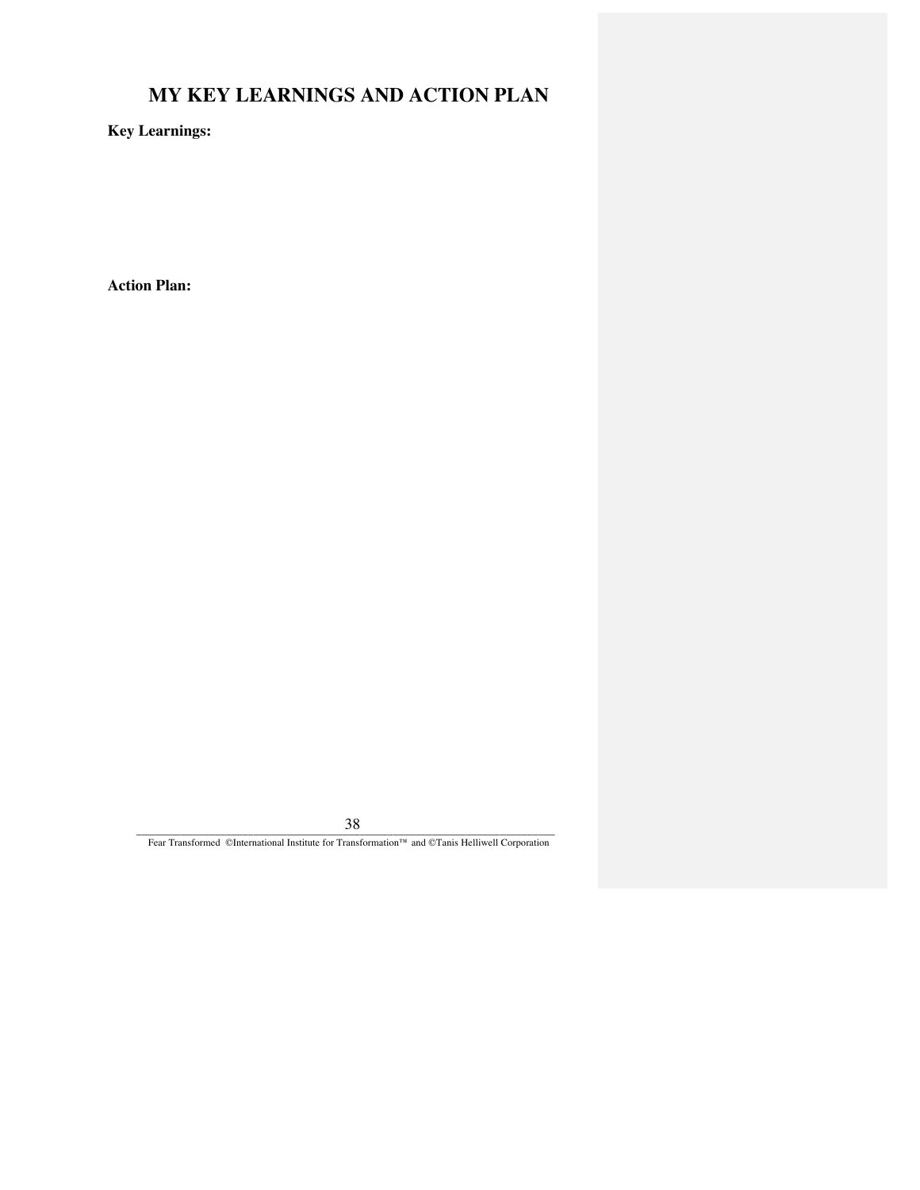# MY KEY LEARNINGS AND ACTION PLAN

**Key Learnings:**

**Action Plan:**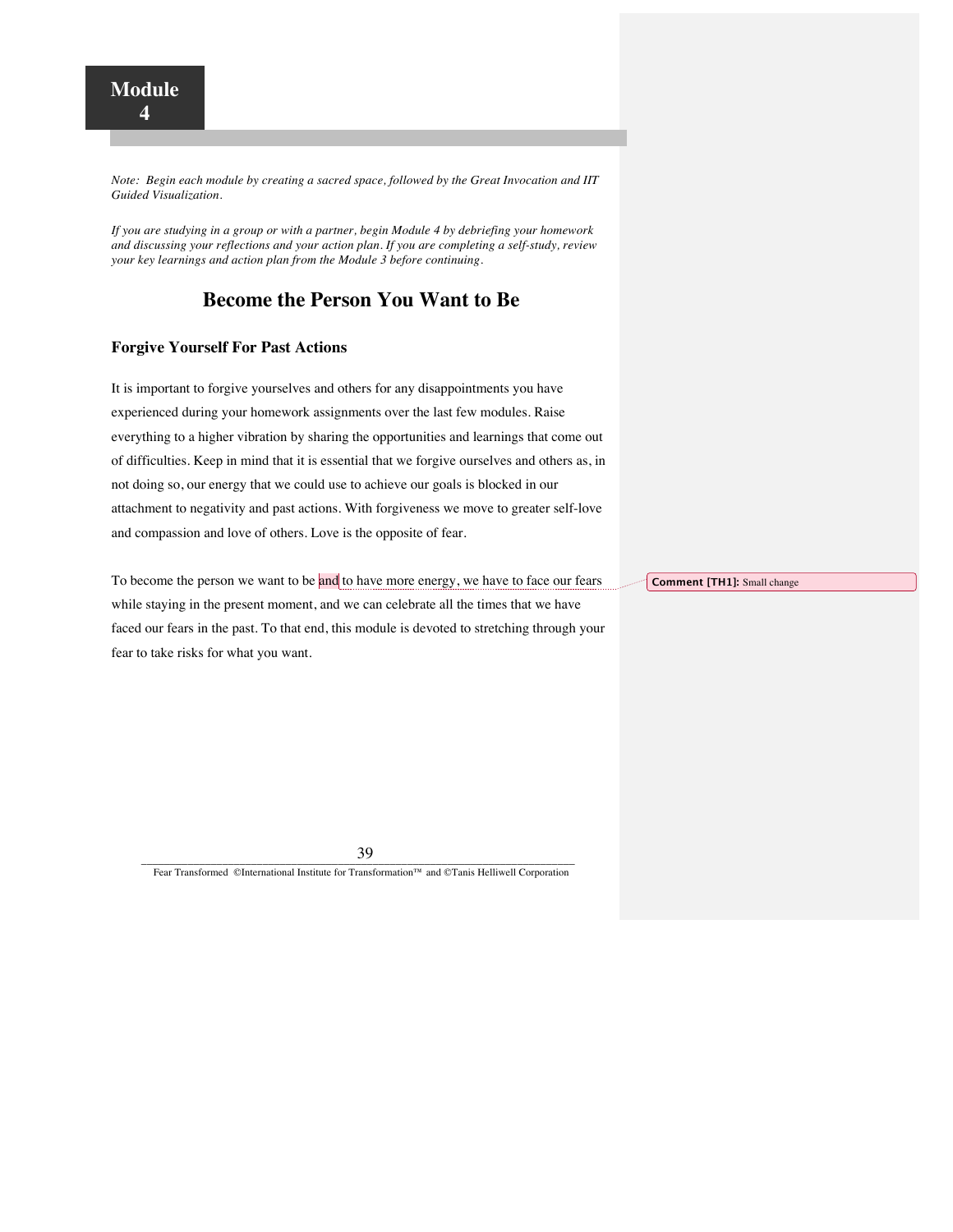**Module 4**

*Note: Begin each module by creating a sacred space, followed by the Great Invocation and IIT Guided Visualization.*

*If you are studying in a group or with a partner, begin Module 4 by debriefing your homework and discussing your reflections and your action plan. If you are completing a self-study, review your key learnings and action plan from the Module 3 before continuing.*

# Become the Person You Want to Be

### Forgive Yourself For Past Actions

It is important to forgive yourselves and others for any disappointments you have experienced during your homework assignments over the last few modules. Raise everything to a higher vibration by sharing the opportunities and learnings that come out of difficulties. Keep in mind that it is essential that we forgive ourselves and others as, in not doing so, our energy that we could use to achieve our goals is blocked in our attachment to negativity and past actions. With forgiveness we move to greater self-love and compassion and love of others. Love is the opposite of fear.

To become the person we want to be and to have more energy, we have to face our fears while staying in the present moment, and we can celebrate all the times that we have faced our fears in the past. To that end, this module is devoted to stretching through your fear to take risks for what you want.

**Comment [TH1]:** Small change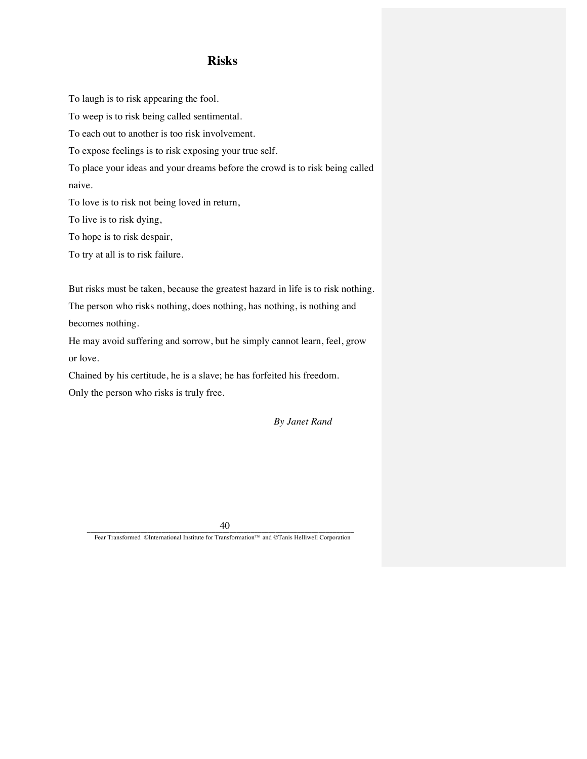# Risks

To laugh is to risk appearing the fool.

To weep is to risk being called sentimental.

To each out to another is too risk involvement.

To expose feelings is to risk exposing your true self.

To place your ideas and your dreams before the crowd is to risk being called naive.

To love is to risk not being loved in return,

To live is to risk dying,

To hope is to risk despair,

To try at all is to risk failure.

But risks must be taken, because the greatest hazard in life is to risk nothing.

The person who risks nothing, does nothing, has nothing, is nothing and becomes nothing.

He may avoid suffering and sorrow, but he simply cannot learn, feel, grow or love.

Chained by his certitude, he is a slave; he has forfeited his freedom.

Only the person who risks is truly free.

*By Janet Rand*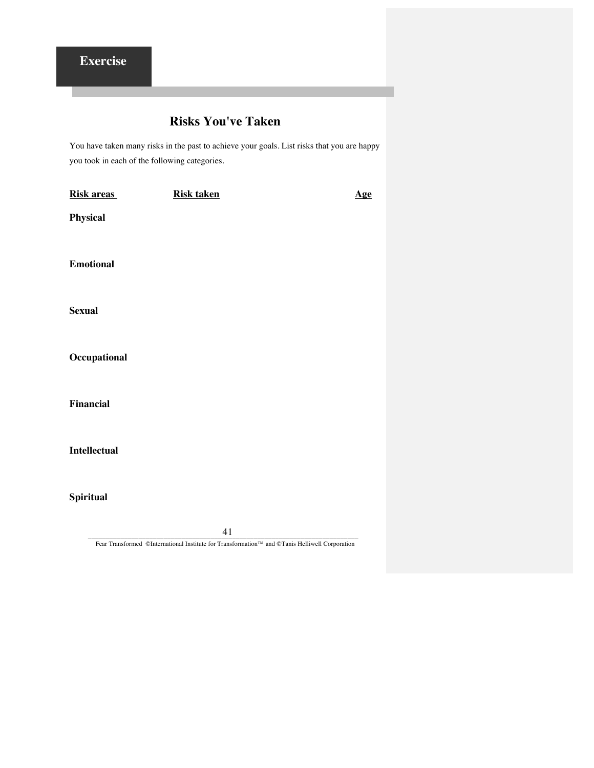**Exercise**

## Risks You've Taken

You have taken many risks in the past to achieve your goals. List risks that you are happy you took in each of the following categories.

| Risk areas | Risk taken | Age |
| --- | --- | --- |
| **Physical** | | |
| **Emotional** | | |
| **Sexual** | | |
| **Occupational** | | |
| **Financial** | | |
| **Intellectual** | | |
| **Spiritual** | | |

Fear Transformed ©International Institute for Transformation™ and ©Tanis Helliwell Corporation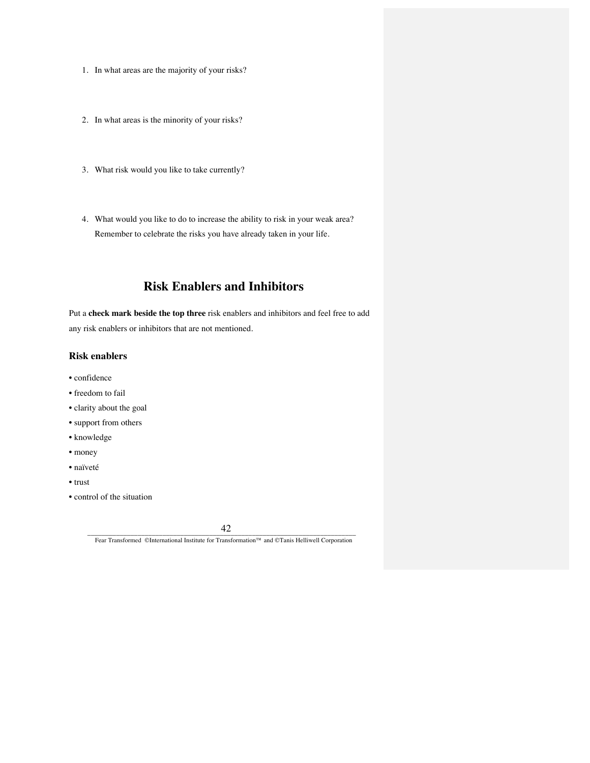1. In what areas are the majority of your risks?

2. In what areas is the minority of your risks?

3. What risk would you like to take currently?

4. What would you like to do to increase the ability to risk in your weak area? Remember to celebrate the risks you have already taken in your life.

## Risk Enablers and Inhibitors

Put a **check mark beside the top three** risk enablers and inhibitors and feel free to add any risk enablers or inhibitors that are not mentioned.

### Risk enablers

- confidence
- freedom to fail
- clarity about the goal
- support from others
- knowledge
- money
- naïveté
- trust
- control of the situation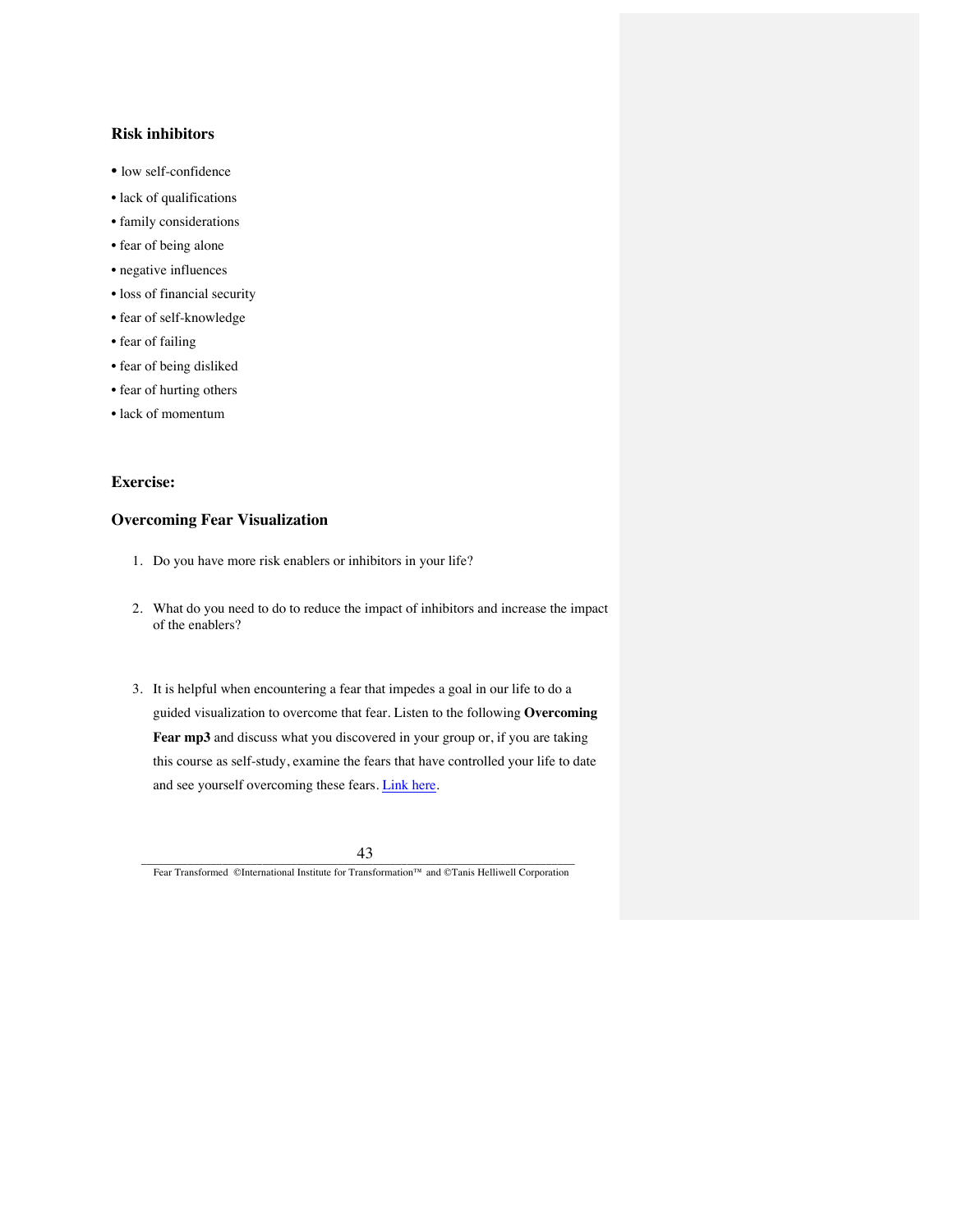### Risk inhibitors

- low self-confidence
- lack of qualifications
- family considerations
- fear of being alone
- negative influences
- loss of financial security
- fear of self-knowledge
- fear of failing
- fear of being disliked
- fear of hurting others
- lack of momentum

### Exercise:

### Overcoming Fear Visualization

1. Do you have more risk enablers or inhibitors in your life?

2. What do you need to do to reduce the impact of inhibitors and increase the impact of the enablers?

3. It is helpful when encountering a fear that impedes a goal in our life to do a guided visualization to overcome that fear. Listen to the following **Overcoming Fear mp3** and discuss what you discovered in your group or, if you are taking this course as self-study, examine the fears that have controlled your life to date and see yourself overcoming these fears. Link here.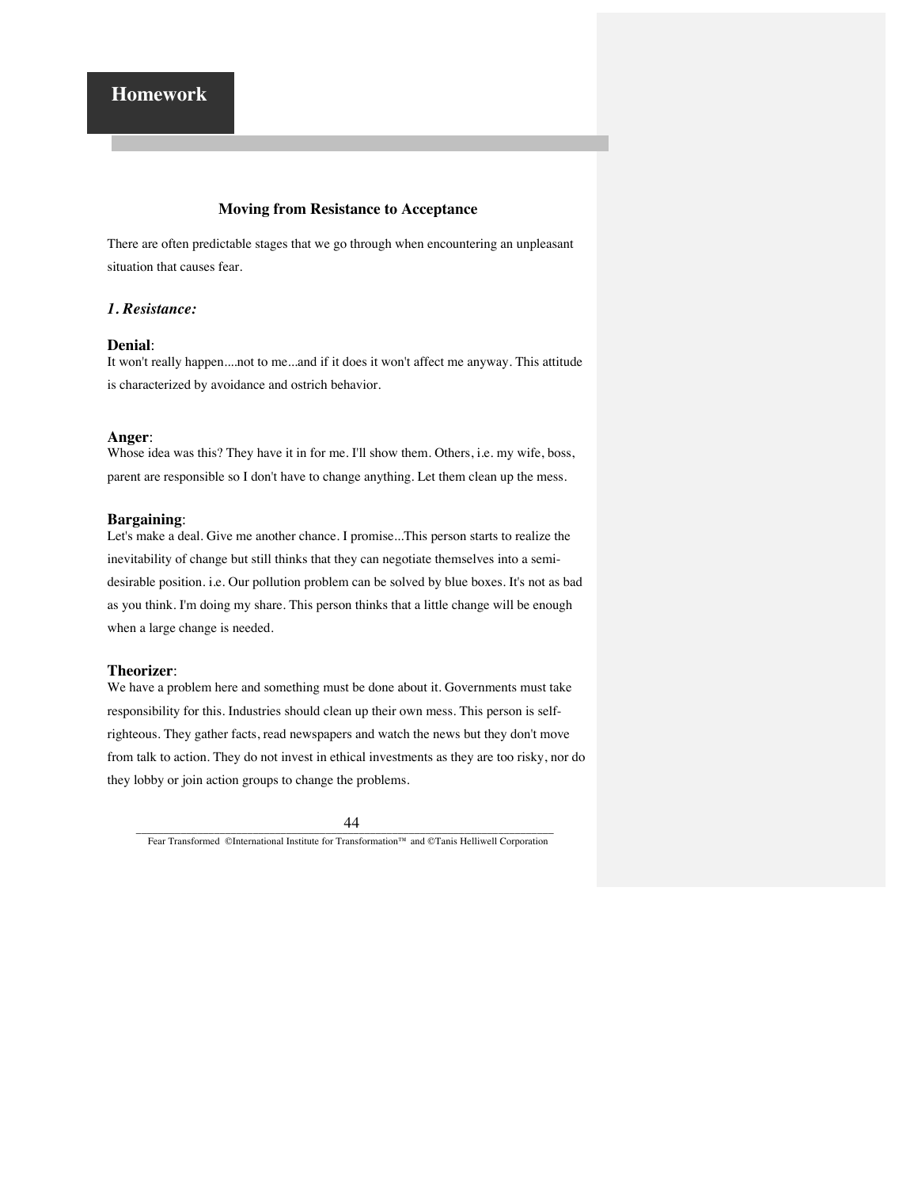## Homework

### Moving from Resistance to Acceptance

There are often predictable stages that we go through when encountering an unpleasant situation that causes fear.

#### *1. Resistance:*

**Denial**:
It won't really happen....not to me...and if it does it won't affect me anyway. This attitude is characterized by avoidance and ostrich behavior.

**Anger**:
Whose idea was this? They have it in for me. I'll show them. Others, i.e. my wife, boss, parent are responsible so I don't have to change anything. Let them clean up the mess.

**Bargaining**:
Let's make a deal. Give me another chance. I promise...This person starts to realize the inevitability of change but still thinks that they can negotiate themselves into a semi-desirable position. i.e. Our pollution problem can be solved by blue boxes. It's not as bad as you think. I'm doing my share. This person thinks that a little change will be enough when a large change is needed.

**Theorizer**:
We have a problem here and something must be done about it. Governments must take responsibility for this. Industries should clean up their own mess. This person is self-righteous. They gather facts, read newspapers and watch the news but they don't move from talk to action. They do not invest in ethical investments as they are too risky, nor do they lobby or join action groups to change the problems.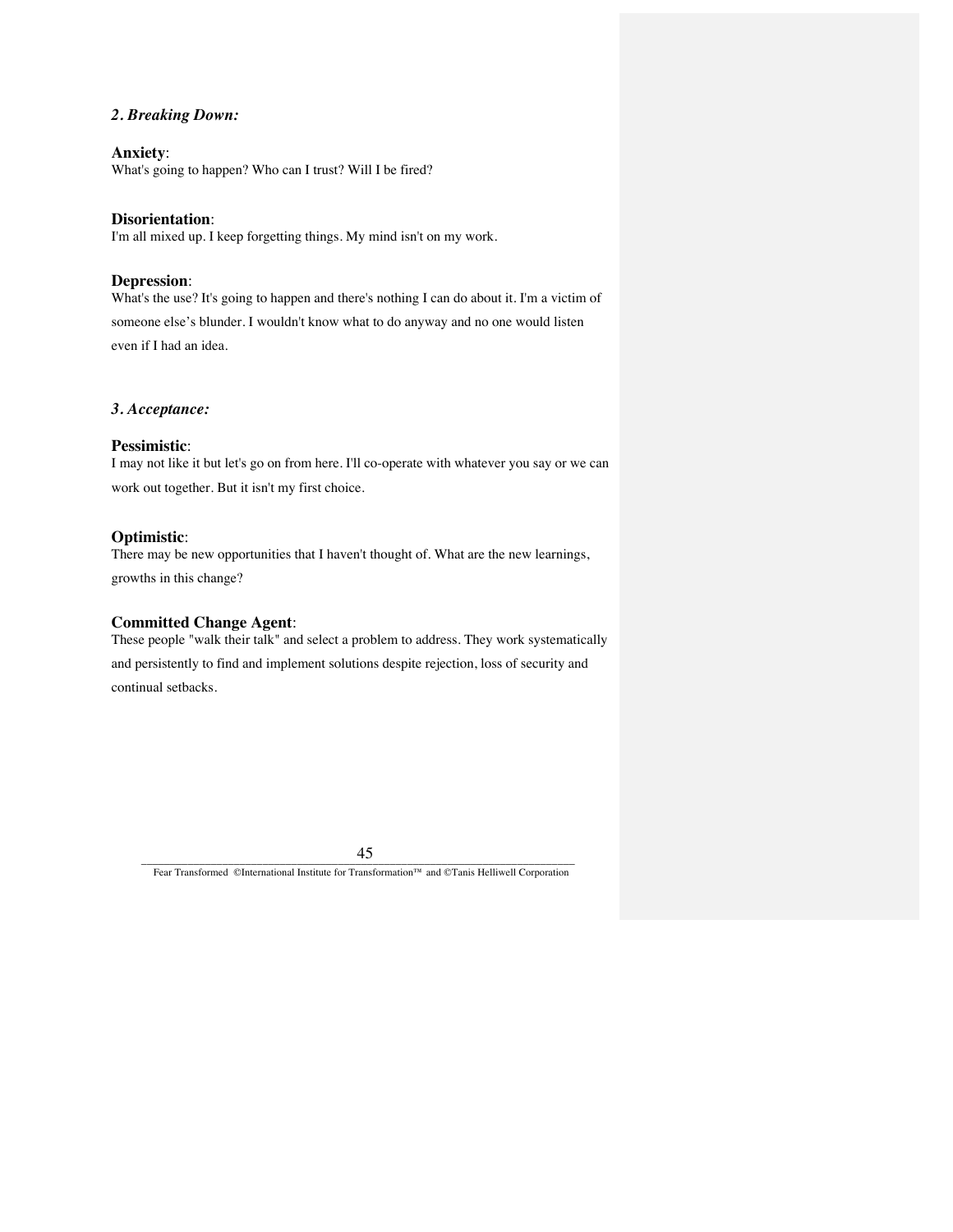### *2. Breaking Down:*

**Anxiety**:
What's going to happen? Who can I trust? Will I be fired?

**Disorientation**:
I'm all mixed up. I keep forgetting things. My mind isn't on my work.

**Depression**:
What's the use? It's going to happen and there's nothing I can do about it. I'm a victim of someone else's blunder. I wouldn't know what to do anyway and no one would listen even if I had an idea.

### *3. Acceptance:*

**Pessimistic**:
I may not like it but let's go on from here. I'll co-operate with whatever you say or we can work out together. But it isn't my first choice.

**Optimistic**:
There may be new opportunities that I haven't thought of. What are the new learnings, growths in this change?

**Committed Change Agent**:
These people "walk their talk" and select a problem to address. They work systematically and persistently to find and implement solutions despite rejection, loss of security and continual setbacks.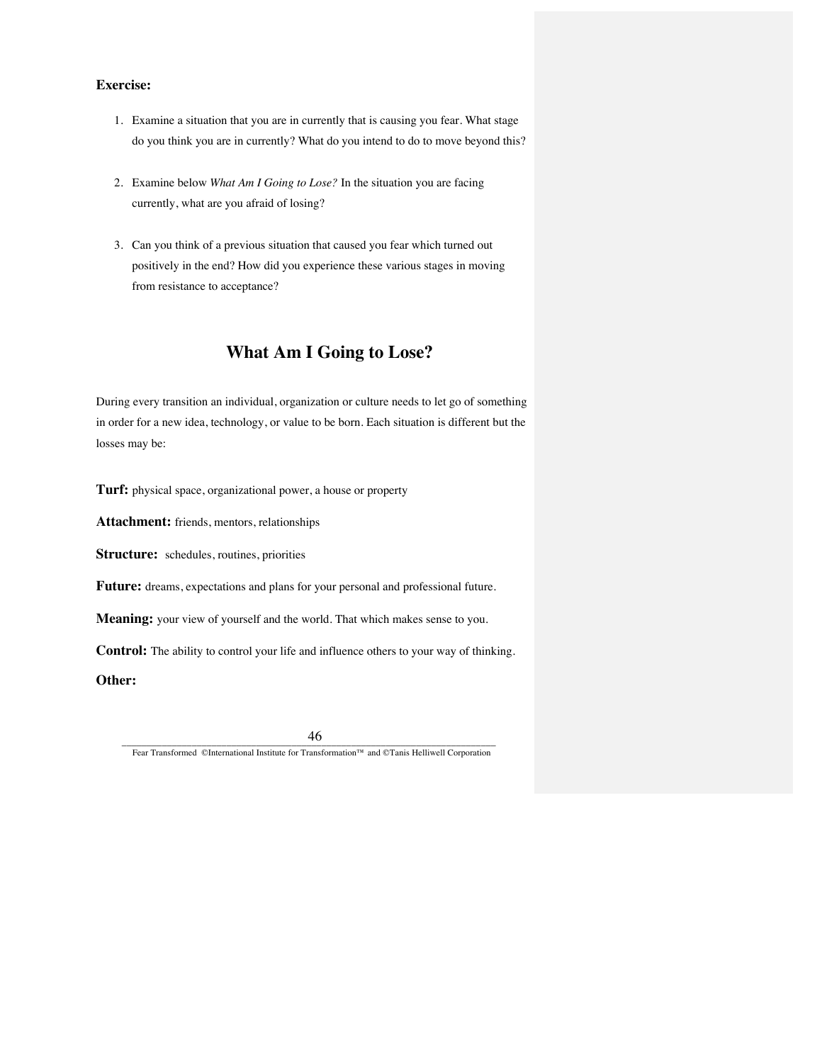**Exercise:**

1. Examine a situation that you are in currently that is causing you fear. What stage do you think you are in currently? What do you intend to do to move beyond this?

2. Examine below *What Am I Going to Lose?* In the situation you are facing currently, what are you afraid of losing?

3. Can you think of a previous situation that caused you fear which turned out positively in the end? How did you experience these various stages in moving from resistance to acceptance?

## What Am I Going to Lose?

During every transition an individual, organization or culture needs to let go of something in order for a new idea, technology, or value to be born. Each situation is different but the losses may be:

**Turf:** physical space, organizational power, a house or property

**Attachment:** friends, mentors, relationships

**Structure:** schedules, routines, priorities

**Future:** dreams, expectations and plans for your personal and professional future.

**Meaning:** your view of yourself and the world. That which makes sense to you.

**Control:** The ability to control your life and influence others to your way of thinking.

**Other:**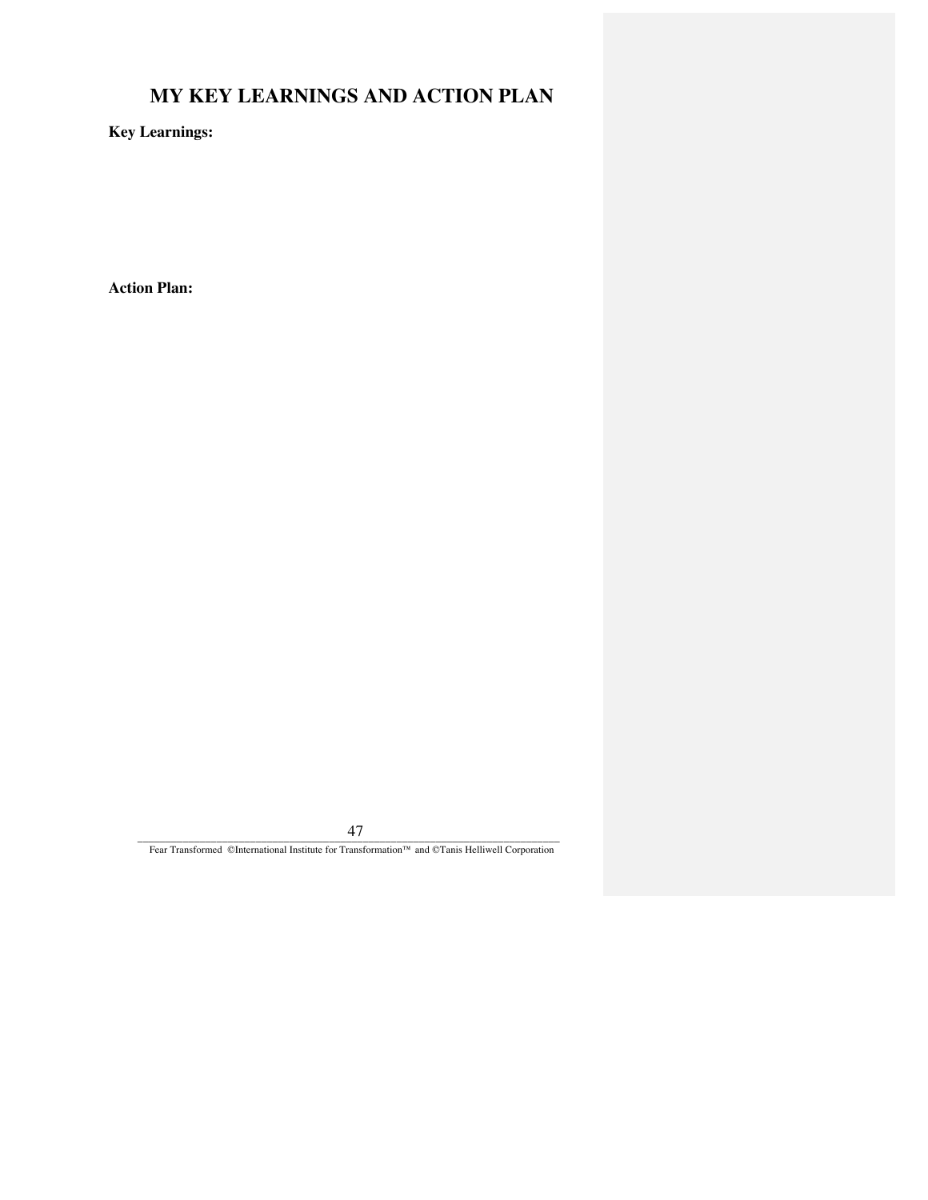# MY KEY LEARNINGS AND ACTION PLAN

**Key Learnings:**

**Action Plan:**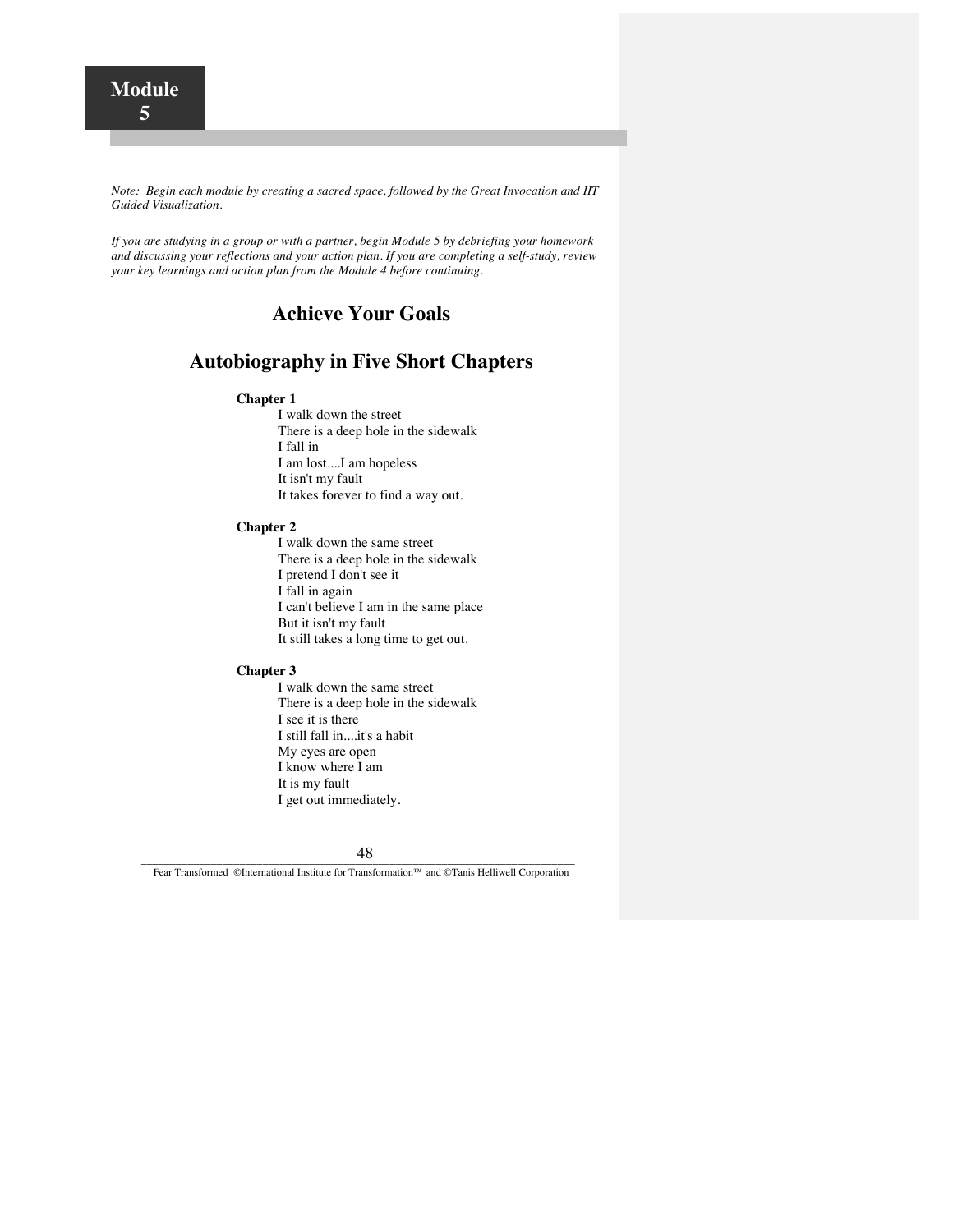# Module 5

*Note: Begin each module by creating a sacred space, followed by the Great Invocation and IIT Guided Visualization.*

*If you are studying in a group or with a partner, begin Module 5 by debriefing your homework and discussing your reflections and your action plan. If you are completing a self-study, review your key learnings and action plan from the Module 4 before continuing.*

## Achieve Your Goals

## Autobiography in Five Short Chapters

**Chapter 1**

I walk down the street
There is a deep hole in the sidewalk
I fall in
I am lost....I am hopeless
It isn't my fault
It takes forever to find a way out.

**Chapter 2**

I walk down the same street
There is a deep hole in the sidewalk
I pretend I don't see it
I fall in again
I can't believe I am in the same place
But it isn't my fault
It still takes a long time to get out.

**Chapter 3**

I walk down the same street
There is a deep hole in the sidewalk
I see it is there
I still fall in....it's a habit
My eyes are open
I know where I am
It is my fault
I get out immediately.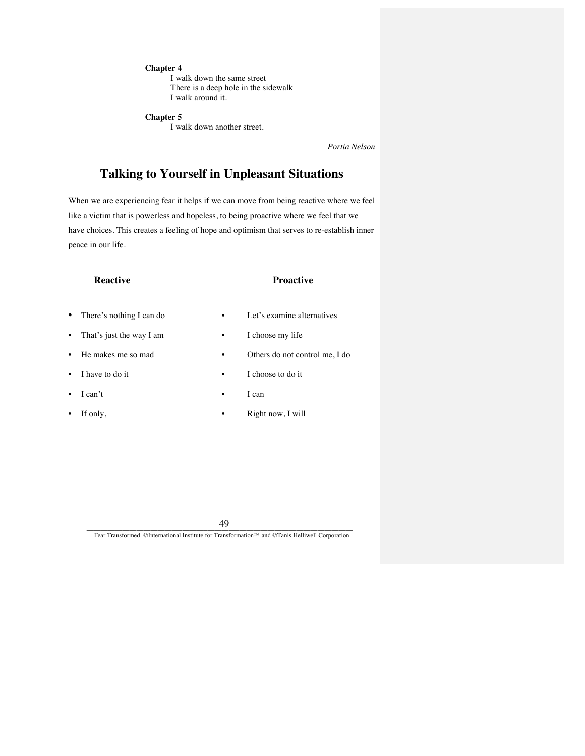**Chapter 4**

I walk down the same street
There is a deep hole in the sidewalk
I walk around it.

**Chapter 5**

I walk down another street.

*Portia Nelson*

## Talking to Yourself in Unpleasant Situations

When we are experiencing fear it helps if we can move from being reactive where we feel like a victim that is powerless and hopeless, to being proactive where we feel that we have choices. This creates a feeling of hope and optimism that serves to re-establish inner peace in our life.

| Reactive | Proactive |
|---|---|
| • There's nothing I can do | • Let's examine alternatives |
| • That's just the way I am | • I choose my life |
| • He makes me so mad | • Others do not control me, I do |
| • I have to do it | • I choose to do it |
| • I can't | • I can |
| • If only, | • Right now, I will |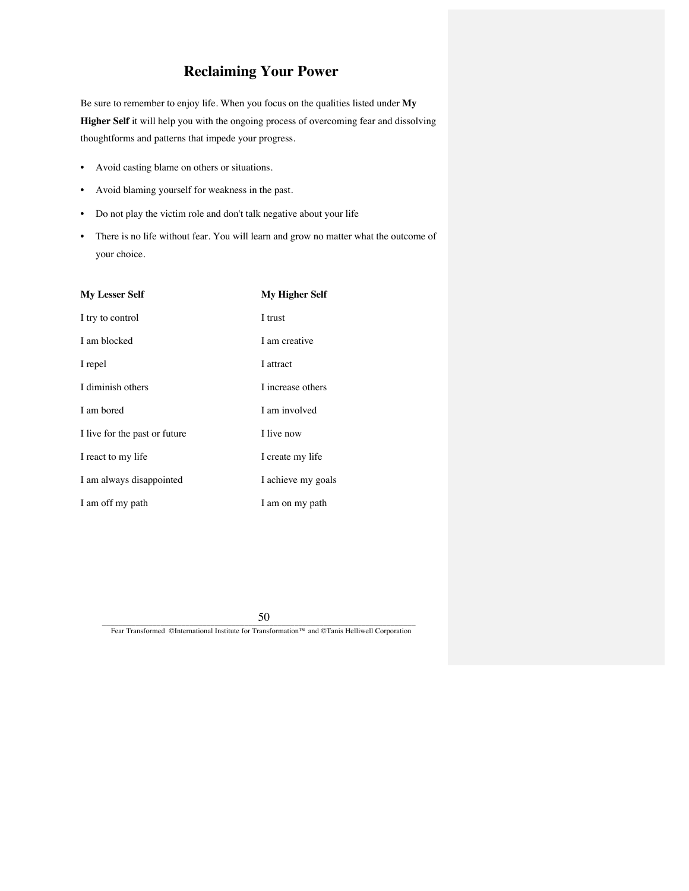# Reclaiming Your Power

Be sure to remember to enjoy life. When you focus on the qualities listed under **My Higher Self** it will help you with the ongoing process of overcoming fear and dissolving thoughtforms and patterns that impede your progress.

- Avoid casting blame on others or situations.
- Avoid blaming yourself for weakness in the past.
- Do not play the victim role and don't talk negative about your life
- There is no life without fear. You will learn and grow no matter what the outcome of your choice.

| **My Lesser Self** | **My Higher Self** |
|---|---|
| I try to control | I trust |
| I am blocked | I am creative |
| I repel | I attract |
| I diminish others | I increase others |
| I am bored | I am involved |
| I live for the past or future | I live now |
| I react to my life | I create my life |
| I am always disappointed | I achieve my goals |
| I am off my path | I am on my path |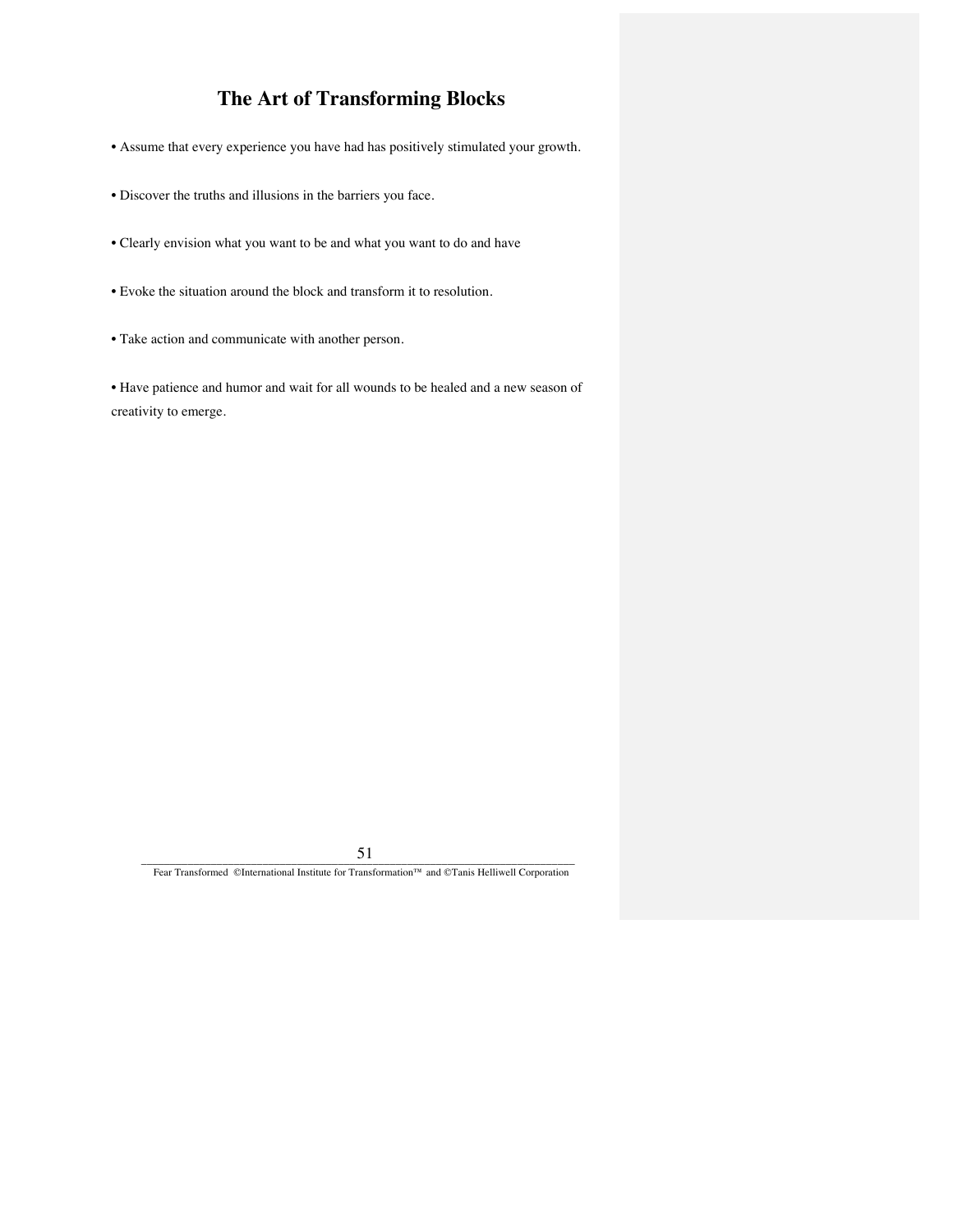# The Art of Transforming Blocks

- Assume that every experience you have had has positively stimulated your growth.
- Discover the truths and illusions in the barriers you face.
- Clearly envision what you want to be and what you want to do and have
- Evoke the situation around the block and transform it to resolution.
- Take action and communicate with another person.
- Have patience and humor and wait for all wounds to be healed and a new season of creativity to emerge.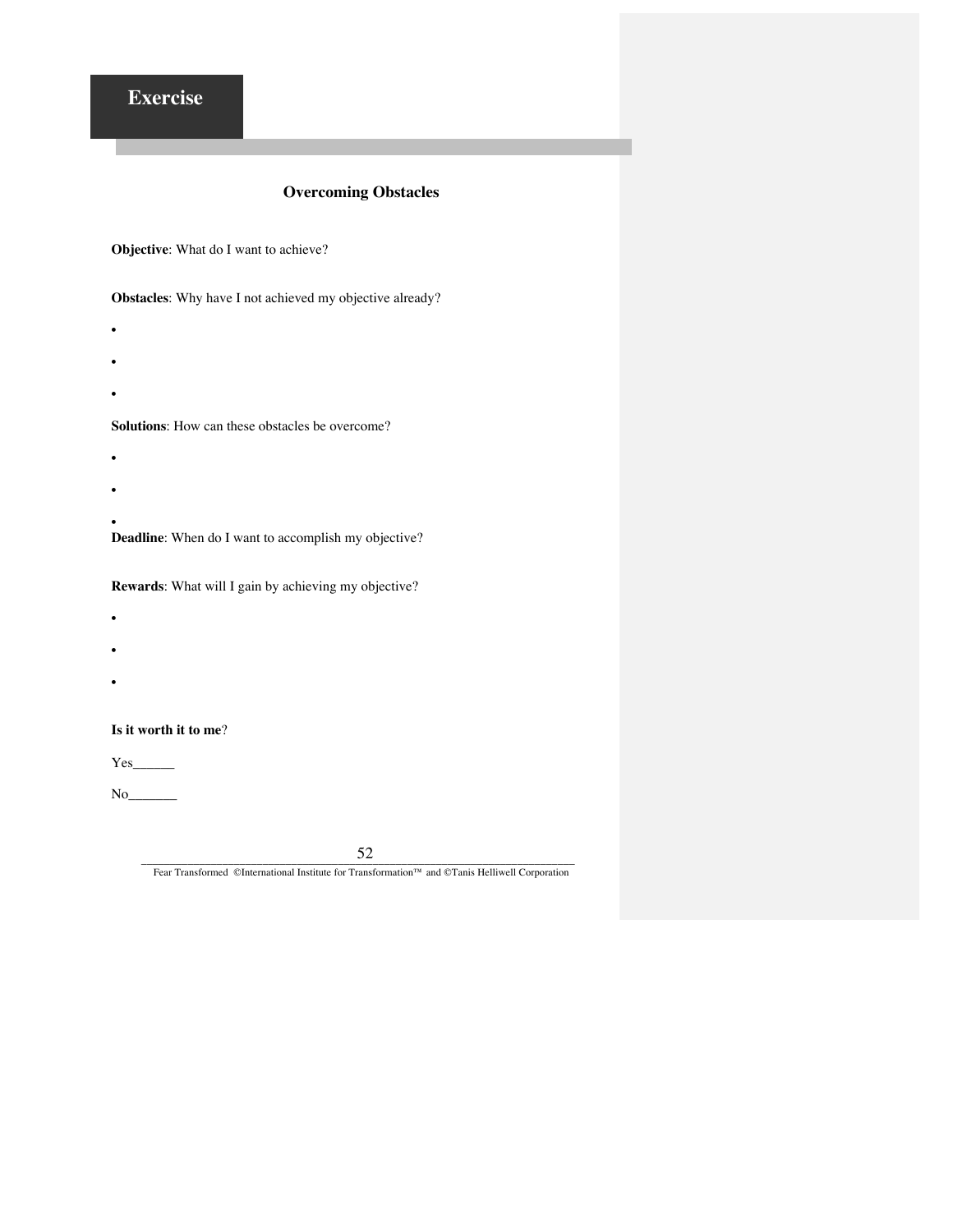## Exercise

### Overcoming Obstacles

**Objective**: What do I want to achieve?

**Obstacles**: Why have I not achieved my objective already?

- 
- 
- 

**Solutions**: How can these obstacles be overcome?

- 
- 
- 

**Deadline**: When do I want to accomplish my objective?

**Rewards**: What will I gain by achieving my objective?

- 
- 
- 

**Is it worth it to me**?

Yes______

No_______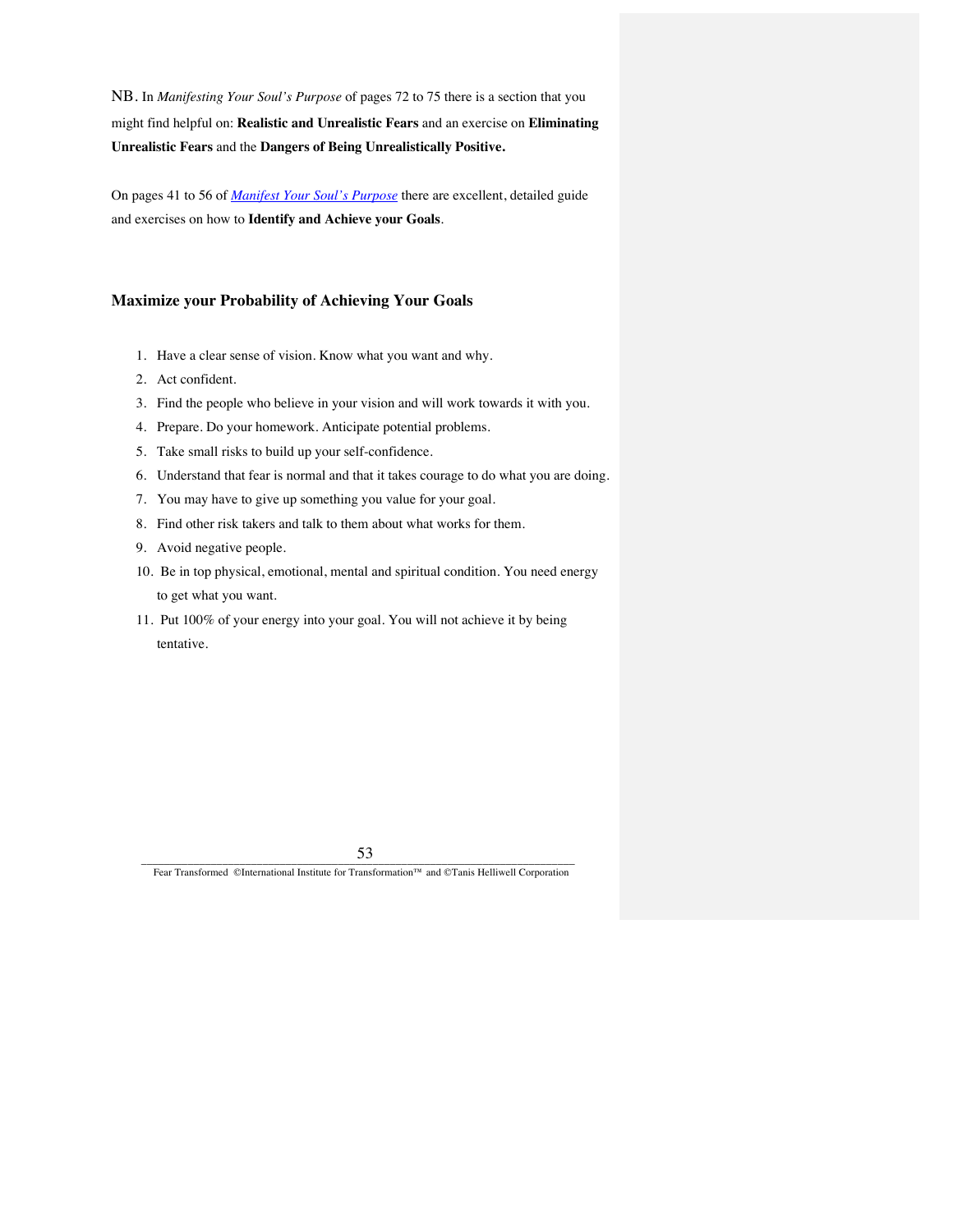NB. In *Manifesting Your Soul's Purpose* of pages 72 to 75 there is a section that you might find helpful on: **Realistic and Unrealistic Fears** and an exercise on **Eliminating Unrealistic Fears** and the **Dangers of Being Unrealistically Positive.**

On pages 41 to 56 of *[Manifest Your Soul's Purpose]* there are excellent, detailed guide and exercises on how to **Identify and Achieve your Goals**.

### Maximize your Probability of Achieving Your Goals

1. Have a clear sense of vision. Know what you want and why.
2. Act confident.
3. Find the people who believe in your vision and will work towards it with you.
4. Prepare. Do your homework. Anticipate potential problems.
5. Take small risks to build up your self-confidence.
6. Understand that fear is normal and that it takes courage to do what you are doing.
7. You may have to give up something you value for your goal.
8. Find other risk takers and talk to them about what works for them.
9. Avoid negative people.
10. Be in top physical, emotional, mental and spiritual condition. You need energy to get what you want.
11. Put 100% of your energy into your goal. You will not achieve it by being tentative.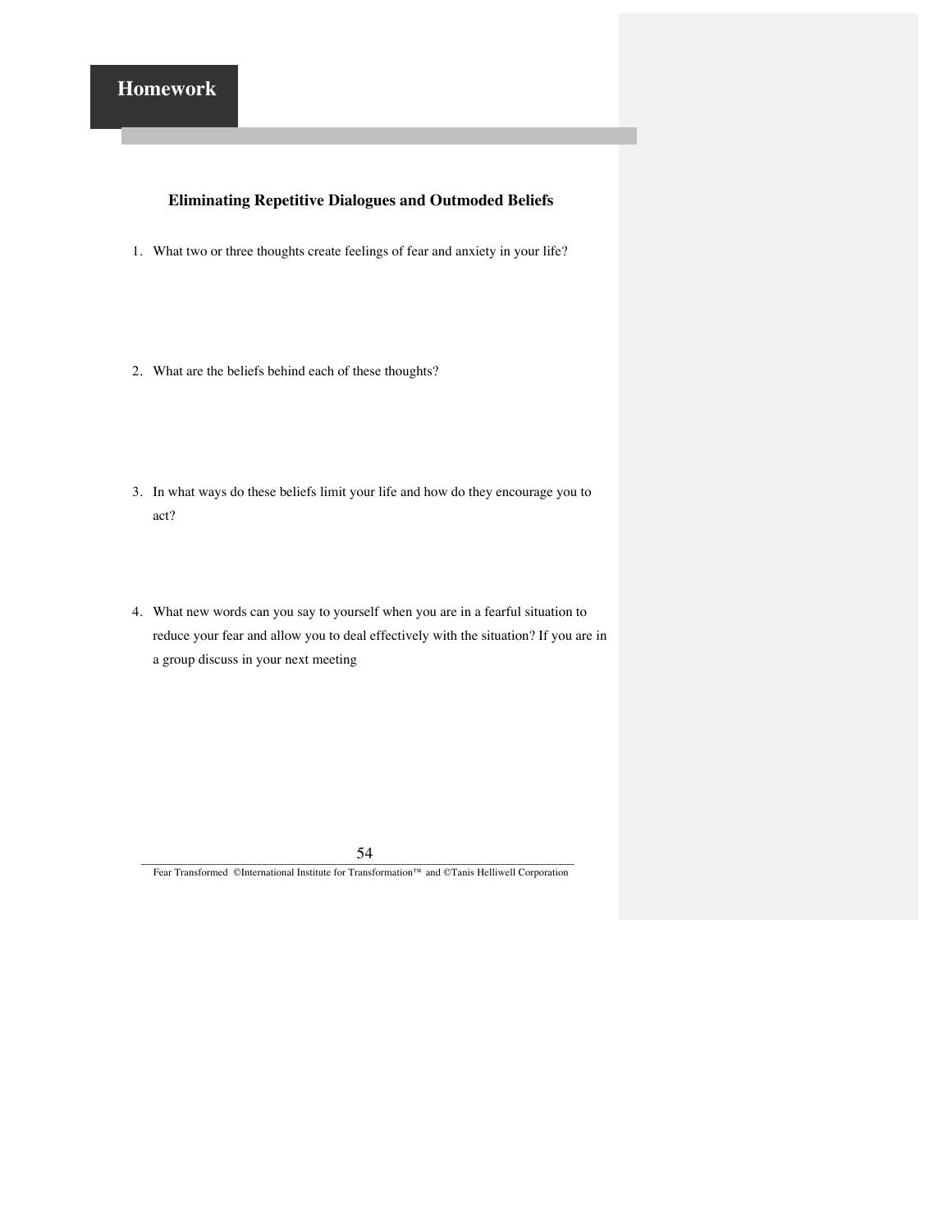## Homework

### Eliminating Repetitive Dialogues and Outmoded Beliefs

1. What two or three thoughts create feelings of fear and anxiety in your life?

2. What are the beliefs behind each of these thoughts?

3. In what ways do these beliefs limit your life and how do they encourage you to act?

4. What new words can you say to yourself when you are in a fearful situation to reduce your fear and allow you to deal effectively with the situation? If you are in a group discuss in your next meeting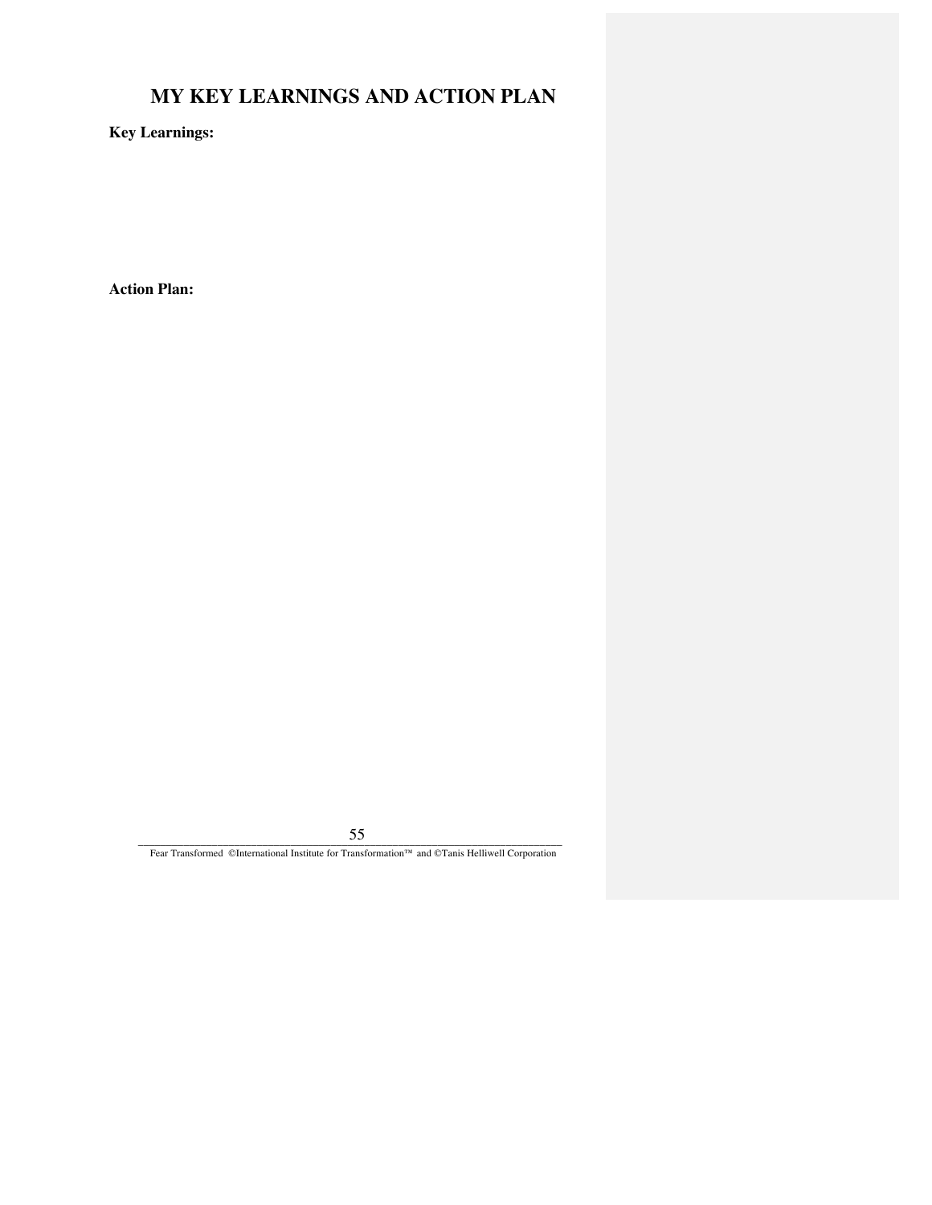# MY KEY LEARNINGS AND ACTION PLAN

**Key Learnings:**

**Action Plan:**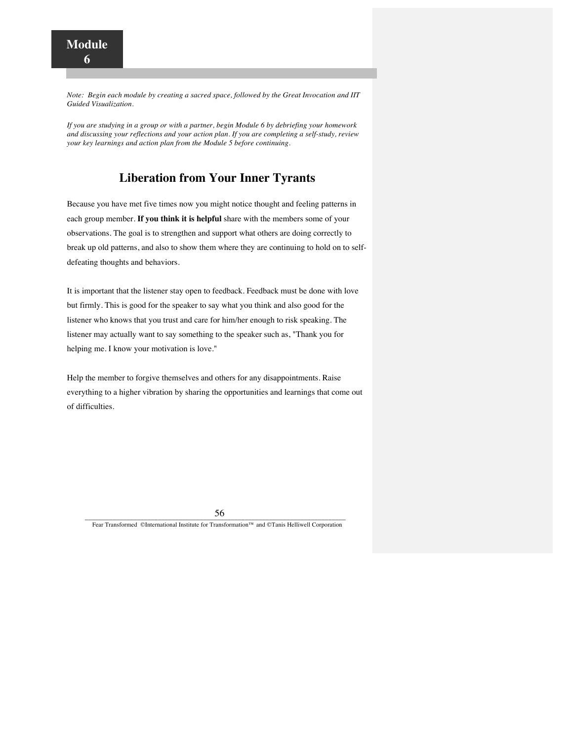# Module 6

*Note: Begin each module by creating a sacred space, followed by the Great Invocation and IIT Guided Visualization.*

*If you are studying in a group or with a partner, begin Module 6 by debriefing your homework and discussing your reflections and your action plan. If you are completing a self-study, review your key learnings and action plan from the Module 5 before continuing.*

## Liberation from Your Inner Tyrants

Because you have met five times now you might notice thought and feeling patterns in each group member. **If you think it is helpful** share with the members some of your observations. The goal is to strengthen and support what others are doing correctly to break up old patterns, and also to show them where they are continuing to hold on to self-defeating thoughts and behaviors.

It is important that the listener stay open to feedback. Feedback must be done with love but firmly. This is good for the speaker to say what you think and also good for the listener who knows that you trust and care for him/her enough to risk speaking. The listener may actually want to say something to the speaker such as, "Thank you for helping me. I know your motivation is love."

Help the member to forgive themselves and others for any disappointments. Raise everything to a higher vibration by sharing the opportunities and learnings that come out of difficulties.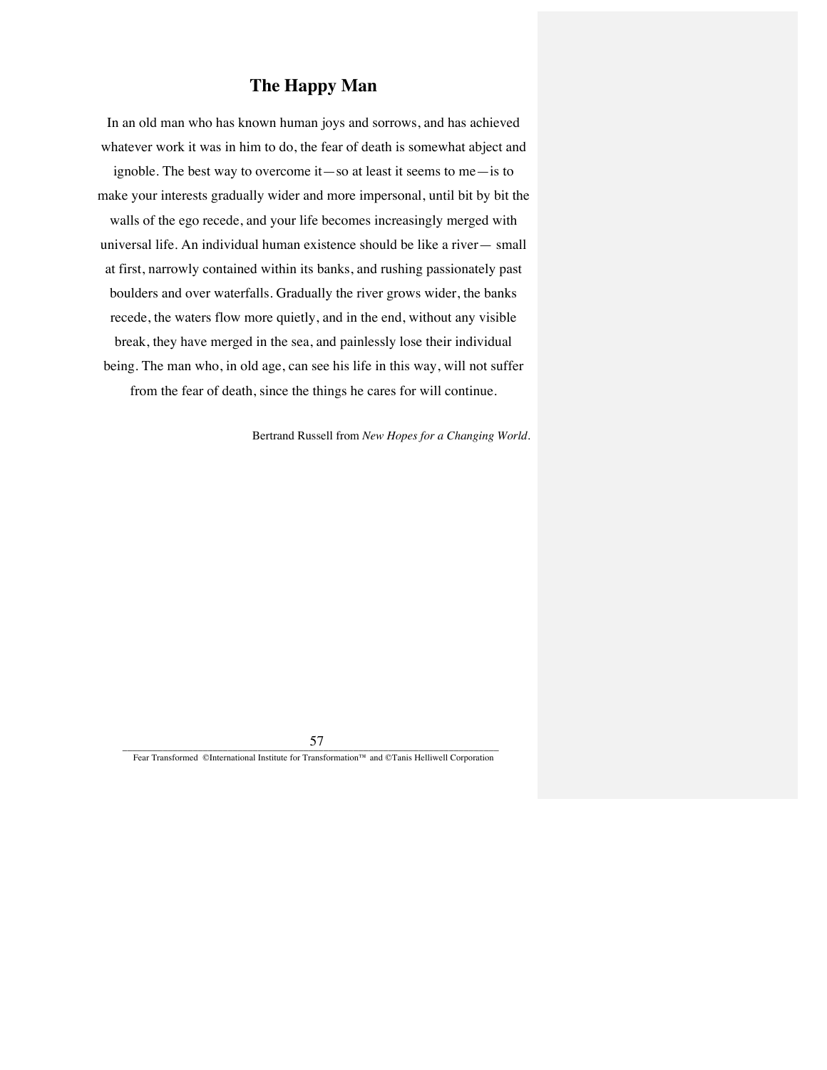## The Happy Man

In an old man who has known human joys and sorrows, and has achieved whatever work it was in him to do, the fear of death is somewhat abject and ignoble. The best way to overcome it—so at least it seems to me—is to make your interests gradually wider and more impersonal, until bit by bit the walls of the ego recede, and your life becomes increasingly merged with universal life. An individual human existence should be like a river— small at first, narrowly contained within its banks, and rushing passionately past boulders and over waterfalls. Gradually the river grows wider, the banks recede, the waters flow more quietly, and in the end, without any visible break, they have merged in the sea, and painlessly lose their individual being. The man who, in old age, can see his life in this way, will not suffer from the fear of death, since the things he cares for will continue.

Bertrand Russell from *New Hopes for a Changing World*.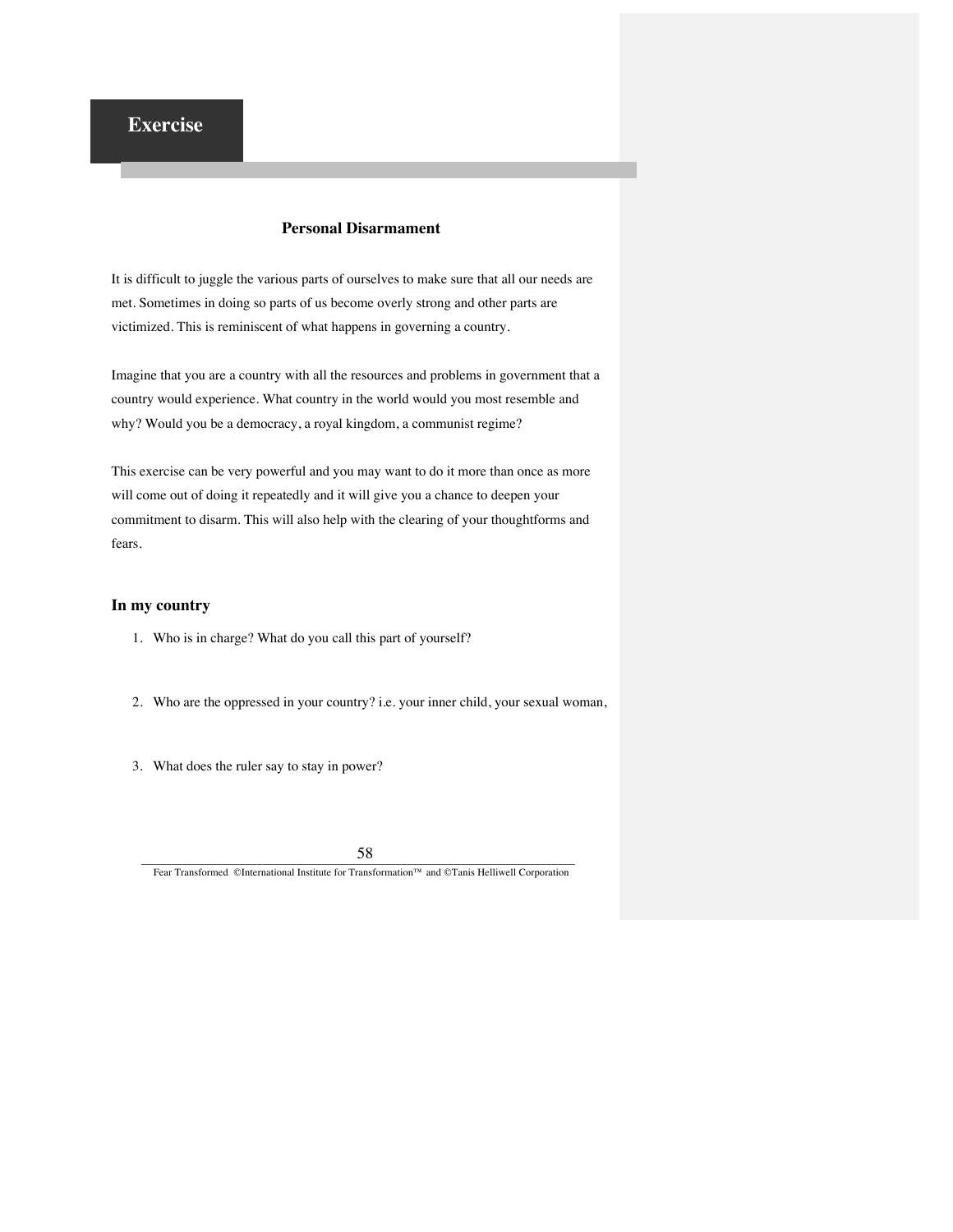## Exercise

### Personal Disarmament

It is difficult to juggle the various parts of ourselves to make sure that all our needs are met. Sometimes in doing so parts of us become overly strong and other parts are victimized. This is reminiscent of what happens in governing a country.

Imagine that you are a country with all the resources and problems in government that a country would experience. What country in the world would you most resemble and why? Would you be a democracy, a royal kingdom, a communist regime?

This exercise can be very powerful and you may want to do it more than once as more will come out of doing it repeatedly and it will give you a chance to deepen your commitment to disarm. This will also help with the clearing of your thoughtforms and fears.

### In my country

1. Who is in charge? What do you call this part of yourself?

2. Who are the oppressed in your country? i.e. your inner child, your sexual woman,

3. What does the ruler say to stay in power?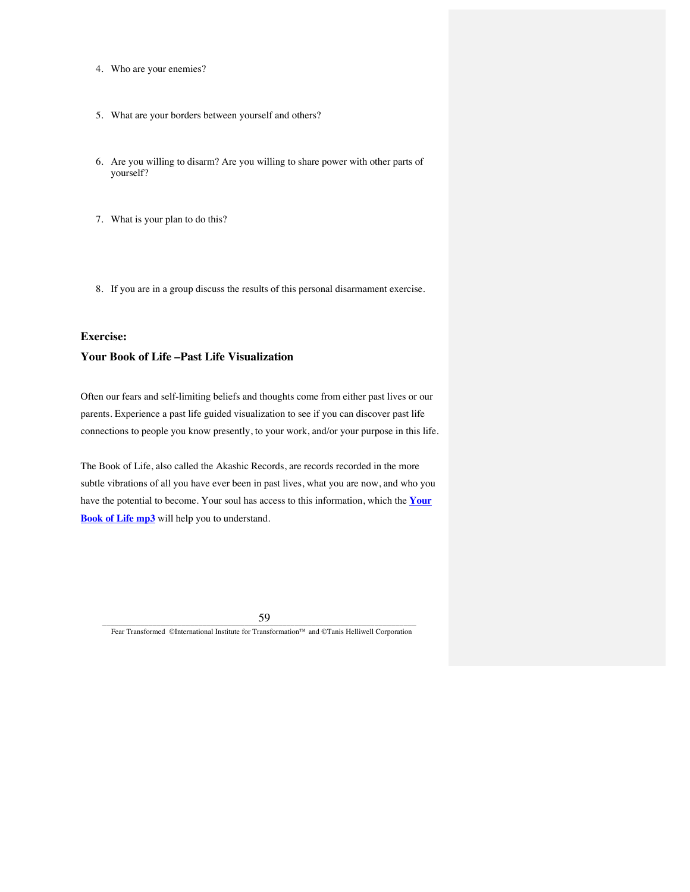4. Who are your enemies?

5. What are your borders between yourself and others?

6. Are you willing to disarm? Are you willing to share power with other parts of yourself?

7. What is your plan to do this?

8. If you are in a group discuss the results of this personal disarmament exercise.

**Exercise:**

**Your Book of Life –Past Life Visualization**

Often our fears and self-limiting beliefs and thoughts come from either past lives or our parents. Experience a past life guided visualization to see if you can discover past life connections to people you know presently, to your work, and/or your purpose in this life.

The Book of Life, also called the Akashic Records, are records recorded in the more subtle vibrations of all you have ever been in past lives, what you are now, and who you have the potential to become. Your soul has access to this information, which the **Your Book of Life mp3** will help you to understand.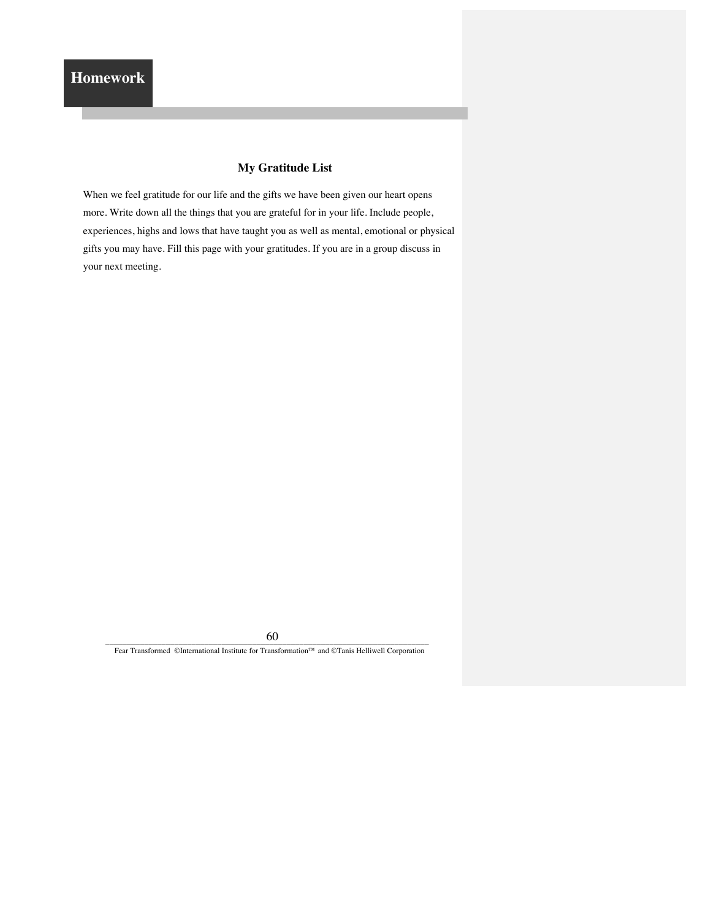**Homework**

### My Gratitude List

When we feel gratitude for our life and the gifts we have been given our heart opens more. Write down all the things that you are grateful for in your life. Include people, experiences, highs and lows that have taught you as well as mental, emotional or physical gifts you may have. Fill this page with your gratitudes. If you are in a group discuss in your next meeting.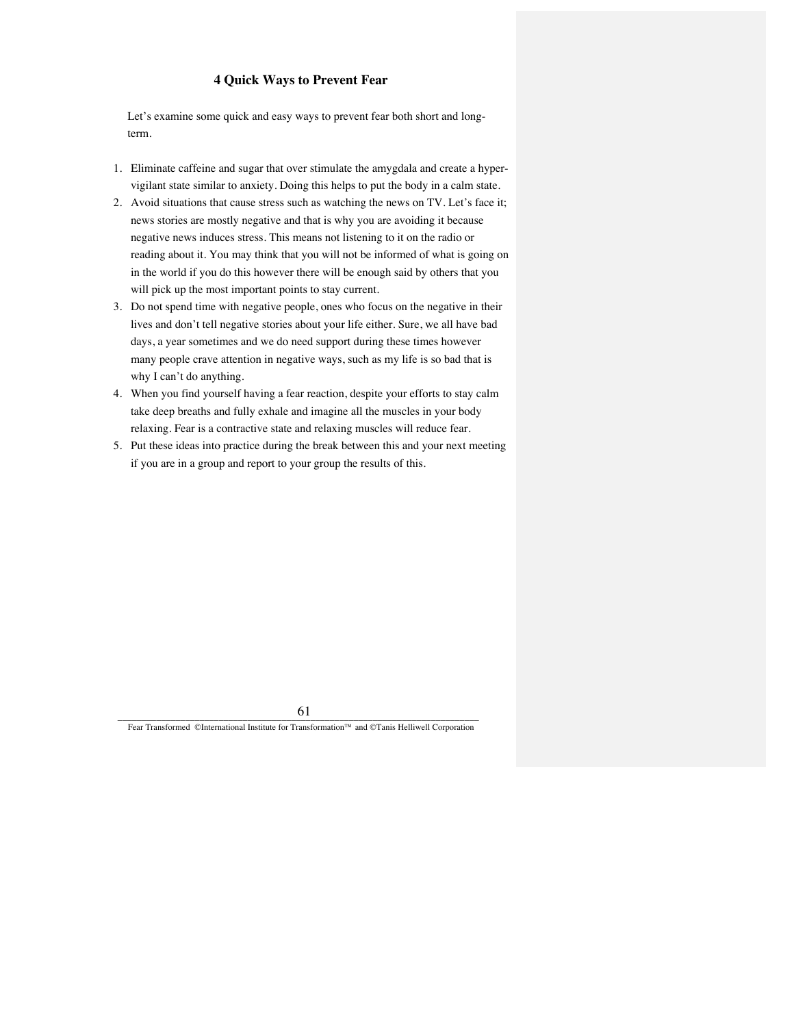### 4 Quick Ways to Prevent Fear

Let's examine some quick and easy ways to prevent fear both short and long-term.

1. Eliminate caffeine and sugar that over stimulate the amygdala and create a hyper-vigilant state similar to anxiety. Doing this helps to put the body in a calm state.
2. Avoid situations that cause stress such as watching the news on TV. Let's face it; news stories are mostly negative and that is why you are avoiding it because negative news induces stress. This means not listening to it on the radio or reading about it. You may think that you will not be informed of what is going on in the world if you do this however there will be enough said by others that you will pick up the most important points to stay current.
3. Do not spend time with negative people, ones who focus on the negative in their lives and don't tell negative stories about your life either. Sure, we all have bad days, a year sometimes and we do need support during these times however many people crave attention in negative ways, such as my life is so bad that is why I can't do anything.
4. When you find yourself having a fear reaction, despite your efforts to stay calm take deep breaths and fully exhale and imagine all the muscles in your body relaxing. Fear is a contractive state and relaxing muscles will reduce fear.
5. Put these ideas into practice during the break between this and your next meeting if you are in a group and report to your group the results of this.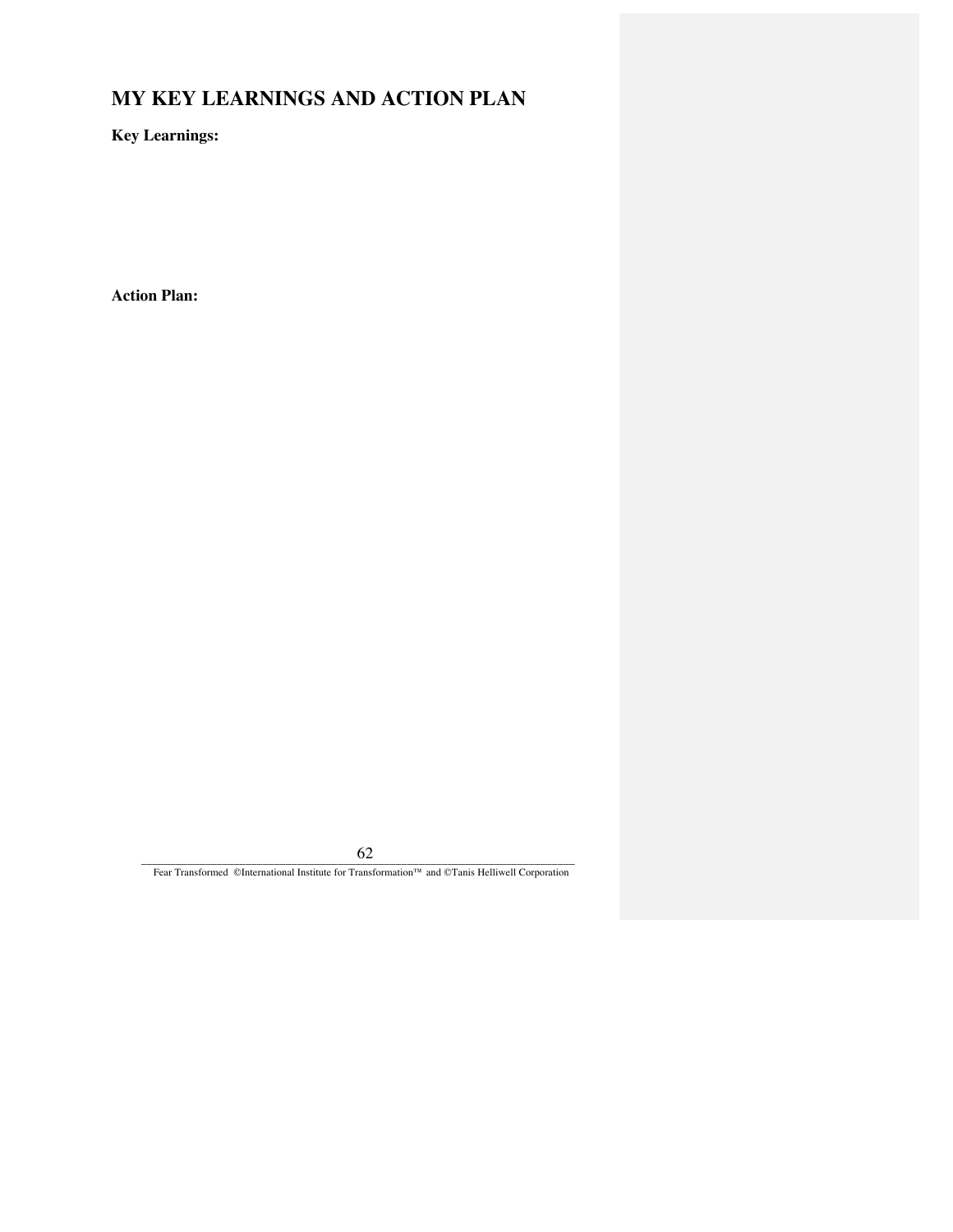## MY KEY LEARNINGS AND ACTION PLAN

**Key Learnings:**

**Action Plan:**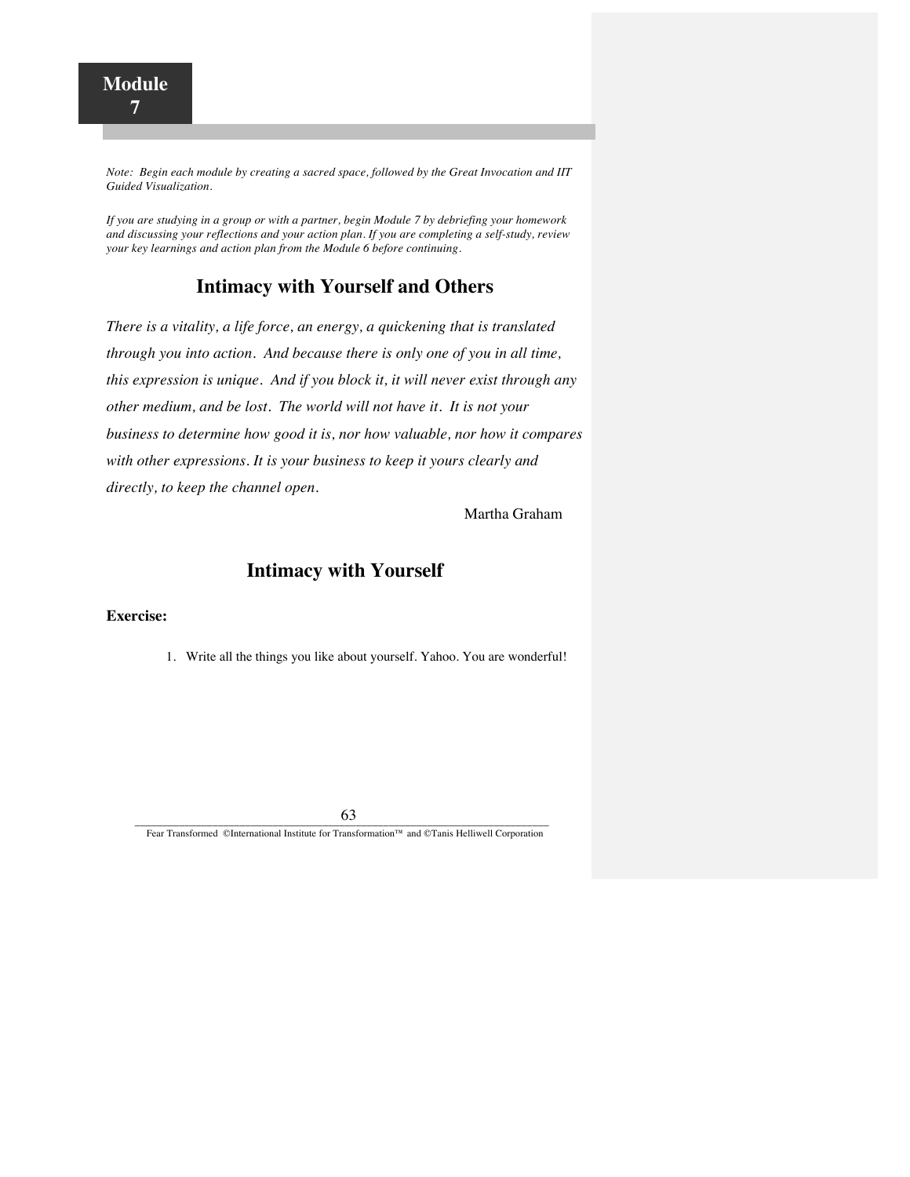# Module 7

*Note: Begin each module by creating a sacred space, followed by the Great Invocation and IIT Guided Visualization.*

*If you are studying in a group or with a partner, begin Module 7 by debriefing your homework and discussing your reflections and your action plan. If you are completing a self-study, review your key learnings and action plan from the Module 6 before continuing.*

## Intimacy with Yourself and Others

*There is a vitality, a life force, an energy, a quickening that is translated through you into action. And because there is only one of you in all time, this expression is unique. And if you block it, it will never exist through any other medium, and be lost. The world will not have it. It is not your business to determine how good it is, nor how valuable, nor how it compares with other expressions. It is your business to keep it yours clearly and directly, to keep the channel open.*

Martha Graham

## Intimacy with Yourself

**Exercise:**

1. Write all the things you like about yourself. Yahoo. You are wonderful!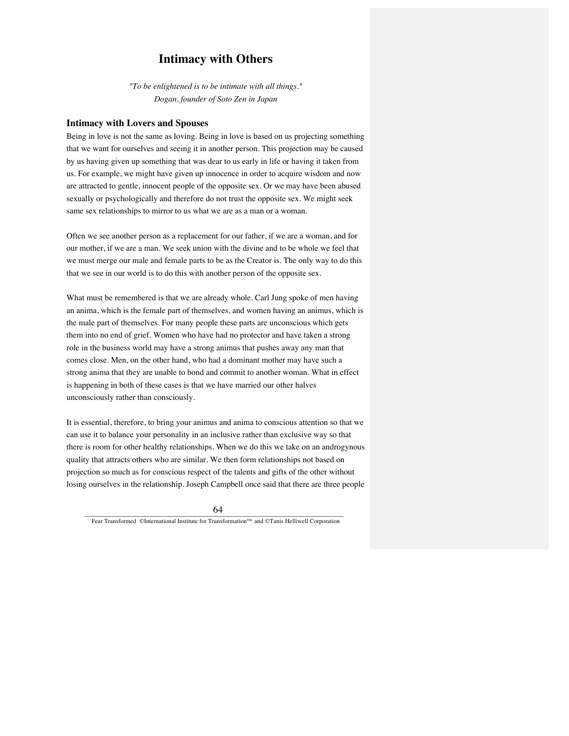# Intimacy with Others

*"To be enlightened is to be intimate with all things."*
*Dogan, founder of Soto Zen in Japan*

## Intimacy with Lovers and Spouses

Being in love is not the same as loving. Being in love is based on us projecting something that we want for ourselves and seeing it in another person. This projection may be caused by us having given up something that was dear to us early in life or having it taken from us. For example, we might have given up innocence in order to acquire wisdom and now are attracted to gentle, innocent people of the opposite sex. Or we may have been abused sexually or psychologically and therefore do not trust the opposite sex. We might seek same sex relationships to mirror to us what we are as a man or a woman.

Often we see another person as a replacement for our father, if we are a woman, and for our mother, if we are a man. We seek union with the divine and to be whole we feel that we must merge our male and female parts to be as the Creator is. The only way to do this that we see in our world is to do this with another person of the opposite sex.

What must be remembered is that we are already whole. Carl Jung spoke of men having an anima, which is the female part of themselves, and women having an animus, which is the male part of themselves. For many people these parts are unconscious which gets them into no end of grief. Women who have had no protector and have taken a strong role in the business world may have a strong animus that pushes away any man that comes close. Men, on the other hand, who had a dominant mother may have such a strong anima that they are unable to bond and commit to another woman. What in effect is happening in both of these cases is that we have married our other halves unconsciously rather than consciously.

It is essential, therefore, to bring your animus and anima to conscious attention so that we can use it to balance your personality in an inclusive rather than exclusive way so that there is room for other healthy relationships. When we do this we take on an androgynous quality that attracts others who are similar. We then form relationships not based on projection so much as for conscious respect of the talents and gifts of the other without losing ourselves in the relationship. Joseph Campbell once said that there are three people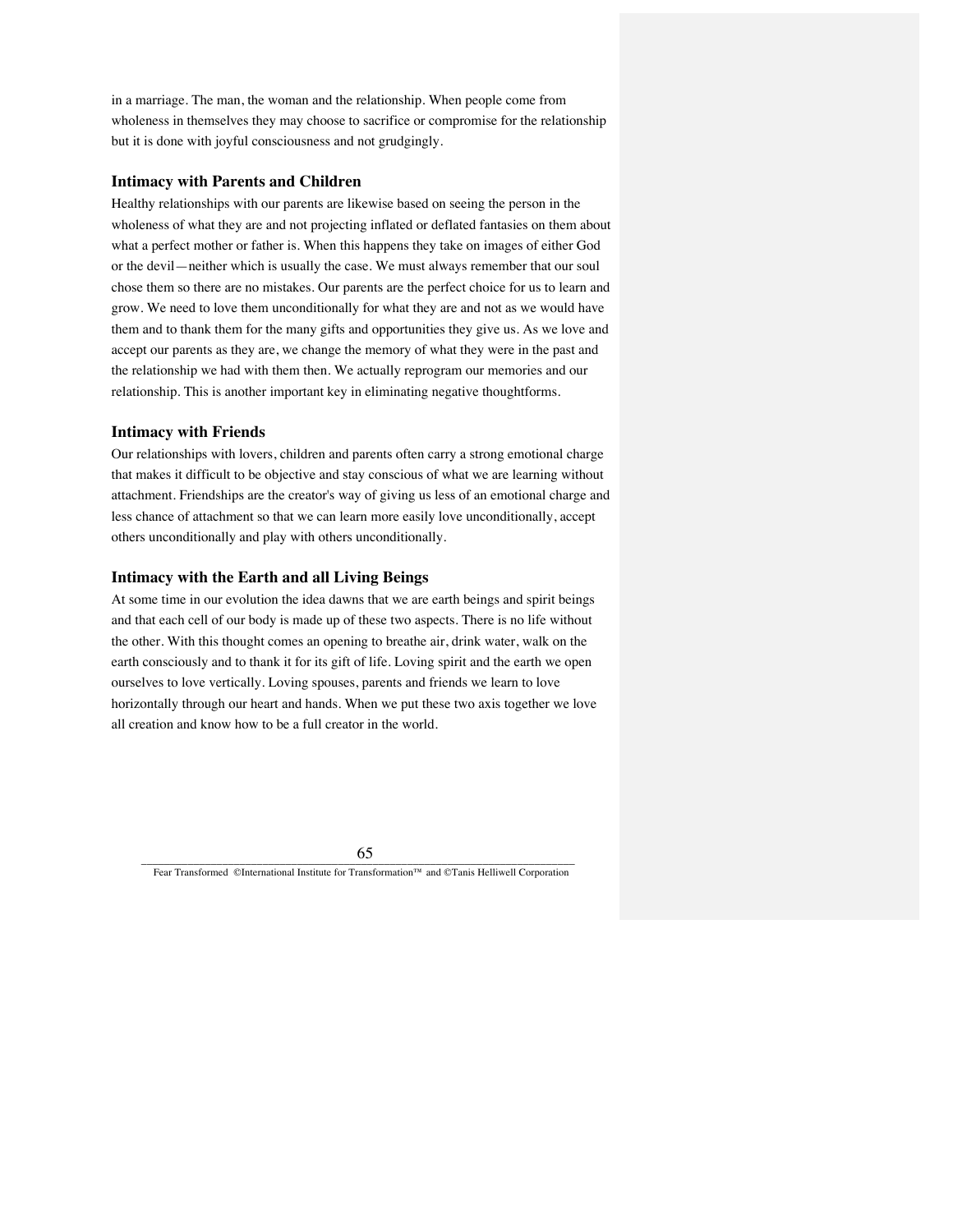in a marriage. The man, the woman and the relationship. When people come from wholeness in themselves they may choose to sacrifice or compromise for the relationship but it is done with joyful consciousness and not grudgingly.

### Intimacy with Parents and Children

Healthy relationships with our parents are likewise based on seeing the person in the wholeness of what they are and not projecting inflated or deflated fantasies on them about what a perfect mother or father is. When this happens they take on images of either God or the devil—neither which is usually the case. We must always remember that our soul chose them so there are no mistakes. Our parents are the perfect choice for us to learn and grow. We need to love them unconditionally for what they are and not as we would have them and to thank them for the many gifts and opportunities they give us. As we love and accept our parents as they are, we change the memory of what they were in the past and the relationship we had with them then. We actually reprogram our memories and our relationship. This is another important key in eliminating negative thoughtforms.

### Intimacy with Friends

Our relationships with lovers, children and parents often carry a strong emotional charge that makes it difficult to be objective and stay conscious of what we are learning without attachment. Friendships are the creator's way of giving us less of an emotional charge and less chance of attachment so that we can learn more easily love unconditionally, accept others unconditionally and play with others unconditionally.

### Intimacy with the Earth and all Living Beings

At some time in our evolution the idea dawns that we are earth beings and spirit beings and that each cell of our body is made up of these two aspects. There is no life without the other. With this thought comes an opening to breathe air, drink water, walk on the earth consciously and to thank it for its gift of life. Loving spirit and the earth we open ourselves to love vertically. Loving spouses, parents and friends we learn to love horizontally through our heart and hands. When we put these two axis together we love all creation and know how to be a full creator in the world.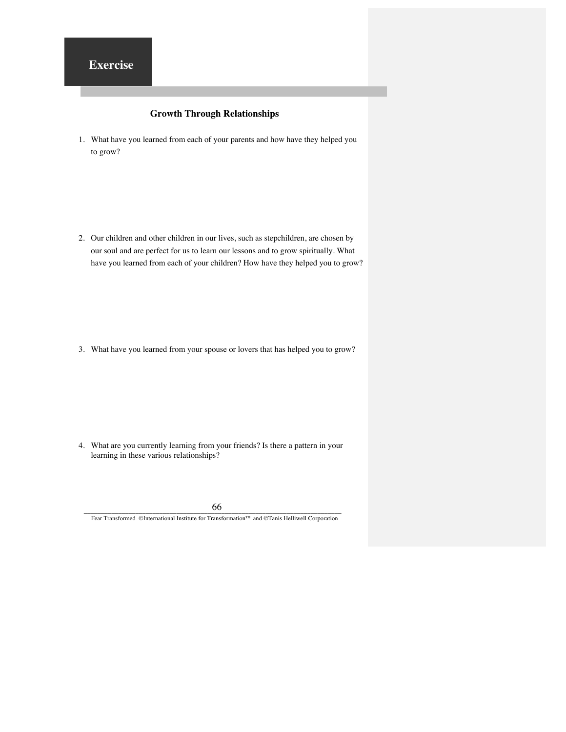## Exercise

### Growth Through Relationships

1. What have you learned from each of your parents and how have they helped you to grow?

2. Our children and other children in our lives, such as stepchildren, are chosen by our soul and are perfect for us to learn our lessons and to grow spiritually. What have you learned from each of your children? How have they helped you to grow?

3. What have you learned from your spouse or lovers that has helped you to grow?

4. What are you currently learning from your friends? Is there a pattern in your learning in these various relationships?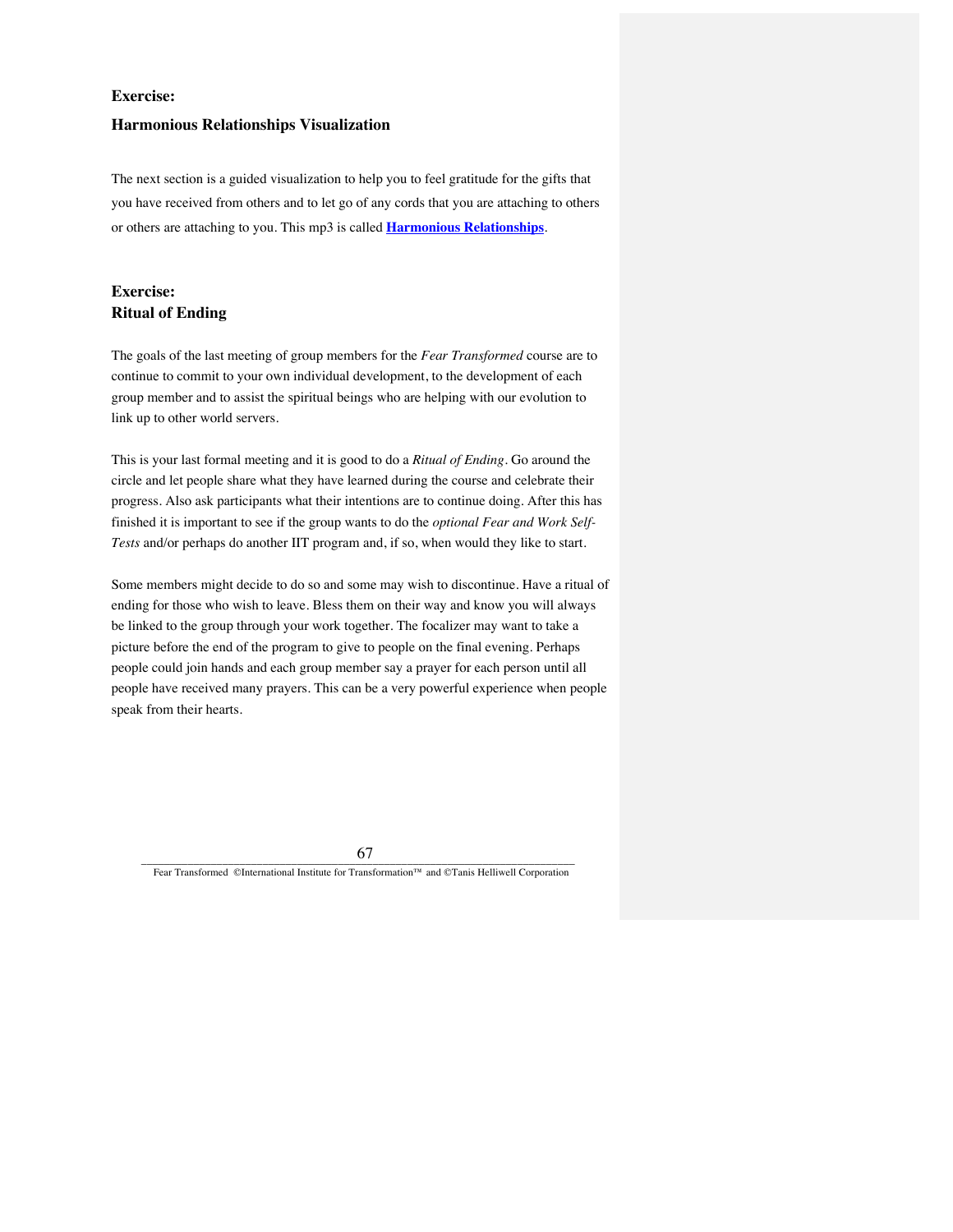### Exercise:

### Harmonious Relationships Visualization

The next section is a guided visualization to help you to feel gratitude for the gifts that you have received from others and to let go of any cords that you are attaching to others or others are attaching to you. This mp3 is called **Harmonious Relationships**.

### Exercise:
### Ritual of Ending

The goals of the last meeting of group members for the *Fear Transformed* course are to continue to commit to your own individual development, to the development of each group member and to assist the spiritual beings who are helping with our evolution to link up to other world servers.

This is your last formal meeting and it is good to do a *Ritual of Ending*. Go around the circle and let people share what they have learned during the course and celebrate their progress. Also ask participants what their intentions are to continue doing. After this has finished it is important to see if the group wants to do the *optional Fear and Work Self-Tests* and/or perhaps do another IIT program and, if so, when would they like to start.

Some members might decide to do so and some may wish to discontinue. Have a ritual of ending for those who wish to leave. Bless them on their way and know you will always be linked to the group through your work together. The focalizer may want to take a picture before the end of the program to give to people on the final evening. Perhaps people could join hands and each group member say a prayer for each person until all people have received many prayers. This can be a very powerful experience when people speak from their hearts.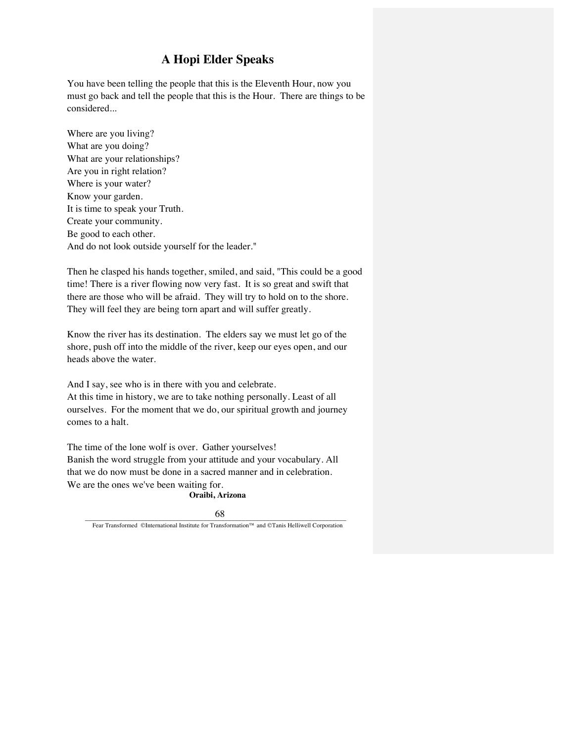# A Hopi Elder Speaks

You have been telling the people that this is the Eleventh Hour, now you must go back and tell the people that this is the Hour. There are things to be considered...

Where are you living?
What are you doing?
What are your relationships?
Are you in right relation?
Where is your water?
Know your garden.
It is time to speak your Truth.
Create your community.
Be good to each other.
And do not look outside yourself for the leader."

Then he clasped his hands together, smiled, and said, "This could be a good time! There is a river flowing now very fast. It is so great and swift that there are those who will be afraid. They will try to hold on to the shore. They will feel they are being torn apart and will suffer greatly.

Know the river has its destination. The elders say we must let go of the shore, push off into the middle of the river, keep our eyes open, and our heads above the water.

And I say, see who is in there with you and celebrate.
At this time in history, we are to take nothing personally. Least of all ourselves. For the moment that we do, our spiritual growth and journey comes to a halt.

The time of the lone wolf is over. Gather yourselves!
Banish the word struggle from your attitude and your vocabulary. All that we do now must be done in a sacred manner and in celebration.
We are the ones we've been waiting for.

**Oraibi, Arizona**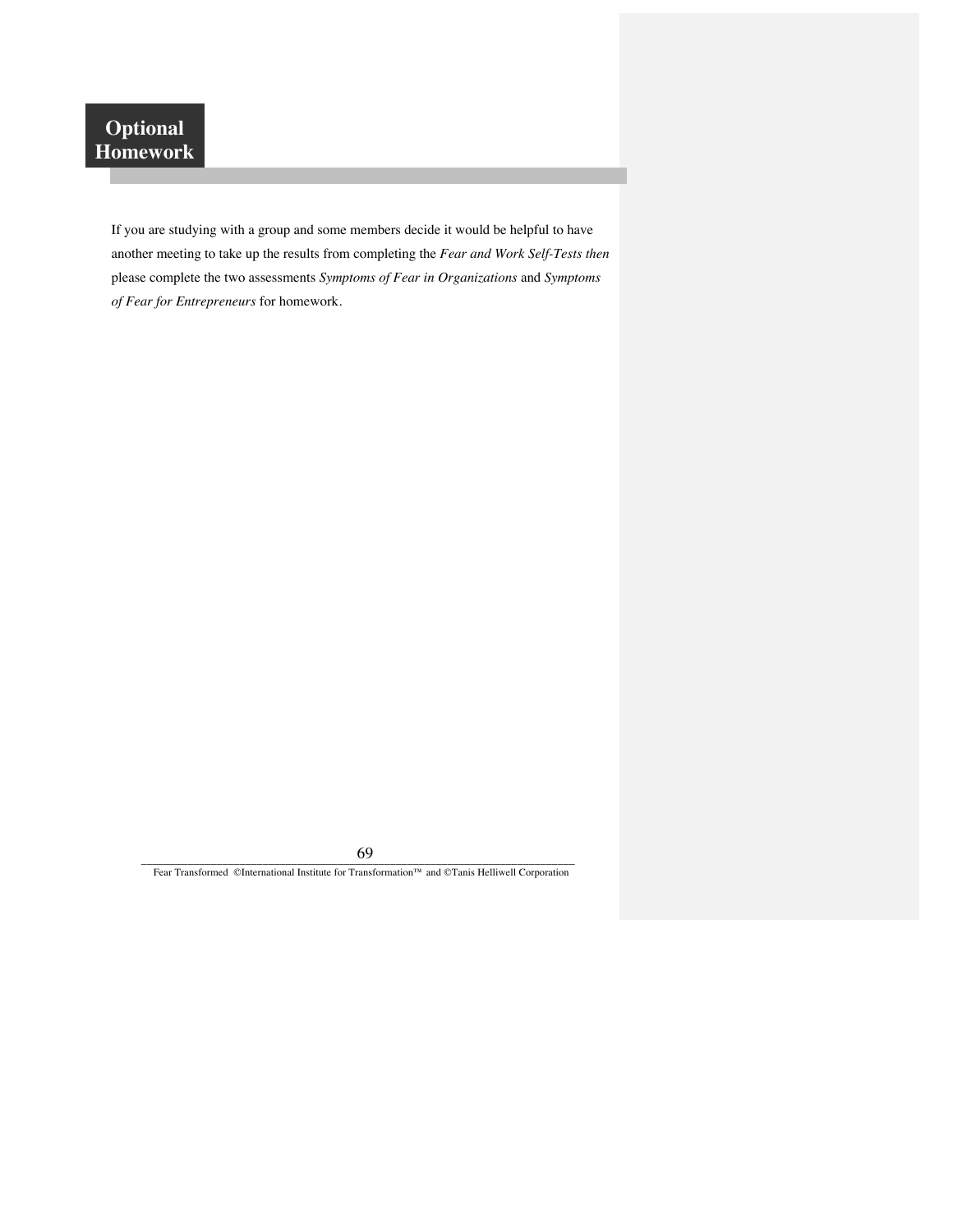# Optional Homework

If you are studying with a group and some members decide it would be helpful to have another meeting to take up the results from completing the *Fear and Work Self-Tests then* please complete the two assessments *Symptoms of Fear in Organizations* and *Symptoms of Fear for Entrepreneurs* for homework.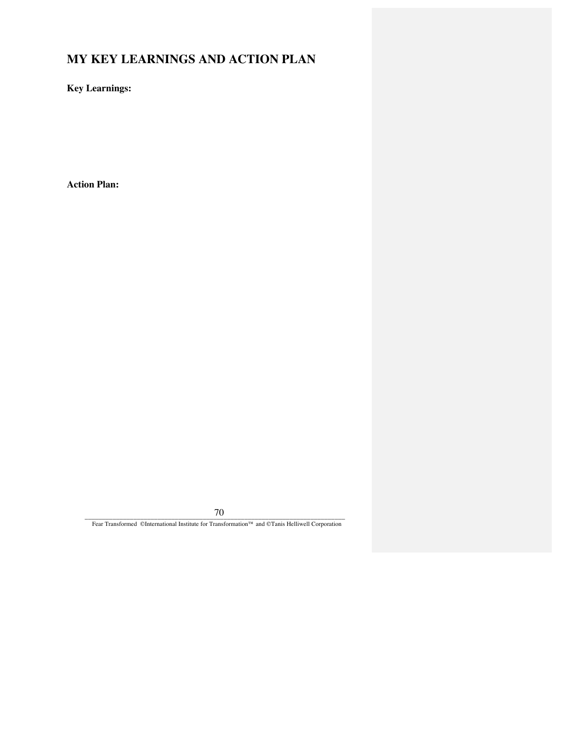# MY KEY LEARNINGS AND ACTION PLAN

**Key Learnings:**

**Action Plan:**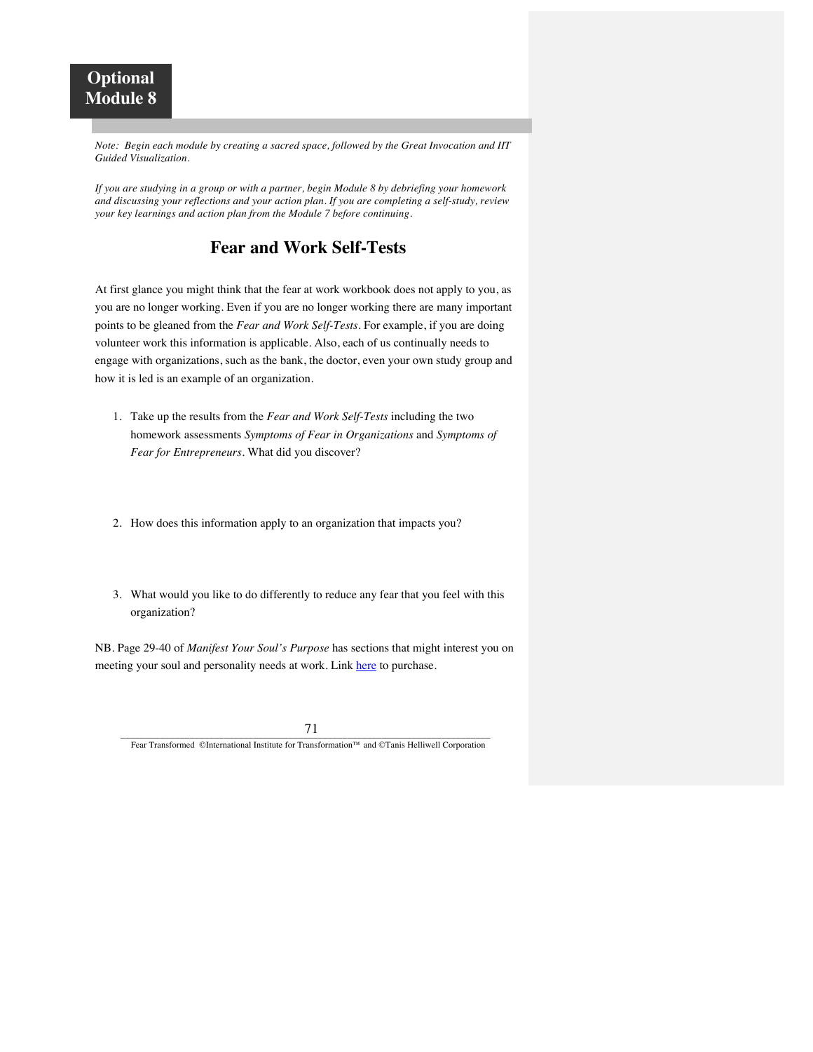# Optional Module 8

*Note: Begin each module by creating a sacred space, followed by the Great Invocation and IIT Guided Visualization.*

*If you are studying in a group or with a partner, begin Module 8 by debriefing your homework and discussing your reflections and your action plan. If you are completing a self-study, review your key learnings and action plan from the Module 7 before continuing.*

## Fear and Work Self-Tests

At first glance you might think that the fear at work workbook does not apply to you, as you are no longer working. Even if you are no longer working there are many important points to be gleaned from the *Fear and Work Self-Tests*. For example, if you are doing volunteer work this information is applicable. Also, each of us continually needs to engage with organizations, such as the bank, the doctor, even your own study group and how it is led is an example of an organization.

1. Take up the results from the *Fear and Work Self-Tests* including the two homework assessments *Symptoms of Fear in Organizations* and *Symptoms of Fear for Entrepreneurs*. What did you discover?

2. How does this information apply to an organization that impacts you?

3. What would you like to do differently to reduce any fear that you feel with this organization?

NB. Page 29-40 of *Manifest Your Soul's Purpose* has sections that might interest you on meeting your soul and personality needs at work. Link here to purchase.

Fear Transformed ©International Institute for Transformation™ and ©Tanis Helliwell Corporation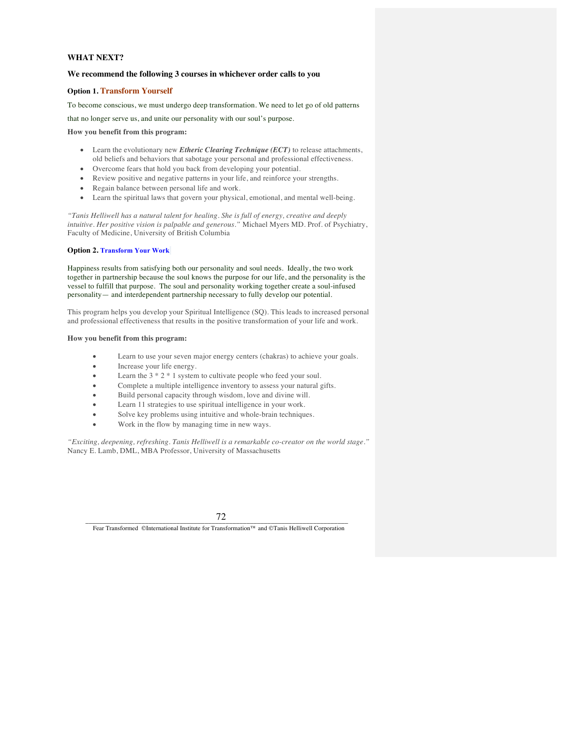**WHAT NEXT?**

**We recommend the following 3 courses in whichever order calls to you**

**Option 1. Transform Yourself**

To become conscious, we must undergo deep transformation. We need to let go of old patterns that no longer serve us, and unite our personality with our soul's purpose.

**How you benefit from this program:**

- Learn the evolutionary new ***Etheric Clearing Technique (ECT)*** to release attachments, old beliefs and behaviors that sabotage your personal and professional effectiveness.
- Overcome fears that hold you back from developing your potential.
- Review positive and negative patterns in your life, and reinforce your strengths.
- Regain balance between personal life and work.
- Learn the spiritual laws that govern your physical, emotional, and mental well-being.

*"Tanis Helliwell has a natural talent for healing. She is full of energy, creative and deeply intuitive. Her positive vision is palpable and generous."* Michael Myers MD. Prof. of Psychiatry, Faculty of Medicine, University of British Columbia

**Option 2. Transform Your Work**

Happiness results from satisfying both our personality and soul needs. Ideally, the two work together in partnership because the soul knows the purpose for our life, and the personality is the vessel to fulfill that purpose. The soul and personality working together create a soul-infused personality— and interdependent partnership necessary to fully develop our potential.

This program helps you develop your Spiritual Intelligence (SQ). This leads to increased personal and professional effectiveness that results in the positive transformation of your life and work.

**How you benefit from this program:**

- Learn to use your seven major energy centers (chakras) to achieve your goals.
- Increase your life energy.
- Learn the 3 * 2 * 1 system to cultivate people who feed your soul.
- Complete a multiple intelligence inventory to assess your natural gifts.
- Build personal capacity through wisdom, love and divine will.
- Learn 11 strategies to use spiritual intelligence in your work.
- Solve key problems using intuitive and whole-brain techniques.
- Work in the flow by managing time in new ways.

*"Exciting, deepening, refreshing. Tanis Helliwell is a remarkable co-creator on the world stage."* Nancy E. Lamb, DML, MBA Professor, University of Massachusetts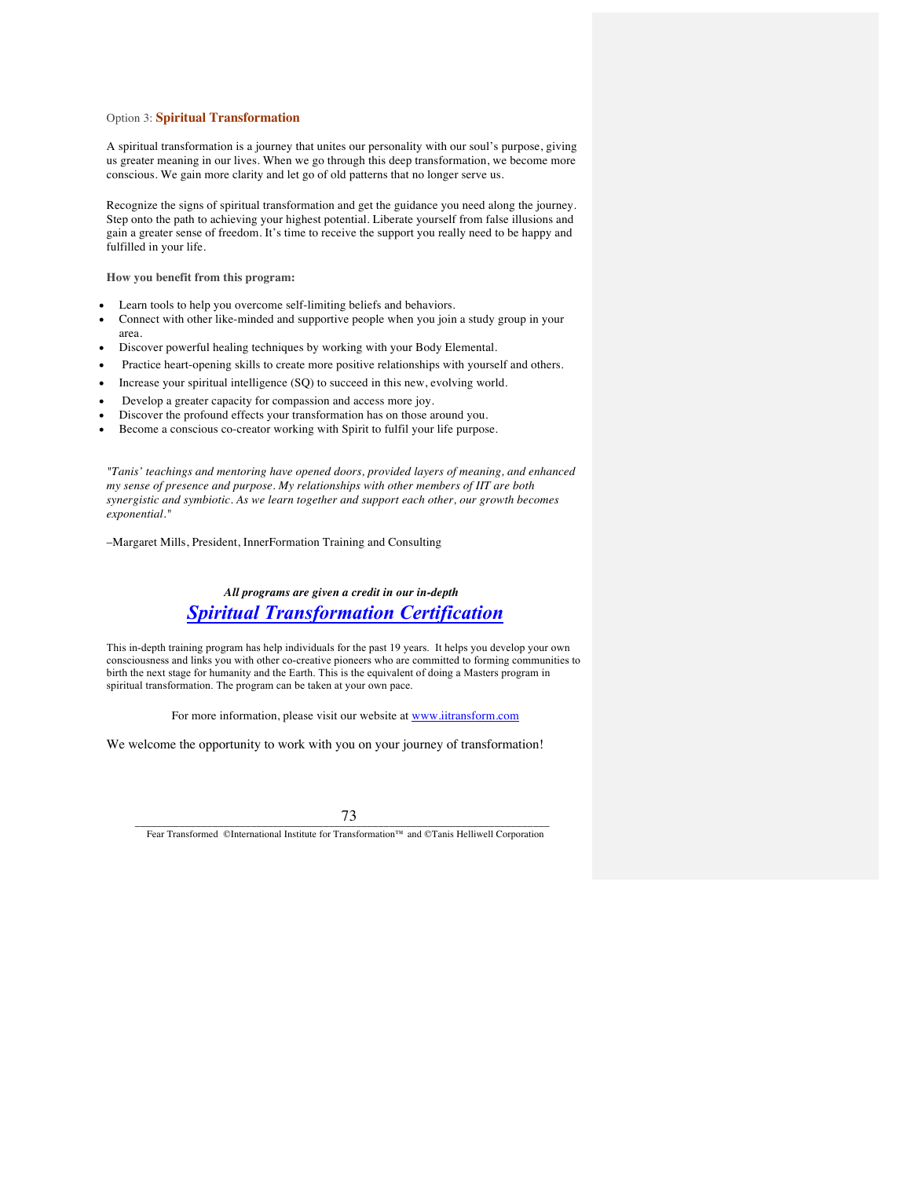Option 3: **Spiritual Transformation**

A spiritual transformation is a journey that unites our personality with our soul's purpose, giving us greater meaning in our lives. When we go through this deep transformation, we become more conscious. We gain more clarity and let go of old patterns that no longer serve us.

Recognize the signs of spiritual transformation and get the guidance you need along the journey. Step onto the path to achieving your highest potential. Liberate yourself from false illusions and gain a greater sense of freedom. It's time to receive the support you really need to be happy and fulfilled in your life.

**How you benefit from this program:**

- Learn tools to help you overcome self-limiting beliefs and behaviors.
- Connect with other like-minded and supportive people when you join a study group in your area.
- Discover powerful healing techniques by working with your Body Elemental.
- Practice heart-opening skills to create more positive relationships with yourself and others.
- Increase your spiritual intelligence (SQ) to succeed in this new, evolving world.
- Develop a greater capacity for compassion and access more joy.
- Discover the profound effects your transformation has on those around you.
- Become a conscious co-creator working with Spirit to fulfil your life purpose.

*"Tanis' teachings and mentoring have opened doors, provided layers of meaning, and enhanced my sense of presence and purpose. My relationships with other members of IIT are both synergistic and symbiotic. As we learn together and support each other, our growth becomes exponential."*

–Margaret Mills, President, InnerFormation Training and Consulting

***All programs are given a credit in our in-depth***

## ***Spiritual Transformation Certification***

This in-depth training program has help individuals for the past 19 years. It helps you develop your own consciousness and links you with other co-creative pioneers who are committed to forming communities to birth the next stage for humanity and the Earth. This is the equivalent of doing a Masters program in spiritual transformation. The program can be taken at your own pace.

For more information, please visit our website at www.iitransform.com

We welcome the opportunity to work with you on your journey of transformation!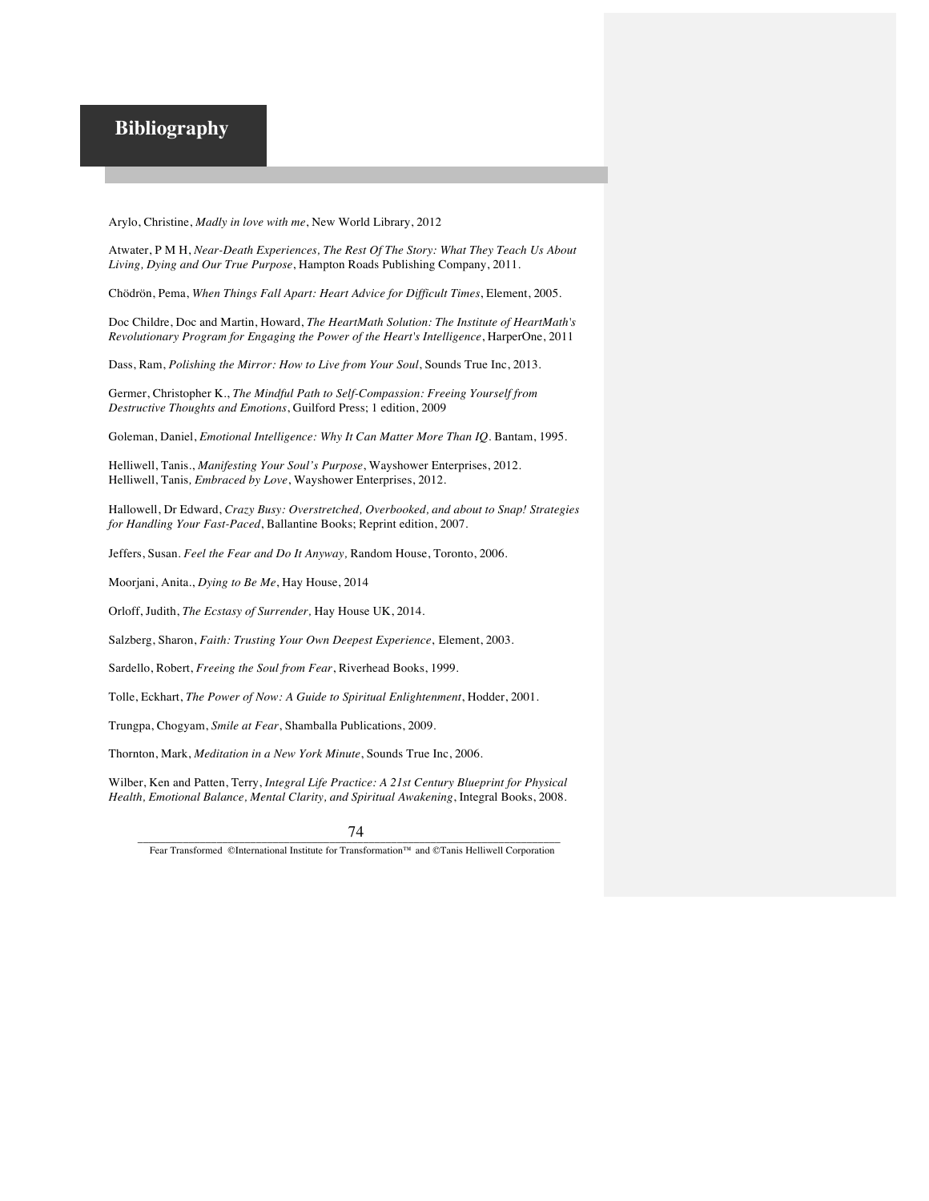# Bibliography

Arylo, Christine, *Madly in love with me*, New World Library, 2012

Atwater, P M H, *Near-Death Experiences, The Rest Of The Story: What They Teach Us About Living, Dying and Our True Purpose*, Hampton Roads Publishing Company, 2011.

Chödrön, Pema, *When Things Fall Apart: Heart Advice for Difficult Times*, Element, 2005.

Doc Childre, Doc and Martin, Howard, *The HeartMath Solution: The Institute of HeartMath's Revolutionary Program for Engaging the Power of the Heart's Intelligence*, HarperOne, 2011

Dass, Ram, *Polishing the Mirror: How to Live from Your Soul*, Sounds True Inc, 2013.

Germer, Christopher K., *The Mindful Path to Self-Compassion: Freeing Yourself from Destructive Thoughts and Emotions*, Guilford Press; 1 edition, 2009

Goleman, Daniel, *Emotional Intelligence: Why It Can Matter More Than IQ*. Bantam, 1995.

Helliwell, Tanis., *Manifesting Your Soul's Purpose*, Wayshower Enterprises, 2012.
Helliwell, Tanis*, Embraced by Love*, Wayshower Enterprises, 2012.

Hallowell, Dr Edward, *Crazy Busy: Overstretched, Overbooked, and about to Snap! Strategies for Handling Your Fast-Paced*, Ballantine Books; Reprint edition, 2007.

Jeffers, Susan. *Feel the Fear and Do It Anyway,* Random House, Toronto, 2006.

Moorjani, Anita., *Dying to Be Me*, Hay House, 2014

Orloff, Judith, *The Ecstasy of Surrender,* Hay House UK, 2014.

Salzberg, Sharon, *Faith: Trusting Your Own Deepest Experience*, Element, 2003.

Sardello, Robert, *Freeing the Soul from Fear*, Riverhead Books, 1999.

Tolle, Eckhart, *The Power of Now: A Guide to Spiritual Enlightenment*, Hodder, 2001.

Trungpa, Chogyam, *Smile at Fear*, Shamballa Publications, 2009.

Thornton, Mark, *Meditation in a New York Minute*, Sounds True Inc, 2006.

Wilber, Ken and Patten, Terry, *Integral Life Practice: A 21st Century Blueprint for Physical Health, Emotional Balance, Mental Clarity, and Spiritual Awakening*, Integral Books, 2008.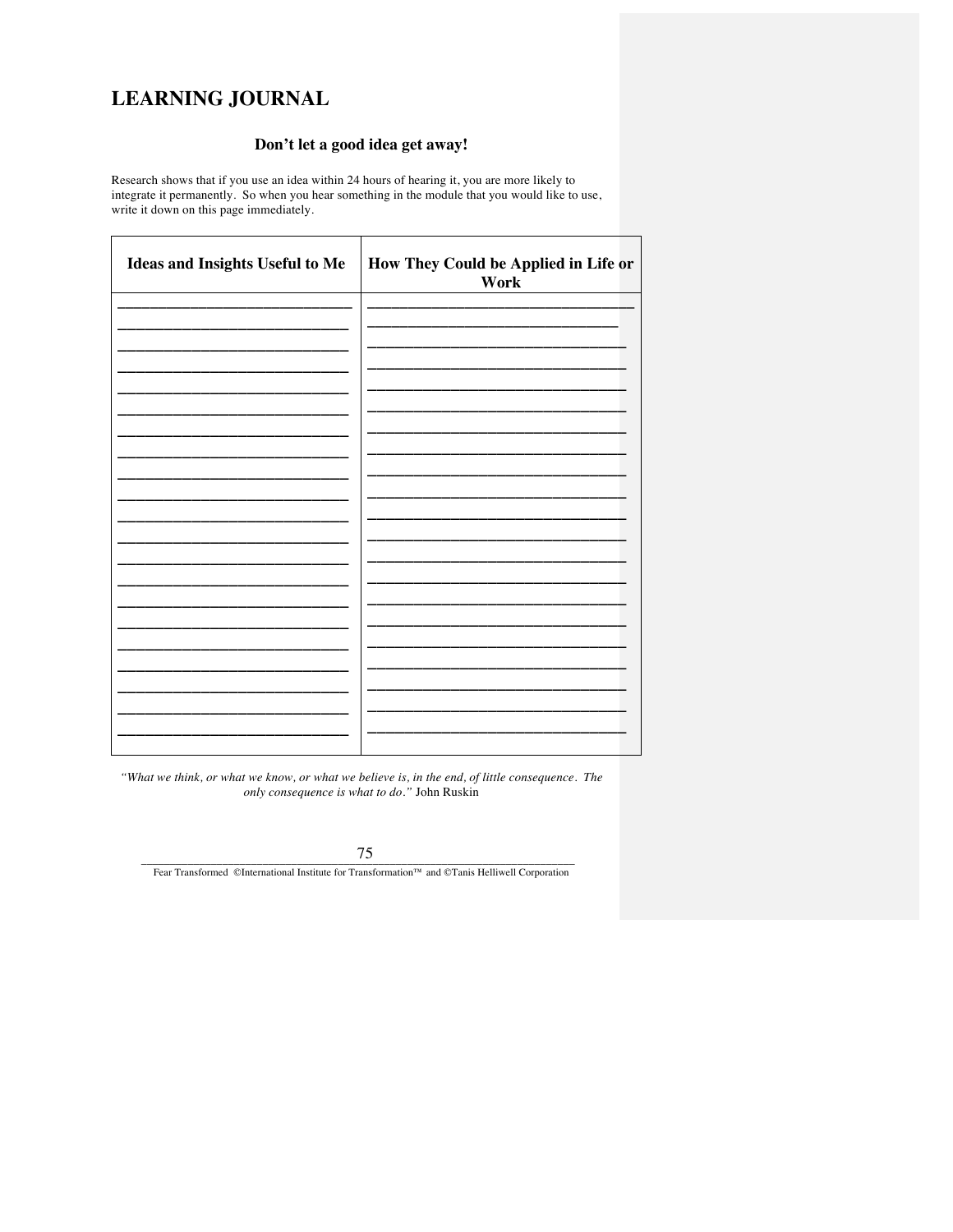# LEARNING JOURNAL

### Don't let a good idea get away!

Research shows that if you use an idea within 24 hours of hearing it, you are more likely to integrate it permanently. So when you hear something in the module that you would like to use, write it down on this page immediately.

| Ideas and Insights Useful to Me | How They Could be Applied in Life or Work |
|---|---|
| | |

*"What we think, or what we know, or what we believe is, in the end, of little consequence. The only consequence is what to do."* John Ruskin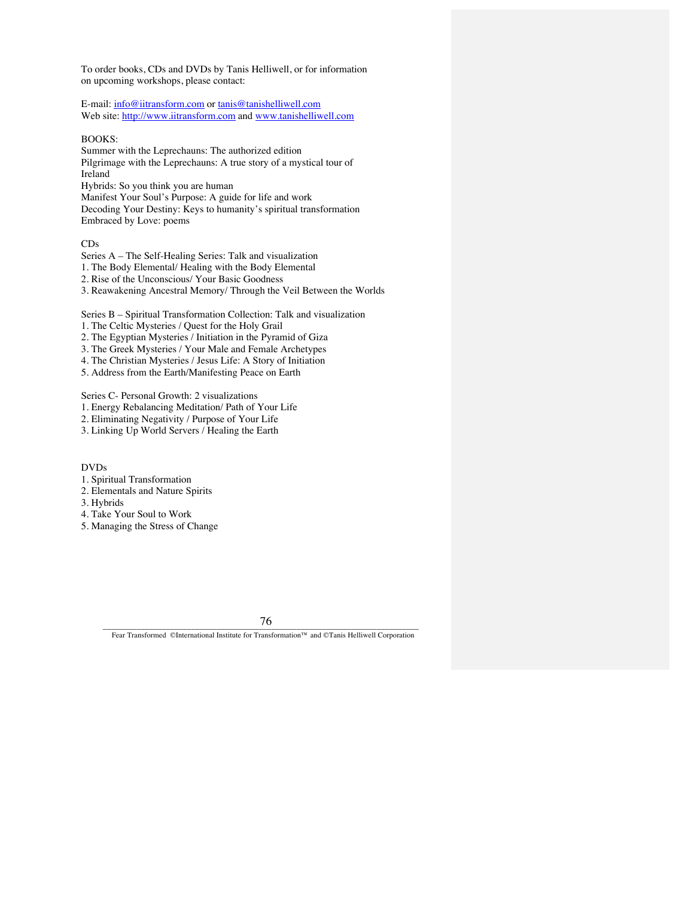To order books, CDs and DVDs by Tanis Helliwell, or for information on upcoming workshops, please contact:

E-mail: info@iitransform.com or tanis@tanishelliwell.com
Web site: http://www.iitransform.com and www.tanishelliwell.com

BOOKS:
Summer with the Leprechauns: The authorized edition
Pilgrimage with the Leprechauns: A true story of a mystical tour of Ireland
Hybrids: So you think you are human
Manifest Your Soul's Purpose: A guide for life and work
Decoding Your Destiny: Keys to humanity's spiritual transformation
Embraced by Love: poems

CDs
Series A – The Self-Healing Series: Talk and visualization
1. The Body Elemental/ Healing with the Body Elemental
2. Rise of the Unconscious/ Your Basic Goodness
3. Reawakening Ancestral Memory/ Through the Veil Between the Worlds

Series B – Spiritual Transformation Collection: Talk and visualization
1. The Celtic Mysteries / Quest for the Holy Grail
2. The Egyptian Mysteries / Initiation in the Pyramid of Giza
3. The Greek Mysteries / Your Male and Female Archetypes
4. The Christian Mysteries / Jesus Life: A Story of Initiation
5. Address from the Earth/Manifesting Peace on Earth

Series C- Personal Growth: 2 visualizations
1. Energy Rebalancing Meditation/ Path of Your Life
2. Eliminating Negativity / Purpose of Your Life
3. Linking Up World Servers / Healing the Earth

DVDs
1. Spiritual Transformation
2. Elementals and Nature Spirits
3. Hybrids
4. Take Your Soul to Work
5. Managing the Stress of Change